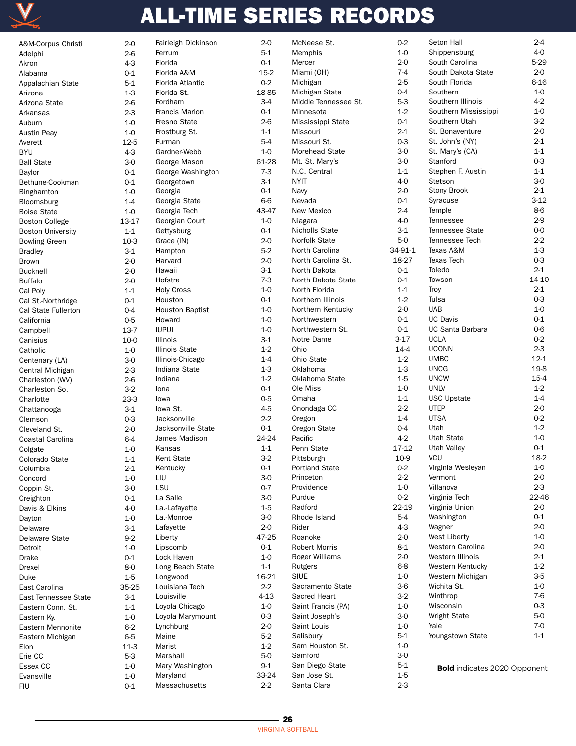# ALL-TIME SERIES RECORDS

| Opponent | Record |
|---|---|
| A&M-Corpus Christi | 2-0 |
| Adelphi | 2-6 |
| Akron | 4-3 |
| Alabama | 0-1 |
| Appalachian State | 5-1 |
| Arizona | 1-3 |
| Arizona State | 2-6 |
| Arkansas | 2-3 |
| Auburn | 1-0 |
| Austin Peay | 1-0 |
| Averett | 12-5 |
| BYU | 4-3 |
| Ball State | 3-0 |
| Baylor | 0-1 |
| Bethune-Cookman | 0-1 |
| Binghamton | 1-0 |
| Bloomsburg | 1-4 |
| Boise State | 1-0 |
| Boston College | 13-17 |
| Boston University | 1-1 |
| Bowling Green | 10-3 |
| Bradley | 3-1 |
| Brown | 2-0 |
| Bucknell | 2-0 |
| Buffalo | 2-0 |
| Cal Poly | 1-1 |
| Cal St.-Northridge | 0-1 |
| Cal State Fullerton | 0-4 |
| California | 0-5 |
| Campbell | 13-7 |
| Canisius | 10-0 |
| Catholic | 1-0 |
| Centenary (LA) | 3-0 |
| Central Michigan | 2-3 |
| Charleston (WV) | 2-6 |
| Charleston So. | 3-2 |
| Charlotte | 23-3 |
| Chattanooga | 3-1 |
| Clemson | 0-3 |
| Cleveland St. | 2-0 |
| Coastal Carolina | 6-4 |
| Colgate | 1-0 |
| Colorado State | 1-1 |
| Columbia | 2-1 |
| Concord | 1-0 |
| Coppin St. | 3-0 |
| Creighton | 0-1 |
| Davis & Elkins | 4-0 |
| Dayton | 1-0 |
| Delaware | 3-1 |
| Delaware State | 9-2 |
| Detroit | 1-0 |
| Drake | 0-1 |
| Drexel | 8-0 |
| Duke | 1-5 |
| East Carolina | 35-25 |
| East Tennessee State | 3-1 |
| Eastern Conn. St. | 1-1 |
| Eastern Ky. | 1-0 |
| Eastern Mennonite | 6-2 |
| Eastern Michigan | 6-5 |
| Elon | 11-3 |
| Erie CC | 5-3 |
| Essex CC | 1-0 |
| Evansville | 1-0 |
| FIU | 0-1 |
| Fairleigh Dickinson | 2-0 |
| Ferrum | 5-1 |
| Florida | 0-1 |
| Florida A&M | 15-2 |
| Florida Atlantic | 0-2 |
| Florida St. | 18-85 |
| Fordham | 3-4 |
| Francis Marion | 0-1 |
| Fresno State | 2-6 |
| Frostburg St. | 1-1 |
| Furman | 5-4 |
| Gardner-Webb | 1-0 |
| George Mason | 61-28 |
| George Washington | 7-3 |
| Georgetown | 3-1 |
| Georgia | 0-1 |
| Georgia State | 6-6 |
| Georgia Tech | 43-47 |
| Georgian Court | 1-0 |
| Gettysburg | 0-1 |
| Grace (IN) | 2-0 |
| Hampton | 5-2 |
| Harvard | 2-0 |
| Hawaii | 3-1 |
| Hofstra | 7-3 |
| Holy Cross | 1-0 |
| Houston | 0-1 |
| Houston Baptist | 1-0 |
| Howard | 1-0 |
| IUPUI | 1-0 |
| Illinois | 3-1 |
| Illinois State | 1-2 |
| Illinois-Chicago | 1-4 |
| Indiana State | 1-3 |
| Indiana | 1-2 |
| Iona | 0-1 |
| Iowa | 0-5 |
| Iowa St. | 4-5 |
| Jacksonville | 2-2 |
| Jacksonville State | 0-1 |
| James Madison | 24-24 |
| Kansas | 1-1 |
| Kent State | 3-2 |
| Kentucky | 0-1 |
| LIU | 3-0 |
| LSU | 0-7 |
| La Salle | 3-0 |
| La.-Lafayette | 1-5 |
| La.-Monroe | 3-0 |
| Lafayette | 2-0 |
| Liberty | 47-25 |
| Lipscomb | 0-1 |
| Lock Haven | 1-0 |
| Long Beach State | 1-1 |
| Longwood | 16-21 |
| Louisiana Tech | 2-2 |
| Louisville | 4-13 |
| Loyola Chicago | 1-0 |
| Loyola Marymount | 0-3 |
| Lynchburg | 2-0 |
| Maine | 5-2 |
| Marist | 1-2 |
| Marshall | 5-0 |
| Mary Washington | 9-1 |
| Maryland | 33-24 |
| Massachusetts | 2-2 |
| McNeese St. | 0-2 |
| Memphis | 1-0 |
| Mercer | 2-0 |
| Miami (OH) | 7-4 |
| Michigan | 2-5 |
| Michigan State | 0-4 |
| Middle Tennessee St. | 5-3 |
| Minnesota | 1-2 |
| Mississippi State | 0-1 |
| Missouri | 2-1 |
| Missouri St. | 0-3 |
| Morehead State | 3-0 |
| Mt. St. Mary's | 3-0 |
| N.C. Central | 1-1 |
| NYIT | 4-0 |
| Navy | 2-0 |
| Nevada | 0-1 |
| New Mexico | 2-4 |
| Niagara | 4-0 |
| Nicholls State | 3-1 |
| Norfolk State | 5-0 |
| North Carolina | 34-91-1 |
| North Carolina St. | 18-27 |
| North Dakota | 0-1 |
| North Dakota State | 0-1 |
| North Florida | 1-1 |
| Northern Illinois | 1-2 |
| Northern Kentucky | 2-0 |
| Northwestern | 0-1 |
| Northwestern St. | 0-1 |
| Notre Dame | 3-17 |
| Ohio | 14-4 |
| Ohio State | 1-2 |
| Oklahoma | 1-3 |
| Oklahoma State | 1-5 |
| Ole Miss | 1-0 |
| Omaha | 1-1 |
| Onondaga CC | 2-2 |
| Oregon | 1-4 |
| Oregon State | 0-4 |
| Pacific | 4-2 |
| Penn State | 17-12 |
| Pittsburgh | 10-9 |
| Portland State | 0-2 |
| Princeton | 2-2 |
| Providence | 1-0 |
| Purdue | 0-2 |
| Radford | 22-19 |
| Rhode Island | 5-4 |
| Rider | 4-3 |
| Roanoke | 2-0 |
| Robert Morris | 8-1 |
| Roger Williams | 2-0 |
| Rutgers | 6-8 |
| SIUE | 1-0 |
| Sacramento State | 3-6 |
| Sacred Heart | 3-2 |
| Saint Francis (PA) | 1-0 |
| Saint Joseph's | 3-0 |
| Saint Louis | 1-0 |
| Salisbury | 5-1 |
| Sam Houston St. | 1-0 |
| Samford | 3-0 |
| San Diego State | 5-1 |
| San Jose St. | 1-5 |
| Santa Clara | 2-3 |
| Seton Hall | 2-4 |
| Shippensburg | 4-0 |
| South Carolina | 5-29 |
| South Dakota State | 2-0 |
| South Florida | 6-16 |
| Southern | 1-0 |
| Southern Illinois | 4-2 |
| Southern Mississippi | 1-0 |
| Southern Utah | 3-2 |
| St. Bonaventure | 2-0 |
| St. John's (NY) | 2-1 |
| St. Mary's (CA) | 1-1 |
| Stanford | 0-3 |
| Stephen F. Austin | 1-1 |
| Stetson | 3-0 |
| Stony Brook | 2-1 |
| Syracuse | 3-12 |
| Temple | 8-6 |
| Tennessee | 2-9 |
| Tennessee State | 0-0 |
| Tennessee Tech | 2-2 |
| Texas A&M | 1-3 |
| Texas Tech | 0-3 |
| Toledo | 2-1 |
| Towson | 14-10 |
| Troy | 2-1 |
| Tulsa | 0-3 |
| UAB | 1-0 |
| UC Davis | 0-1 |
| UC Santa Barbara | 0-6 |
| UCLA | 0-2 |
| UCONN | 2-3 |
| UMBC | 12-1 |
| UNCG | 19-8 |
| UNCW | 15-4 |
| UNLV | 1-2 |
| USC Upstate | 1-4 |
| UTEP | 2-0 |
| UTSA | 0-2 |
| Utah | 1-2 |
| Utah State | 1-0 |
| Utah Valley | 0-1 |
| VCU | 18-2 |
| Virginia Wesleyan | 1-0 |
| Vermont | 2-0 |
| Villanova | 2-3 |
| Virginia Tech | 22-46 |
| Virginia Union | 2-0 |
| Washington | 0-1 |
| Wagner | 2-0 |
| West Liberty | 1-0 |
| Western Carolina | 2-0 |
| Western Illinois | 2-1 |
| Western Kentucky | 1-2 |
| Western Michigan | 3-5 |
| Wichita St. | 1-0 |
| Winthrop | 7-6 |
| Wisconsin | 0-3 |
| Wright State | 5-0 |
| Yale | 7-0 |
| Youngstown State | 1-1 |

**Bold** indicates 2020 Opponent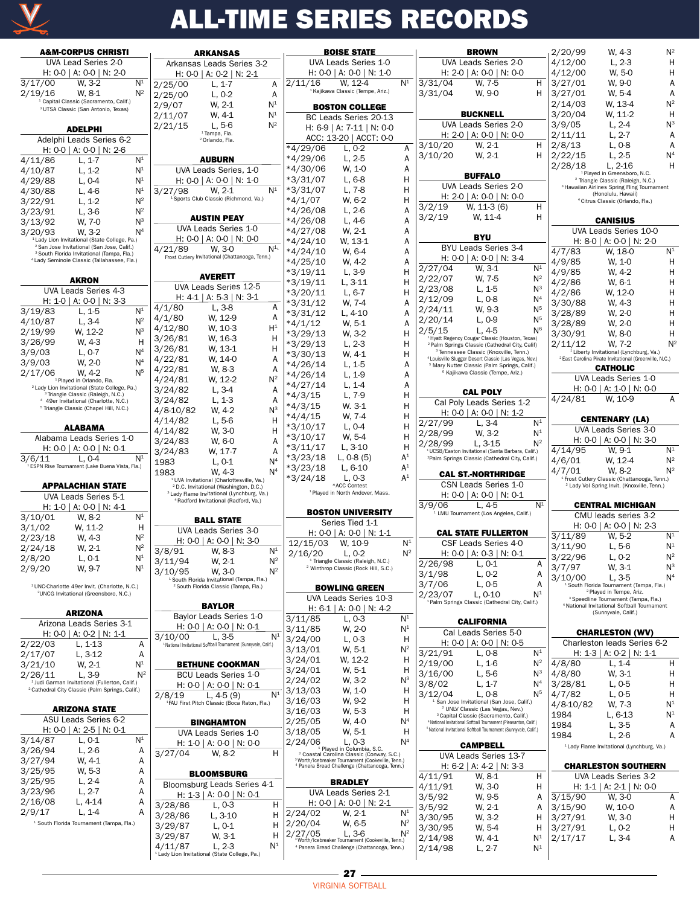# ALL-TIME SERIES RECORDS

### A&M-CORPUS CHRISTI
UVA Lead Series 2-0
H: 0-0 | A: 0-0 | N: 2-0

| Date | Result | Site |
|---|---|---|
| 3/17/00 | W, 3-2 | N[1] |
| 2/19/16 | W, 8-1 | N[2] |

[1] Capital Classic (Sacramento, Calif.)
[2] UTSA Classic (San Antonio, Texas)

### ADELPHI
Adelphi Leads Series 6-2
H: 0-0 | A: 0-0 | N: 2-6

| Date | Result | Site |
|---|---|---|
| 4/11/86 | L, 1-7 | N[1] |
| 4/10/87 | L, 1-2 | N[1] |
| 4/29/88 | L, 0-4 | N[1] |
| 4/30/88 | L, 4-6 | N[1] |
| 3/22/91 | L, 1-2 | N[2] |
| 3/23/91 | L, 3-6 | N[2] |
| 3/13/92 | W, 7-0 | N[3] |
| 3/20/93 | W, 3-2 | N[4] |

[1] Lady Lion Invitational (State College, Pa.)
[2] San Jose Invitational (San Jose, Calif.)
[3] South Florida Invitational (Tampa, Fla.)
[4] Lady Seminole Classic (Tallahassee, Fla.)

### AKRON
UVA Leads Series 4-3
H: 1-0 | A: 0-0 | N: 3-3

| Date | Result | Site |
|---|---|---|
| 3/19/83 | L, 1-5 | N[1] |
| 4/10/87 | L, 3-4 | N[2] |
| 2/19/99 | W, 12-2 | N[3] |
| 3/26/99 | W, 4-3 | H |
| 3/9/03 | L, 0-7 | N[4] |
| 3/9/03 | W, 2-0 | N[4] |
| 2/17/06 | W, 4-2 | N[5] |

[1] Played in Orlando, Fla.
[2] Lady Lion Invitational (State College, Pa.)
[3] Triangle Classic (Raleigh, N.C.)
[4] 49er Invitational (Charlotte, N.C.)
[5] Triangle Classic (Chapel Hill, N.C.)

### ALABAMA
Alabama Leads Series 1-0
H: 0-0 | A: 0-0 | N: 0-1

| Date | Result | Site |
|---|---|---|
| 3/6/11 | L, 0-4 | N[1] |

[1] ESPN Rise Tournament (Lake Buena Vista, Fla.)

### APPALACHIAN STATE
UVA Leads Series 5-1
H: 1-0 | A: 0-0 | N: 4-1

| Date | Result | Site |
|---|---|---|
| 3/10/01 | W, 8-2 | N[1] |
| 3/1/02 | W, 11-2 | H |
| 2/23/18 | W, 4-3 | N[2] |
| 2/24/18 | W, 2-1 | N[2] |
| 2/8/20 | L, 0-1 | N[1] |
| 2/9/20 | W, 9-7 | N[1] |

[1] UNC-Charlotte 49er Invit. (Charlotte, N.C.)
[2] UNCG Invitational (Greensboro, N.C.)

### ARIZONA
Arizona Leads Series 3-1
H: 0-0 | A: 0-2 | N: 1-1

| Date | Result | Site |
|---|---|---|
| 2/22/03 | L, 1-13 | A |
| 2/17/07 | L, 3-12 | A |
| 3/21/10 | W, 2-1 | N[1] |
| 2/26/11 | L, 3-9 | N[2] |

[1] Judi Garman Invitational (Fullerton, Calif.)
[2] Cathedral City Classic (Palm Springs, Calif.)

### ARIZONA STATE
ASU Leads Series 6-2
H: 0-0 | A: 2-5 | N: 0-1

| Date | Result | Site |
|---|---|---|
| 3/14/87 | L, 0-1 | N[1] |
| 3/26/94 | L, 2-6 | A |
| 3/27/94 | W, 4-1 | A |
| 3/25/95 | W, 5-3 | A |
| 3/25/95 | L, 2-4 | A |
| 3/23/96 | L, 2-7 | A |
| 2/16/08 | L, 4-14 | A |
| 2/9/17 | L, 1-4 | A |

[1] South Florida Tournament (Tampa, Fla.)

### ARKANSAS
Arkansas Leads Series 3-2
H: 0-0 | A: 0-2 | N: 2-1

| Date | Result | Site |
|---|---|---|
| 2/25/00 | L, 1-7 | A |
| 2/25/00 | L, 0-2 | A |
| 2/9/07 | W, 2-1 | N[1] |
| 2/11/07 | W, 4-1 | N[1] |
| 2/21/15 | L, 5-6 | N[2] |

[1] Tampa, Fla.
[2] Orlando, Fla.

### AUBURN
UVA Leads Series, 1-0
H: 0-0 | A: 0-0 | N: 1-0

| Date | Result | Site |
|---|---|---|
| 3/27/98 | W, 2-1 | N[1] |

[1] Sports Club Classic (Richmond, Va.)

### AUSTIN PEAY
UVA Leads Series 1-0
H: 0-0 | A: 0-0 | N: 0-0

| Date | Result | Site |
|---|---|---|
| 4/21/89 | W, 3-0 | N[1] |

Frost Cutlery Invitational (Chattanooga, Tenn.)

### AVERETT
UVA Leads Series 12-5
H: 4-1 | A: 5-3 | N: 3-1

| Date | Result | Site |
|---|---|---|
| 4/1/80 | L, 3-8 | A |
| 4/1/80 | W, 12-9 | A |
| 4/12/80 | W, 10-3 | H[1] |
| 3/26/81 | W, 16-3 | H |
| 3/26/81 | W, 13-1 | H |
| 4/22/81 | W, 14-0 | A |
| 4/22/81 | W, 8-3 | A |
| 4/24/81 | W, 12-2 | N[2] |
| 3/24/82 | L, 3-4 | A |
| 3/24/82 | L, 1-3 | A |
| 4/8-10/82 | W, 4-2 | N[3] |
| 4/14/82 | L, 5-6 | H |
| 4/14/82 | W, 3-0 | H |
| 3/24/83 | W, 6-0 | A |
| 3/24/83 | W, 17-7 | A |
| 1983 | L, 0-1 | N[4] |
| 1983 | W, 4-3 | N[4] |

[1] UVA Invitational (Charlottesville, Va.)
[2] D.C. Invitational (Washington, D.C.)
[3] Lady Flame Invitational (Lynchburg, Va.)
[4] Radford Invitational (Radford, Va.)

### BALL STATE
UVA Leads Series 3-0
H: 0-0 | A: 0-0 | N: 3-0

| Date | Result | Site |
|---|---|---|
| 3/8/91 | W, 8-3 | N[1] |
| 3/11/94 | W, 2-1 | N[2] |
| 3/10/95 | W, 3-0 | N[2] |

[1] South Florida Invitational (Tampa, Fla.)
[2] South Florida Classic (Tampa, Fla.)

### BAYLOR
Baylor Leads Series 1-0
H: 0-0 | A: 0-0 | N: 0-1

| Date | Result | Site |
|---|---|---|
| 3/10/00 | L, 3-5 | N[1] |

[1] National Invitational Softball Tournament (Sunnyvale, Calif.)

### BETHUNE COOKMAN
BCU Leads Series 1-0
H: 0-0 | A: 0-0 | N: 0-1

| Date | Result | Site |
|---|---|---|
| 2/8/19 | L, 4-5 (9) | N[1] |

[1] FAU First Pitch Classic (Boca Raton, Fla.)

### BINGHAMTON
UVA Leads Series 1-0
H: 1-0 | A: 0-0 | N: 0-0

| Date | Result | Site |
|---|---|---|
| 3/27/04 | W, 8-2 | H |

### BLOOMSBURG
Bloomsburg Leads Series 4-1
H: 1-3 | A: 0-0 | N: 0-1

| Date | Result | Site |
|---|---|---|
| 3/28/86 | L, 0-3 | H |
| 3/28/86 | L, 3-10 | H |
| 3/29/87 | L, 0-1 | H |
| 3/29/87 | W, 3-1 | H |
| 4/11/87 | L, 2-3 | N[1] |

[1] Lady Lion Invitational (State College, Pa.)

### BOISE STATE
UVA Leads Series 1-0
H: 0-0 | A: 0-0 | N: 1-0

| Date | Result | Site |
|---|---|---|
| 2/11/16 | W, 12-4 | N[1] |

[1] Kajikawa Classic (Tempe, Ariz.)

### BOSTON COLLEGE
BC Leads Series 20-13
H: 6-9 | A: 7-11 | N: 0-0
ACC: 13-20 | ACCT: 0-0

| Date | Result | Site |
|---|---|---|
| *4/29/06 | L, 0-2 | A |
| *4/29/06 | L, 2-5 | A |
| *4/30/06 | W, 1-0 | A |
| *3/31/07 | L, 6-8 | H |
| *3/31/07 | L, 7-8 | H |
| *4/1/07 | W, 6-2 | H |
| *4/26/08 | L, 2-6 | A |
| *4/26/08 | L, 4-6 | A |
| *4/27/08 | W, 2-1 | A |
| *4/24/10 | W, 13-1 | A |
| *4/24/10 | W, 6-4 | A |
| *4/25/10 | W, 4-2 | A |
| *3/19/11 | L, 3-9 | H |
| *3/19/11 | L, 3-11 | H |
| *3/20/11 | L, 6-7 | H |
| *3/31/12 | W, 7-4 | A |
| *3/31/12 | L, 4-10 | A |
| *4/1/12 | W, 5-1 | A |
| *3/29/13 | W, 3-2 | H |
| *3/29/13 | L, 2-3 | H |
| *3/30/13 | W, 4-1 | H |
| *4/26/14 | L, 1-5 | A |
| *4/26/14 | L, 1-9 | A |
| *4/27/14 | L, 1-4 | A |
| *4/3/15 | L, 7-9 | H |
| *4/3/15 | W, 3-1 | H |
| *4/4/15 | W, 7-4 | H |
| *3/10/17 | L, 0-4 | H |
| *3/10/17 | W, 5-4 | H |
| *3/11/17 | L, 3-10 | H |
| *3/23/18 | L, 0-8 (5) | A[1] |
| *3/23/18 | L, 6-10 | A[1] |
| *3/24/18 | L, 0-3 | A[1] |

*ACC Contest
[1] Played in North Andover, Mass.

### BOSTON UNIVERSITY
Series Tied 1-1
H: 0-0 | A: 0-0 | N: 1-1

| Date | Result | Site |
|---|---|---|
| 12/15/03 | W, 10-9 | N[1] |
| 2/16/20 | L, 0-2 | N[2] |

[1] Triangle Classic (Raleigh, N.C.)
[2] Winthrop Classic (Rock Hill, S.C.)

### BOWLING GREEN
UVA Leads Series 10-3
H: 6-1 | A: 0-0 | N: 4-2

| Date | Result | Site |
|---|---|---|
| 3/11/85 | L, 0-3 | N[1] |
| 3/11/85 | W, 2-0 | N[1] |
| 3/24/00 | L, 0-3 | H |
| 3/13/01 | W, 5-1 | N[2] |
| 3/24/01 | W, 12-2 | H |
| 3/24/01 | W, 5-1 | H |
| 2/24/02 | W, 3-2 | N[3] |
| 3/13/03 | W, 1-0 | H |
| 3/16/03 | W, 9-2 | H |
| 3/16/03 | W, 5-3 | H |
| 2/25/05 | W, 4-0 | N[4] |
| 3/18/05 | W, 5-1 | H |
| 2/24/06 | L, 0-3 | N[4] |

[1] Played in Columbia, S.C.
[2] Coastal Carolina Classic (Conway, S.C.)
[3] Worth/Icebreaker Tournament (Cookeville, Tenn.)
[4] Panera Bread Challenge (Chattanooga, Tenn.)

### BRADLEY
UVA Leads Series 2-1
H: 0-0 | A: 0-0 | N: 2-1

| Date | Result | Site |
|---|---|---|
| 2/24/02 | W, 2-1 | N[1] |
| 2/20/04 | W, 6-5 | N[2] |
| 2/27/05 | L, 3-6 | N[2] |

[1] Worth/Icebreaker Tournament (Cookeville, Tenn.)
[2] Panera Bread Challenge (Chattanooga, Tenn.)

### BROWN
UVA Leads Series 2-0
H: 2-0 | A: 0-0 | N: 0-0

| Date | Result | Site |
|---|---|---|
| 3/31/04 | W, 7-5 | H |
| 3/31/04 | W, 9-0 | H |

### BUCKNELL
UVA Leads Series 2-0
H: 2-0 | A: 0-0 | N: 0-0

| Date | Result | Site |
|---|---|---|
| 3/10/20 | W, 2-1 | H |
| 3/10/20 | W, 2-1 | H |

### BUFFALO
UVA Leads Series 2-0
H: 2-0 | A: 0-0 | N: 0-0

| Date | Result | Site |
|---|---|---|
| 3/2/19 | W, 11-3 (6) | H |
| 3/2/19 | W, 11-4 | H |

### BYU
BYU Leads Series 3-4
H: 0-0 | A: 0-0 | N: 3-4

| Date | Result | Site |
|---|---|---|
| 2/27/04 | W, 3-1 | N[1] |
| 2/22/07 | W, 7-5 | N[2] |
| 2/23/08 | L, 1-5 | N[3] |
| 2/12/09 | L, 0-8 | N[4] |
| 2/24/11 | W, 9-3 | N[5] |
| 2/20/14 | L, 0-9 | N[5] |
| 2/5/15 | L, 4-5 | N[6] |

[1] Hyatt Regency Cougar Classic (Houston, Texas)
[2] Palm Springs Classic (Cathedral City, Calif)
[3] Tennessee Classic (Knoxville, Tenn.)
[4] Louisville Slugger Desert Classic (Las Vegas, Nev.)
[5] Mary Nutter Classic (Palm Springs, Calif.)
[6] Kajikawa Classic (Tempe, Ariz.)

### CAL POLY
Cal Poly Leads Series 1-2
H: 0-0 | A: 0-0 | N: 1-2

| Date | Result | Site |
|---|---|---|
| 2/27/99 | L, 3-4 | N[1] |
| 2/28/99 | W, 3-2 | N[1] |
| 2/28/99 | L, 3-15 | N[2] |

[1] UCSB/Easton Invitational (Santa Barbara, Calif.)
[2] Palm Springs Classic (Cathedral City, Calif.)

### CAL ST.-NORTHRIDGE
CSN Leads Series 1-0
H: 0-0 | A: 0-0 | N: 0-1

| Date | Result | Site |
|---|---|---|
| 3/9/06 | L, 4-5 | N[1] |

[1] LMU Tournament (Los Angeles, Calif.)

### CAL STATE FULLERTON
CSF Leads Series 4-0
H: 0-0 | A: 0-3 | N: 0-1

| Date | Result | Site |
|---|---|---|
| 2/26/98 | L, 0-1 | A |
| 3/1/98 | L, 0-2 | A |
| 3/7/06 | L, 0-5 | A |
| 2/23/07 | L, 0-10 | N[1] |

[1] Palm Springs Classic (Cathedral City, Calif.)

### CALIFORNIA
Cal Leads Series 5-0
H: 0-0 | A: 0-0 | N: 0-5

| Date | Result | Site |
|---|---|---|
| 3/21/91 | L, 0-8 | N[1] |
| 2/19/00 | L, 1-6 | N[2] |
| 3/16/00 | L, 5-6 | N[3] |
| 3/8/02 | L, 1-7 | N[4] |
| 3/12/04 | L, 0-8 | N[5] |

[1] San Jose Invitational (San Jose, Calif.)
[2] UNLV Classic (Las Vegas, Nev.)
[3] Capital Classic (Sacramento, Calif.)
[4] National Invitational Softball Tournament (Pleasanton, Calif.)
[5] National Invitational Softball Tournament (Sunnyvale, Calif.)

### CAMPBELL
UVA Leads Series 13-7
H: 6-2 | A: 4-2 | N: 3-3

| Date | Result | Site |
|---|---|---|
| 4/11/91 | W, 8-1 | H |
| 4/11/91 | W, 3-0 | H |
| 3/5/92 | W, 9-5 | A |
| 3/5/92 | W, 2-1 | A |
| 3/30/95 | W, 3-2 | H |
| 3/30/95 | W, 5-4 | H |
| 2/14/98 | W, 4-1 | N[1] |
| 2/14/98 | L, 2-7 | N[1] |
| 2/20/99 | W, 4-3 | N[2] |
| 4/12/00 | L, 2-3 | H |
| 4/12/00 | W, 5-0 | H |
| 3/27/01 | W, 9-0 | A |
| 3/27/01 | W, 5-4 | A |
| 2/14/03 | W, 13-4 | N[2] |
| 3/20/04 | W, 11-2 | H |
| 3/9/05 | L, 2-4 | N[3] |
| 2/11/11 | L, 2-7 | A |
| 2/8/13 | L, 0-8 | A |
| 2/22/15 | L, 2-5 | N[4] |
| 2/28/18 | L, 2-16 | H |

[1] Played in Greensboro, N.C.
[2] Triangle Classic (Raleigh, N.C.)
[3] Hawaiian Airlines Spring Fling Tournament (Honolulu, Hawaii)
[4] Citrus Classic (Orlando, Fla.)

### CANISIUS
UVA Leads Series 10-0
H: 8-0 | A: 0-0 | N: 2-0

| Date | Result | Site |
|---|---|---|
| 4/7/83 | W, 18-0 | N[1] |
| 4/9/85 | W, 1-0 | H |
| 4/9/85 | W, 4-2 | H |
| 4/2/86 | W, 6-1 | H |
| 4/2/86 | W, 12-0 | H |
| 3/30/88 | W, 4-3 | H |
| 3/28/89 | W, 2-0 | H |
| 3/28/89 | W, 2-0 | H |
| 3/30/91 | W, 8-0 | H |
| 2/11/12 | W, 7-2 | N[2] |

[1] Liberty Invitational (Lynchburg, Va.)
[2] East Carolina Pirate Invitational (Greenville, N.C.)

### CATHOLIC
UVA Leads Series 1-0
H: 0-0 | A: 1-0 | N: 0-0

| Date | Result | Site |
|---|---|---|
| 4/24/81 | W, 10-9 | A |

### CENTENARY (LA)
UVA Leads Series 3-0
H: 0-0 | A: 0-0 | N: 3-0

| Date | Result | Site |
|---|---|---|
| 4/14/95 | W, 9-1 | N[1] |
| 4/6/01 | W, 12-4 | N[2] |
| 4/7/01 | W, 8-2 | N[2] |

[1] Frost Cutlery Classic (Chattanooga, Tenn.)
[2] Lady Vol Spring Invit. (Knoxville, Tenn.)

### CENTRAL MICHIGAN
CMU leads series 3-2
H: 0-0 | A: 0-0 | N: 2-3

| Date | Result | Site |
|---|---|---|
| 3/11/89 | W, 5-2 | N[1] |
| 3/11/90 | L, 5-6 | N[1] |
| 3/22/96 | L, 0-2 | N[2] |
| 3/7/97 | W, 3-1 | N[3] |
| 3/10/00 | L, 3-5 | N[4] |

[1] South Florida Tournament (Tampa, Fla.)
[2] Played in Tempe, Ariz.
[3] Speedline Tournament (Tampa, Fla.)
[4] National Invitational Softball Tournament (Sunnyvale, Calif.)

### CHARLESTON (WV)
Charleston leads Series 6-2
H: 1-3 | A: 0-2 | N: 1-1

| Date | Result | Site |
|---|---|---|
| 4/8/80 | L, 1-4 | H |
| 4/8/80 | W, 3-1 | H |
| 3/28/81 | L, 0-5 | H |
| 4/7/82 | L, 0-5 | H |
| 4/8-10/82 | W, 7-3 | N[1] |
| 1984 | L, 6-13 | N[1] |
| 1984 | L, 3-5 | A |
| 1984 | L, 2-6 | A |

[1] Lady Flame Invitational (Lynchburg, Va.)

### CHARLESTON SOUTHERN
UVA Leads Series 3-2
H: 1-1 | A: 2-1 | N: 0-0

| Date | Result | Site |
|---|---|---|
| 3/15/90 | W, 3-0 | A |
| 3/15/90 | W, 10-0 | A |
| 3/27/91 | W, 3-0 | H |
| 3/27/91 | L, 0-2 | H |
| 2/17/17 | L, 3-4 | A |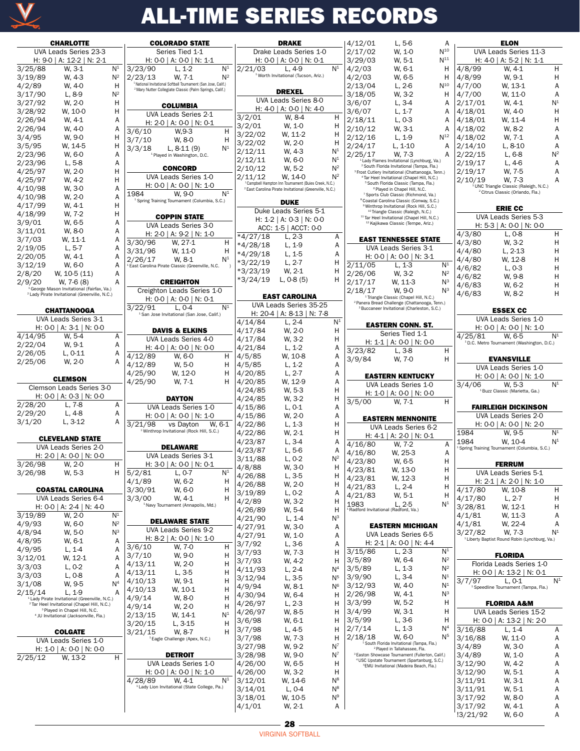# ALL-TIME SERIES RECORDS

## CHARLOTTE

UVA Leads Series 23-3

H: 9-0 | A: 12-2 | N: 2-1

| Date | Result | Site |
|---|---|---|
| 3/25/88 | W, 3-1 | N[1] |
| 3/19/89 | W, 4-3 | N[2] |
| 4/2/89 | W, 4-0 | H |
| 3/17/90 | L, 8-9 | N[2] |
| 3/27/92 | W, 2-0 | H |
| 3/28/92 | W, 10-0 | H |
| 2/26/94 | W, 4-1 | A |
| 2/26/94 | W, 4-0 | A |
| 3/4/95 | W, 9-0 | H |
| 3/5/95 | W, 14-5 | H |
| 2/23/96 | W, 6-0 | A |
| 2/23/96 | L, 5-8 | A |
| 4/25/97 | W, 2-0 | H |
| 4/25/97 | W, 4-2 | H |
| 4/10/98 | W, 3-0 | A |
| 4/10/98 | W, 2-0 | A |
| 4/17/99 | W, 4-1 | H |
| 4/18/99 | W, 7-2 | H |
| 3/9/01 | W, 6-5 | A |
| 3/11/01 | W, 8-0 | A |
| 3/7/03 | W, 11-1 | A |
| 2/19/05 | L, 5-7 | A |
| 2/20/05 | W, 4-1 | A |
| 3/12/19 | W, 6-0 | A |
| 2/8/20 | W, 10-5 (11) | A |
| 2/9/20 | W, 7-6 (8) | A |

[1] George Mason Invitational (Fairfax, Va.)
[2] Lady Pirate Invitational (Greenville, N.C.)

## CHATTANOOGA

UVA Leads Series 3-1

H: 0-0 | A: 3-1 | N: 0-0

| Date | Result | Site |
|---|---|---|
| 4/14/95 | W, 5-4 | A |
| 2/22/04 | W, 9-1 | A |
| 2/26/05 | L, 0-11 | A |
| 2/25/06 | W, 2-0 | A |

## CLEMSON

Clemson Leads Series 3-0

H: 0-0 | A: 0-3 | N: 0-0

| Date | Result | Site |
|---|---|---|
| 2/28/20 | L, 7-8 | A |
| 2/29/20 | L, 4-8 | A |
| 3/1/20 | L, 3-12 | A |

## CLEVELAND STATE

UVA Leads Series 2-0

H: 2-0 | A: 0-0 | N: 0-0

| Date | Result | Site |
|---|---|---|
| 3/26/98 | W, 2-0 | H |
| 3/26/98 | W, 5-3 | H |

## COASTAL CAROLINA

UVA Leads Series 6-4

H: 0-0 | A: 2-4 | N: 4-0

| Date | Result | Site |
|---|---|---|
| 3/19/89 | W, 2-0 | N[1] |
| 4/9/93 | W, 6-0 | N[2] |
| 4/8/94 | W, 5-0 | N[3] |
| 4/8/95 | W, 6-1 | A |
| 4/9/95 | L, 1-4 | A |
| 3/12/01 | W, 12-1 | A |
| 3/3/03 | L, 0-2 | A |
| 3/3/03 | L, 0-8 | A |
| 3/1/08 | W, 9-5 | N[4] |
| 2/15/14 | L, 1-9 | A |

[1] Lady Pirate Invitational (Greenville, N.C.)
[2] Tar Heel Invitational (Chapel Hill, N.C.)
[3] Played in Chapel Hill, N.C.
[4] JU Invitational (Jacksonville, Fla.)

## COLGATE

UVA Leads Series 1-0

H: 1-0 | A: 0-0 | N: 0-0

| Date | Result | Site |
|---|---|---|
| 2/25/12 | W, 13-2 | H |

## COLORADO STATE

Series Tied 1-1

H: 0-0 | A: 0-0 | N: 1-1

| Date | Result | Site |
|---|---|---|
| 3/23/90 | L, 1-2 | N[1] |
| 2/23/13 | W, 7-1 | N[2] |

[1] National Invitational Softball Tournament (San Jose, Calif.)
[2] Mary Nutter Collegiate Classic (Palm Springs, Calif.)

## COLUMBIA

UVA Leads Series 2-1

H: 2-0 | A: 0-0 | N: 0-1

| Date | Result | Site |
|---|---|---|
| 3/6/10 | W,9-3 | H |
| 3/7/10 | W, 8-0 | H |
| 3/3/18 | L, 8-11 (9) | N[1] |

[1] Played in Washington, D.C.

## CONCORD

UVA Leads Series 1-0

H: 0-0 | A: 0-0 | N: 1-0

| Date | Result | Site |
|---|---|---|
| 1984 | W, 9-0 | N[1] |

[1] Spring Training Tournament (Columbia, S.C.)

## COPPIN STATE

UVA Leads Series 3-0

H: 2-0 | A: 9-2 | N: 1-0

| Date | Result | Site |
|---|---|---|
| 3/30/96 | W, 27-1 | H |
| 3/31/96 | W, 11-0 | H |
| 2/26/17 | W, 8-1 | N[1] |

[1] East Carolina Pirate Classic (Greenville, N.C.)

## CREIGHTON

Creighton Leads Series 1-0

H: 0-0 | A: 0-0 | N: 0-1

| Date | Result | Site |
|---|---|---|
| 3/22/91 | L, 0-4 | N[1] |

[1] San Jose Invitational (San Jose, Calif.)

## DAVIS & ELKINS

UVA Leads Series 4-0

H: 4-0 | A: 0-0 | N: 0-0

| Date | Result | Site |
|---|---|---|
| 4/12/89 | W, 6-0 | H |
| 4/12/89 | W, 5-0 | H |
| 4/25/90 | W, 12-0 | H |
| 4/25/90 | W, 7-1 | H |

## DAYTON

UVA Leads Series 1-0

H: 0-0 | A: 0-0 | N: 1-0

| Date | Result | Site |
|---|---|---|
| 3/21/98 | vs Dayton W, 6-1 | N[1] |

[1] Winthrop Invitational (Rock Hill, S.C.)

## DELAWARE

UVA Leads Series 3-1

H: 3-0 | A: 0-0 | N: 0-1

| Date | Result | Site |
|---|---|---|
| 5/2/81 | L, 0-7 | N[1] |
| 4/1/89 | W, 6-2 | H |
| 3/30/91 | W, 6-0 | H |
| 3/3/00 | W, 4-1 | H |

[1] Navy Tournament (Annapolis, Md.)

## DELAWARE STATE

UVA Leads Series 9-2

H: 8-2 | A: 0-0 | N: 1-0

| Date | Result | Site |
|---|---|---|
| 3/6/10 | W, 7-0 | H |
| 3/7/10 | W, 9-0 | H |
| 4/13/11 | W, 2-0 | H |
| 4/13/11 | L, 3-5 | H |
| 4/10/13 | W, 9-1 | H |
| 4/10/13 | W, 10-1 | H |
| 4/9/14 | W, 8-0 | H |
| 4/9/14 | W, 2-0 | H |
| 2/13/15 | W, 14-1 | N[1] |
| 3/20/15 | L, 3-15 | H |
| 3/21/15 | W, 8-7 | H |

[1] Eagle Challenge (Apex, N.C.)

## DETROIT

UVA Leads Series 1-0

H: 0-0 | A: 0-0 | N: 1-0

| Date | Result | Site |
|---|---|---|
| 4/28/89 | W, 4-1 | N[1] |

[1] Lady Lion Invitational (State College, Pa.)

## DRAKE

Drake Leads Series 1-0

H: 0-0 | A: 0-0 | N: 0-1

| Date | Result | Site |
|---|---|---|
| 2/21/03 | L, 4-9 | N[1] |

[1] Worth Invitational (Tucson, Ariz.)

## DREXEL

UVA Leads Series 8-0

H: 4-0 | A: 0-0 | N: 4-0

| Date | Result | Site |
|---|---|---|
| 3/2/01 | W, 8-4 | H |
| 3/2/01 | W, 1-0 | H |
| 3/22/02 | W, 11-2 | H |
| 3/22/02 | W, 2-0 | H |
| 2/12/11 | W, 4-3 | N[1] |
| 2/12/11 | W, 6-0 | N[1] |
| 2/10/12 | W, 5-2 | N[2] |
| 2/11/12 | W, 14-0 | N[2] |

[1] Campbell Hampton Inn Tournament (Buies Creek, N.C.)
[2] East Carolina Pirate Invitational (Greenville, N.C.)

## DUKE

Duke Leads Series 5-1

H: 1-2 | A: 0-3 | N: 0-0

ACC: 1-5 | ACCT: 0-0

| Date | Result | Site |
|---|---|---|
| *4/27/18 | L, 2-3 | A |
| *4/28/18 | L, 1-9 | A |
| *4/29/18 | L, 1-5 | A |
| *3/22/19 | L, 2-7 | H |
| *3/23/19 | W, 2-1 | H |
| *3/24/19 | L, 0-8 (5) | H |

## EAST CAROLINA

UVA Leads Series 35-25

H: 20-4 | A: 8-13 | N: 7-8

| Date | Result | Site |
|---|---|---|
| 4/14/84 | L, 2-4 | N[1] |
| 4/17/84 | W, 2-0 | H |
| 4/17/84 | W, 3-2 | H |
| 4/21/84 | L, 1-2 | A |
| 4/5/85 | W, 10-8 | A |
| 4/5/85 | L, 1-2 | A |
| 4/20/85 | L, 2-7 | A |
| 4/20/85 | W, 12-9 | A |
| 4/24/85 | W, 5-3 | H |
| 4/24/85 | W, 3-2 | H |
| 4/15/86 | L, 0-1 | A |
| 4/15/86 | W, 2-0 | A |
| 4/22/86 | L, 1-3 | H |
| 4/22/86 | W, 2-1 | H |
| 4/23/87 | L, 3-4 | A |
| 4/23/87 | L, 5-6 | A |
| 3/11/88 | L, 0-2 | N[2] |
| 4/8/88 | W, 3-0 | H |
| 4/26/88 | L, 3-5 | H |
| 4/26/88 | W, 2-0 | H |
| 3/19/89 | L, 0-2 | A |
| 4/2/89 | W, 3-2 | H |
| 4/26/89 | W, 5-4 | H |
| 4/21/90 | L, 1-4 | N[3] |
| 4/27/91 | W, 3-0 | A |
| 4/27/91 | W, 1-0 | A |
| 3/7/92 | L, 3-6 | A |
| 3/7/93 | W, 7-3 | H |
| 3/7/93 | W, 4-2 | H |
| 4/11/93 | L, 2-4 | N[4] |
| 3/12/94 | L, 3-5 | N[5] |
| 4/9/94 | W, 8-1 | N[6] |
| 4/30/94 | W, 6-4 | H |
| 4/26/97 | L, 2-3 | H |
| 4/26/97 | W, 8-5 | H |
| 3/6/98 | W, 6-1 | H |
| 3/7/98 | L, 4-5 | H |
| 3/7/98 | W, 7-3 | H |
| 3/27/98 | W, 9-2 | N[7] |
| 3/28/98 | W, 9-0 | N[7] |
| 4/26/00 | W, 6-5 | H |
| 4/26/00 | W, 3-2 | H |
| 3/12/01 | W, 14-6 | N[8] |
| 3/14/01 | L, 0-4 | N[8] |
| 3/18/01 | W, 10-5 | N[9] |
| 4/1/01 | W, 2-1 | A |
| 4/12/01 | L, 5-6 | A |
| 2/17/02 | W, 1-0 | N[10] |
| 3/29/03 | W, 5-1 | N[11] |
| 4/2/03 | W, 6-1 | H |
| 4/2/03 | W, 6-5 | H |
| 2/13/04 | L, 2-6 | N[10] |
| 3/18/05 | W, 3-2 | H |
| 3/6/07 | L, 3-4 | A |
| 3/6/07 | L, 1-7 | A |
| 2/18/11 | L, 0-3 | A |
| 2/10/12 | W, 3-1 | A |
| 2/12/16 | L, 1-9 | N[12] |
| 2/24/17 | L, 1-10 | A |
| 2/25/17 | W, 7-3 | A |

[1] Lady Flames Invitational (Lynchburg, Va.)
[2] South Florida Invitational (Tampa, Fla.)
[3] Frost Cutlery Invitational (Chattanooga, Tenn.)
[4] Tar Heel Invitational (Chapel Hill, N.C.)
[5] South Florida Classic (Tampa, Fla.)
[6] Played in Chapel Hill, N.C.
[7] Sports Club Classic (Richmond, Va.)
[8] Coastal Carolina Classic (Conway, S.C.)
[9] Winthrop Invitational (Rock Hill, S.C.)
[10] Triangle Classic (Raleigh, N.C.)
[11] Tar Heel Invitational (Chapel Hill, N.C.)
[12] Kajikawa Classic (Tempe, Ariz.)

## EAST TENNESSEE STATE

UVA Leads Series 3-1

H: 0-0 | A: 0-0 | N: 3-1

| Date | Result | Site |
|---|---|---|
| 2/11/05 | L, 1-3 | N[1] |
| 2/26/06 | W, 3-2 | N[2] |
| 2/17/17 | W, 11-3 | N[3] |
| 2/18/17 | W, 9-0 | N[3] |

[1] Triangle Classic (Chapel Hill, N.C.)
[2] Panera Bread Challenge (Chattanooga, Tenn.)
[3] Buccaneer Invitational (Charleston, S.C.)

## EASTERN CONN. ST.

Series Tied 1-1

H: 1-1 | A: 0-0 | N: 0-0

| Date | Result | Site |
|---|---|---|
| 3/23/82 | L, 3-8 | H |
| 3/9/84 | W, 7-0 | H |

## EASTERN KENTUCKY

UVA Leads Series 1-0

H: 1-0 | A: 0-0 | N: 0-0

| Date | Result | Site |
|---|---|---|
| 3/5/00 | W, 7-1 | H |

## EASTERN MENNONITE

UVA Leads Series 6-2

H: 4-1 | A: 2-0 | N: 0-1

| Date | Result | Site |
|---|---|---|
| 4/16/80 | W, 7-2 | A |
| 4/16/80 | W, 25-3 | A |
| 4/23/80 | W, 6-5 | H |
| 4/23/81 | W, 13-0 | H |
| 4/23/81 | W, 12-3 | H |
| 4/21/83 | L, 2-4 | H |
| 4/21/83 | W, 5-1 | H |
| 1983 | L, 2-5 | N[1] |

[1] Radford Invitational (Radford, Va.)

## EASTERN MICHIGAN

UVA Leads Series 6-5

H: 2-1 | A: 0-0 | N: 4-4

| Date | Result | Site |
|---|---|---|
| 3/15/86 | L, 2-3 | N[1] |
| 3/5/89 | W, 6-4 | N[2] |
| 3/5/89 | L, 1-3 | N[2] |
| 3/9/90 | L, 3-4 | N[1] |
| 3/12/93 | W, 4-0 | N[1] |
| 2/26/98 | W, 4-1 | N[3] |
| 3/3/99 | W, 5-2 | H |
| 3/4/99 | W, 3-1 | H |
| 3/5/99 | L, 3-6 | H |
| 2/7/14 | L, 1-3 | N[4] |
| 2/18/18 | W, 6-0 | N[5] |

[1] South Florida Invitational (Tampa, Fla.)
[2] Played in Tallahassee, Fla.
[3] Easton Showcase Tournament (Fullerton, Calif.)
[4] USC Upstate Tournament (Spartanburg, S.C.)
[5] EMU Invitational (Madeira Beach, Fla.)

## ELON

UVA Leads Series 11-3

H: 4-0 | A: 5-2 | N: 1-1

| Date | Result | Site |
|---|---|---|
| 4/8/99 | W, 4-1 | H |
| 4/8/99 | W, 9-1 | H |
| 4/7/00 | W, 13-1 | A |
| 4/7/00 | W, 11-0 | A |
| 2/17/01 | W, 4-1 | N[1] |
| 4/18/01 | W, 4-0 | H |
| 4/18/01 | W, 11-4 | H |
| 4/18/02 | W, 8-2 | A |
| 4/18/02 | W, 7-1 | A |
| 2/14/10 | L, 8-10 | A |
| 2/22/15 | L, 6-8 | N[2] |
| 2/19/17 | L, 4-6 | A |
| 2/19/17 | W, 7-5 | A |
| 2/10/19 | W, 7-3 | A |

[1] UNC Triangle Classic (Raleigh, N.C.)
[2] Citrus Classic (Orlando, Fla.)

## ERIE CC

UVA Leads Series 5-3

H: 5-3 | A: 0-0 | N: 0-0

| Date | Result | Site |
|---|---|---|
| 4/3/80 | L, 0-8 | H |
| 4/3/80 | W, 3-2 | H |
| 4/4/80 | L, 2-13 | H |
| 4/4/80 | W, 12-8 | H |
| 4/6/82 | L, 0-3 | H |
| 4/6/82 | W, 9-8 | H |
| 4/6/83 | W, 6-2 | H |
| 4/6/83 | W, 8-2 | H |

## ESSEX CC

UVA Leads Series 1-0

H: 0-0 | A: 0-0 | N: 1-0

| Date | Result | Site |
|---|---|---|
| 4/25/81 | W, 6-5 | N[1] |

[1] D.C. Metro Tournament (Washington, D.C.)

## EVANSVILLE

UVA Leads Series 1-0

H: 0-0 | A: 0-0 | N: 1-0

| Date | Result | Site |
|---|---|---|
| 3/4/06 | W, 5-3 | N[1] |

[1] Buzz Classic (Marietta, Ga.)

## FAIRLEIGH DICKINSON

UVA Leads Series 2-0

H: 0-0 | A: 0-0 | N: 2-0

| Date | Result | Site |
|---|---|---|
| 1984 | W, 9-5 | N[1] |
| 1984 | W, 10-4 | N[1] |

[1] Spring Training Tournament (Columbia, S.C.)

## FERRUM

UVA Leads Series 5-1

H: 2-1 | A: 2-0 | N: 1-0

| Date | Result | Site |
|---|---|---|
| 4/17/80 | W, 10-8 | H |
| 4/17/80 | L, 2-7 | H |
| 3/28/81 | W, 12-1 | A |
| 4/1/81 | W, 11-3 | A |
| 4/1/81 | W, 22-4 | A |
| 3/27/82 | W, 7-3 | N[1] |

[1] Liberty Baptist Round Robin (Lynchburg, Va.)

## FLORIDA

Florida Leads Series 1-0

H: 0-0 | A: 13-2 | N: 0-1

| Date | Result | Site |
|---|---|---|
| 3/7/97 | L, 0-1 | N[1] |

[1] Speedline Tournament (Tampa, Fla.)

## FLORIDA A&M

UVA Leads Series 15-2

H: 0-0 | A: 13-2 | N: 2-0

| Date | Result | Site |
|---|---|---|
| 3/16/88 | L, 1-4 | A |
| 3/16/88 | W, 11-0 | A |
| 3/4/89 | W, 3-0 | A |
| 3/4/89 | W, 1-0 | A |
| 3/12/90 | W, 4-2 | A |
| 3/12/90 | W, 5-1 | A |
| 3/11/91 | W, 3-1 | A |
| 3/11/91 | W, 5-1 | A |
| 3/17/92 | W, 8-0 | A |
| 3/17/92 | W, 4-1 | A |
| !3/21/92 | W, 6-0 | A |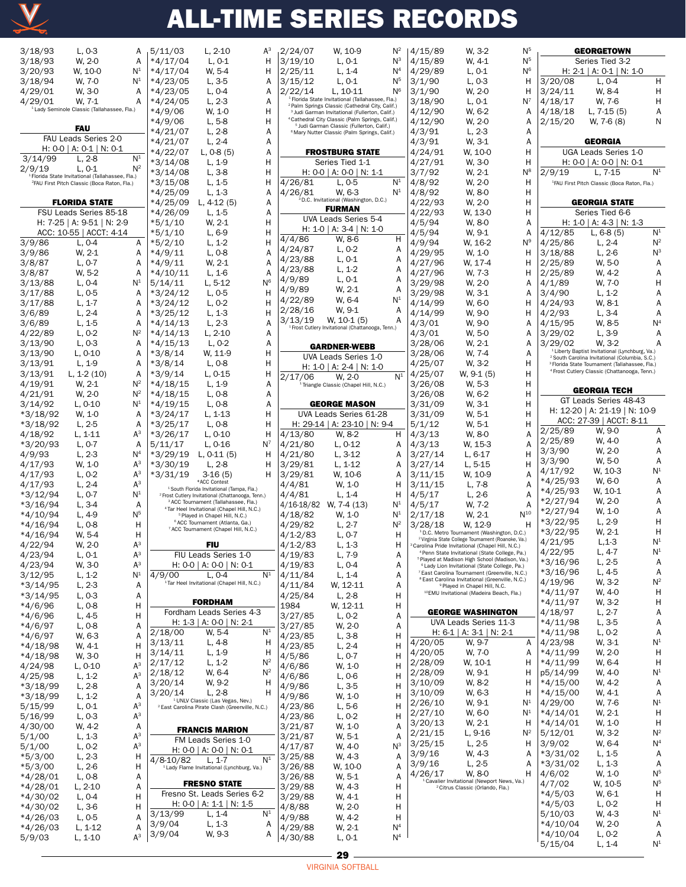# ALL-TIME SERIES RECORDS

| Date | Result | Site |
|---|---|---|
| 3/18/93 | L, 0-3 | A |
| 3/18/93 | W, 2-0 | A |
| 3/20/93 | W, 10-0 | N[1] |
| 3/18/94 | W, 7-0 | N[1] |
| 4/29/01 | W, 3-0 | A |
| 4/29/01 | W, 7-1 | A |

[1] Lady Seminole Classic (Tallahassee, Fla.)

## FAU

FAU Leads Series 2-0

H: 0-0 | A: 0-1 | N: 0-1

| Date | Result | Site |
|---|---|---|
| 3/14/99 | L, 2-8 | N[1] |
| 2/9/19 | L, 0-1 | N[2] |

[1] Florida State Invitational (Tallahassee, Fla.)
[2] FAU First Pitch Classic (Boca Raton, Fla.)

## FLORIDA STATE

FSU Leads Series 85-18

H: 7-25 | A: 9-51 | N: 2-9

ACC: 10-55 | ACCT: 4-14

| Date | Result | Site |
|---|---|---|
| 3/9/86 | L, 0-4 | A |
| 3/9/86 | W, 2-1 | A |
| 3/8/87 | L, 0-7 | A |
| 3/8/87 | W, 5-2 | A |
| 3/13/88 | L, 0-4 | N[1] |
| 3/17/88 | L, 0-5 | A |
| 3/17/88 | L, 1-7 | A |
| 3/6/89 | L, 2-4 | A |
| 3/6/89 | L, 1-5 | A |
| 4/22/89 | L, 0-2 | N[2] |
| 3/13/90 | L, 0-3 | A |
| 3/13/90 | L, 0-10 | A |
| 3/13/91 | L, 1-9 | A |
| 3/13/91 | L, 1-2 (10) | A |
| 4/19/91 | W, 2-1 | N[2] |
| 4/21/91 | W, 2-0 | N[2] |
| 3/14/92 | L, 0-10 | N[1] |
| *3/18/92 | W, 1-0 | A |
| *3/18/92 | L, 2-5 | A |
| 4/18/92 | L, 1-11 | A[3] |
| *3/20/93 | L, 0-7 | A |
| 4/9/93 | L, 2-3 | N[4] |
| 4/17/93 | W, 1-0 | A[3] |
| 4/17/93 | L, 0-2 | A[3] |
| 4/17/93 | L, 2-4 | A[3] |
| *3/12/94 | L, 0-7 | N[1] |
| *3/16/94 | L, 3-4 | A |
| *4/10/94 | L, 4-9 | N[5] |
| *4/16/94 | L, 0-8 | H |
| *4/16/94 | W, 5-4 | H |
| 4/22/94 | W, 2-0 | A[3] |
| 4/23/94 | L, 0-1 | A[3] |
| 4/23/94 | W, 3-0 | A[3] |
| 3/12/95 | L, 1-2 | N[1] |
| *3/14/95 | L, 2-3 | A |
| *3/14/95 | L, 0-3 | A |
| *4/6/96 | L, 0-8 | H |
| *4/6/96 | L, 4-5 | H |
| *4/6/97 | L, 0-8 | A |
| *4/6/97 | W, 6-3 | A |
| *4/18/98 | W, 4-1 | H |
| *4/18/98 | W, 3-0 | H |
| 4/24/98 | L, 0-10 | A[3] |
| 4/25/98 | L, 1-2 | A[3] |
| *3/18/99 | L, 2-8 | A |
| *3/18/99 | L, 1-2 | A |
| 5/15/99 | L, 0-1 | A[3] |
| 5/16/99 | L, 0-3 | A[3] |
| 4/30/00 | W, 4-2 | A |
| 5/1/00 | L, 1-3 | A[3] |
| 5/1/00 | L, 0-2 | A[3] |
| *5/3/00 | L, 2-3 | H |
| *5/3/00 | L, 2-6 | H |
| *4/28/01 | L, 0-8 | A |
| *4/28/01 | L, 2-10 | A |
| *4/30/02 | L, 0-4 | H |
| *4/30/02 | L, 3-6 | H |
| *4/26/03 | L, 0-5 | A |
| *4/26/03 | L, 1-12 | A |
| 5/9/03 | L, 1-10 | A[3] |
| 5/11/03 | L, 2-10 | A[3] |
| *4/17/04 | L, 0-1 | H |
| *4/17/04 | W, 5-4 | H |
| *4/23/05 | L, 3-5 | A |
| *4/23/05 | L, 0-4 | A |
| *4/24/05 | L, 2-3 | A |
| *4/9/06 | W, 1-0 | H |
| *4/9/06 | L, 5-8 | H |
| *4/21/07 | L, 2-8 | A |
| *4/21/07 | L, 2-4 | A |
| *4/22/07 | L, 0-8 (5) | A |
| *3/14/08 | L, 1-9 | H |
| *3/14/08 | L, 3-8 | H |
| *3/15/08 | L, 1-5 | H |
| *4/25/09 | L, 1-3 | A |
| *4/25/09 | L, 4-12 (5) | A |
| *4/26/09 | L, 1-5 | A |
| *5/1/10 | W, 2-1 | H |
| *5/1/10 | L, 6-9 | H |
| *5/2/10 | L, 1-2 | H |
| *4/9/11 | L, 0-8 | A |
| *4/9/11 | W, 2-1 | A |
| *4/10/11 | L, 1-6 | A |
| 5/14/11 | L, 5-12 | N[6] |
| *3/24/12 | L, 0-5 | H |
| *3/24/12 | L, 0-2 | H |
| *3/25/12 | L, 1-3 | H |
| *4/14/13 | L, 2-3 | A |
| *4/14/13 | L, 2-10 | A |
| *4/15/13 | L, 0-2 | A |
| *3/8/14 | W, 11-9 | H |
| *3/8/14 | L, 0-8 | H |
| *3/9/14 | L, 0-15 | H |
| *4/18/15 | L, 1-9 | A |
| *4/18/15 | L, 0-8 | A |
| *4/19/15 | L, 0-8 | A |
| *3/24/17 | L, 1-13 | H |
| *3/25/17 | L, 0-8 | H |
| *3/26/17 | L, 0-10 | H |
| 5/11/17 | L, 0-16 | N[7] |
| *3/29/19 | L, 0-11 (5) | H |
| *3/30/19 | L, 2-8 | H |
| *3/31/19 | 3-16 (5) | H |

*ACC Contest
[1] South Florida Invitational (Tampa, Fla.)
[2] Frost Cutlery Invitational (Chattanooga, Tenn.)
[3] ACC Tournament (Tallahassee, Fla.)
[4] Tar Heel Invitational (Chapel Hill, N.C.)
[5] Played in Chapel Hill, N.C.
[6] ACC Tournament (Atlanta, Ga.)
[7] ACC Tournament (Chapel Hill, N.C.)

## FIU

FIU Leads Series 1-0

H: 0-0 | A: 0-0 | N: 0-1

| Date | Result | Site |
|---|---|---|
| 4/9/00 | L, 0-4 | N[1] |

[1] Tar Heel Invitational (Chapel Hill, N.C.)

## FORDHAM

Fordham Leads Series 4-3

H: 1-3 | A: 0-0 | N: 2-1

| Date | Result | Site |
|---|---|---|
| 2/18/00 | W, 5-4 | N[1] |
| 3/13/11 | L, 4-8 | H |
| 3/14/11 | L, 1-9 | H |
| 2/17/12 | L, 1-2 | N[2] |
| 2/18/12 | W, 6-4 | N[2] |
| 3/20/14 | W, 9-2 | H |
| 3/20/14 | L, 2-8 | H |

[1] UNLV Classic (Las Vegas, Nev.)
[2] East Carolina Pirate Clash (Greenville, N.C.)

## FRANCIS MARION

FM Leads Series 1-0

H: 0-0 | A: 0-0 | N: 0-1

| Date | Result | Site |
|---|---|---|
| 4/8-10/82 | L, 1-7 | N[1] |

[1] Lady Flame Invitational (Lynchburg, Va.)

## FRESNO STATE

Fresno St. Leads Series 6-2

H: 0-0 | A: 1-1 | N: 1-5

| Date | Result | Site |
|---|---|---|
| 3/13/99 | L, 1-4 | N[1] |
| 3/9/04 | L, 1-3 | A |
| 3/9/04 | W, 9-3 | A |
| 2/24/07 | W, 10-9 | N[2] |
| 3/19/10 | L, 0-1 | N[3] |
| 2/25/11 | L, 1-4 | N[4] |
| 3/15/12 | L, 0-1 | N[5] |
| 2/22/14 | L, 10-11 | N[6] |

[1] Florida State Invitational (Tallahassee, Fla.)
[2] Palm Springs Classic (Cathedral City, Calif.)
[3] Judi Garman Invitational (Fullerton, Calif.)
[4] Cathedral City Classic (Palm Springs, Calif.)
[5] Judi Garman Classic (Fullerton, Calif.)
[6] Mary Nutter Classic (Palm Springs, Calif.)

## FROSTBURG STATE

Series Tied 1-1

H: 0-0 | A: 0-0 | N: 1-1

| Date | Result | Site |
|---|---|---|
| 4/26/81 | L, 0-5 | N[1] |
| 4/26/81 | W, 6-3 | N[1] |

[1] D.C. Invitational (Washington, D.C.)

## FURMAN

UVA Leads Series 5-4

H: 1-0 | A: 3-4 | N: 1-0

| Date | Result | Site |
|---|---|---|
| 4/4/86 | W, 8-6 | H |
| 4/24/87 | L, 0-2 | A |
| 4/23/88 | L, 0-1 | A |
| 4/23/88 | L, 1-2 | A |
| 4/9/89 | L, 0-1 | A |
| 4/9/89 | W, 2-1 | A |
| 4/22/89 | W, 6-4 | N[1] |
| 2/28/16 | W, 9-1 | A |
| 3/13/19 | W, 10-1 (5) | A |

[1] Frost Cutlery Invitational (Chattanooga, Tenn.)

## GARDNER-WEBB

UVA Leads Series 1-0

H: 1-0 | A: 2-4 | N: 1-0

| Date | Result | Site |
|---|---|---|
| 2/17/06 | W, 2-0 | N[1] |

[1] Triangle Classic (Chapel Hill, N.C.)

## GEORGE MASON

UVA Leads Series 61-28

H: 29-14 | A: 23-10 | N: 9-4

| Date | Result | Site |
|---|---|---|
| 4/13/80 | W, 8-2 | H |
| 4/21/80 | L, 0-12 | A |
| 4/21/80 | L, 3-12 | A |
| 3/29/81 | L, 1-12 | A |
| 3/29/81 | W, 10-6 | A |
| 4/4/81 | W, 1-0 | H |
| 4/4/81 | L, 1-4 | H |
| 4/16-18/82 | W, 7-4 (13) | N[1] |
| 4/18/82 | W, 1-0 | N[1] |
| 4/29/82 | L, 2-7 | N[2] |
| 4/1-2/83 | L, 0-7 | H |
| 4/1-2/83 | L, 1-3 | H |
| 4/19/83 | L, 7-9 | A |
| 4/19/83 | L, 0-4 | A |
| 4/11/84 | L, 1-4 | A |
| 4/11/84 | W, 12-11 | A |
| 4/25/84 | L, 2-8 | H |
| 1984 | W, 12-11 | H |
| 3/27/85 | L, 0-2 | A |
| 3/27/85 | W, 2-0 | A |
| 4/23/85 | L, 3-8 | H |
| 4/23/85 | L, 2-4 | H |
| 4/5/86 | L, 0-7 | H |
| 4/6/86 | W, 1-0 | H |
| 4/6/86 | L, 0-6 | H |
| 4/9/86 | L, 3-5 | H |
| 4/9/86 | W, 1-0 | H |
| 4/23/86 | L, 5-6 | H |
| 4/23/86 | L, 0-2 | H |
| 3/21/87 | W, 1-0 | A |
| 3/21/87 | W, 5-1 | A |
| 4/17/87 | W, 4-0 | N[3] |
| 3/25/88 | W, 4-3 | A |
| 3/26/88 | W, 10-0 | A |
| 3/26/88 | W, 5-1 | A |
| 3/29/88 | W, 4-3 | H |
| 3/29/88 | W, 4-1 | H |
| 4/8/88 | W, 2-0 | H |
| 4/9/88 | W, 4-2 | H |
| 4/29/88 | W, 2-1 | N[4] |
| 4/30/88 | L, 0-1 | N[4] |
| 4/15/89 | W, 3-2 | N[5] |
| 4/15/89 | W, 4-1 | N[5] |
| 4/29/89 | L, 0-1 | N[6] |
| 3/1/90 | L, 0-3 | H |
| 3/1/90 | W, 2-0 | H |
| 3/18/90 | L, 0-1 | N[7] |
| 4/12/90 | W, 6-2 | A |
| 4/12/90 | W, 2-0 | A |
| 4/3/91 | L, 2-3 | A |
| 4/3/91 | W, 3-1 | A |
| 4/24/91 | W, 10-0 | H |
| 4/27/91 | W, 3-0 | H |
| 3/7/92 | W, 2-1 | N[8] |
| 4/8/92 | W, 2-0 | H |
| 4/8/92 | W, 8-0 | H |
| 4/22/93 | W, 2-0 | H |
| 4/22/93 | W, 13-0 | H |
| 4/5/94 | W, 8-0 | A |
| 4/5/94 | W, 9-1 | A |
| 4/9/94 | W, 16-2 | N[9] |
| 4/29/95 | W, 1-0 | H |
| 4/27/96 | W, 17-4 | H |
| 4/27/96 | W, 7-3 | H |
| 3/29/98 | W, 2-0 | A |
| 3/29/98 | W, 3-1 | A |
| 4/14/99 | W, 6-0 | H |
| 4/14/99 | W, 9-0 | H |
| 4/3/01 | W, 9-0 | A |
| 4/3/01 | W, 5-0 | A |
| 3/28/06 | W, 2-1 | A |
| 3/28/06 | W, 7-4 | A |
| 4/25/07 | W, 3-2 | H |
| 4/25/07 | W, 9-1 (5) | H |
| 3/26/08 | W, 5-3 | H |
| 3/26/08 | W, 6-2 | H |
| 3/31/09 | W, 3-1 | H |
| 3/31/09 | W, 5-1 | H |
| 5/1/12 | W, 5-1 | H |
| 4/3/13 | W, 8-0 | A |
| 4/3/13 | W, 15-3 | A |
| 3/27/14 | L, 6-17 | H |
| 3/27/14 | L, 5-15 | H |
| 3/11/15 | W, 10-9 | A |
| 3/11/15 | L, 7-8 | A |
| 4/5/17 | L, 2-6 | A |
| 4/5/17 | W, 7-2 | A |
| 2/17/18 | W, 2-1 | N[10] |
| 3/28/18 | W, 12-9 | H |

[1] D.C. Metro Tournament (Washington, D.C.)
[2] Virginia State College Tournament (Roanoke, Va.)
[3] Carolina Pride Invitational (Chapel Hill, N.C.)
[4] Penn State Invitational (State College, Pa.)
[5] Played at Madison High School (Madison, Va.)
[6] Lady Lion Invitational (State College, Pa.)
[7] East Carolina Tournament (Greenville, N.C.)
[8] East Carolina Invitational (Greenville, N.C.)
[9] Played in Chapel Hill, N.C.
[10] EMU Invitational (Madeira Beach, Fla.)

## GEORGE WASHINGTON

UVA Leads Series 11-3

H: 6-1 | A: 3-1 | N: 2-1

| Date | Result | Site |
|---|---|---|
| 4/20/05 | W, 9-7 | A |
| 4/20/05 | W, 7-0 | A |
| 2/28/09 | W, 10-1 | H |
| 2/28/09 | W, 9-1 | H |
| 3/10/09 | W, 8-2 | H |
| 3/10/09 | W, 6-3 | H |
| 2/26/10 | W, 9-1 | N[1] |
| 2/27/10 | W, 6-0 | N[1] |
| 3/20/13 | W, 2-1 | H |
| 2/21/15 | L, 9-16 | N[2] |
| 3/25/15 | L, 2-5 | H |
| 3/9/16 | W, 4-3 | A |
| 3/9/16 | L, 2-5 | A |
| 4/26/17 | W, 8-0 | H |

[1] Cavalier Invitational (Newport News, Va.)
[2] Citrus Classic (Orlando, Fla.)

## GEORGETOWN

Series Tied 3-2

H: 2-1 | A: 0-1 | N: 1-0

| Date | Result | Site |
|---|---|---|
| 3/20/08 | L, 0-4 | H |
| 3/24/11 | W, 8-4 | H |
| 4/18/17 | W, 7-6 | H |
| 4/18/18 | L, 7-15 (5) | A |
| 2/15/20 | W, 7-6 (8) | N |

## GEORGIA

UGA Leads Series 1-0

H: 0-0 | A: 0-0 | N: 0-1

| Date | Result | Site |
|---|---|---|
| 2/9/19 | L, 7-15 | N[1] |

[1] FAU First Pitch Classic (Boca Raton, Fla.)

## GEORGIA STATE

Series Tied 6-6

H: 1-0 | A: 4-3 | N: 1-3

| Date | Result | Site |
|---|---|---|
| 4/12/85 | L, 6-8 (5) | N[1] |
| 4/25/86 | L, 2-4 | N[2] |
| 3/18/88 | L, 2-6 | N[3] |
| 2/25/89 | W, 5-0 | A |
| 2/25/89 | W, 4-2 | A |
| 4/1/89 | W, 7-0 | H |
| 3/4/90 | L, 1-2 | A |
| 4/24/93 | W, 8-1 | A |
| 4/2/93 | L, 3-4 | A |
| 4/15/95 | W, 8-5 | N[4] |
| 3/29/02 | L, 3-9 | A |
| 3/29/02 | W, 3-2 | A |

[1] Liberty Baptist Invitational (Lynchburg, Va.)
[2] South Carolina Invitational (Columbia, S.C.)
[3] Florida State Tournament (Tallahassee, Fla.)
[4] Frost Cutlery Classic (Chattanooga, Tenn.)

## GEORGIA TECH

GT Leads Series 48-43

H: 12-20 | A: 21-19 | N: 10-9

ACC: 27-39 | ACCT: 8-11

| Date | Result | Site |
|---|---|---|
| 2/25/89 | W, 9-0 | A |
| 2/25/89 | W, 4-0 | A |
| 3/3/90 | W, 2-0 | A |
| 3/3/90 | W, 5-0 | A |
| 4/17/92 | W, 10-3 | N[1] |
| *4/25/93 | W, 6-0 | A |
| *4/25/93 | W, 10-1 | A |
| *2/27/94 | W, 2-0 | A |
| *2/27/94 | W, 1-0 | A |
| *3/22/95 | L, 2-9 | H |
| *3/22/95 | W, 2-1 | H |
| 4/21/95 | L, 1-3 | N[1] |
| 4/22/95 | L, 4-7 | N[1] |
| *3/16/96 | L, 2-5 | A |
| *3/16/96 | L, 4-5 | A |
| 4/19/96 | W, 3-2 | N[2] |
| *4/11/97 | W, 4-0 | H |
| *4/11/97 | W, 3-2 | H |
| 4/18/97 | L, 2-7 | A |
| *4/11/98 | L, 3-5 | A |
| *4/11/98 | L, 0-2 | A |
| 4/23/98 | W, 3-1 | N[1] |
| *4/11/99 | W, 2-0 | H |
| *4/11/99 | W, 6-4 | H |
| p5/14/99 | W, 4-0 | N[1] |
| *4/15/00 | W, 4-2 | A |
| *4/15/00 | W, 4-1 | A |
| 4/29/00 | W, 7-6 | N[1] |
| *4/14/01 | W, 2-1 | H |
| *4/14/01 | W, 1-0 | H |
| 5/12/01 | W, 3-2 | N[2] |
| 3/9/02 | W, 6-4 | N[4] |
| *3/31/02 | L, 1-5 | A |
| *3/31/02 | L, 1-3 | A |
| 4/6/02 | W, 1-0 | N[5] |
| 4/7/02 | W, 10-5 | N[5] |
| *4/5/03 | W, 6-1 | H |
| *4/5/03 | L, 0-2 | H |
| 5/10/03 | W, 3-1 | N[1] |
| *4/10/04 | W, 2-0 | A |
| *4/10/04 | L, 0-2 | A |
| 5/15/04 | L, 1-4 | N[1] |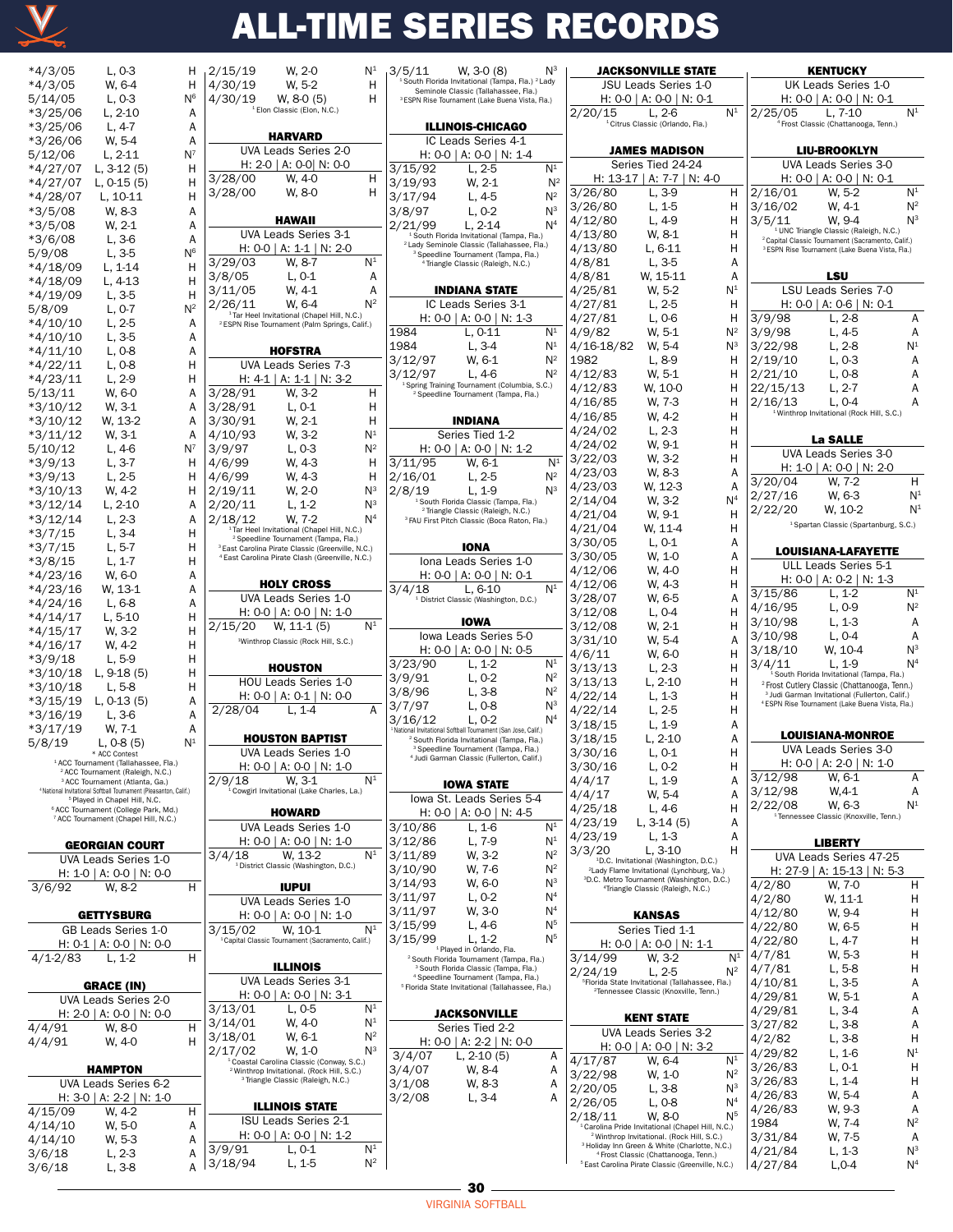# ALL-TIME SERIES RECORDS

| Date | Result | Loc |
|---|---|---|
| *4/3/05 | L, 0-3 | H |
| *4/3/05 | W, 6-4 | H |
| 5/14/05 | L, 0-3 | N[6] |
| *3/25/06 | L, 2-10 | A |
| *3/25/06 | L, 4-7 | A |
| *3/26/06 | W, 5-4 | A |
| 5/12/06 | L, 2-11 | N[7] |
| *4/27/07 | L, 3-12 (5) | H |
| *4/27/07 | L, 0-15 (5) | H |
| *4/28/07 | L, 10-11 | H |
| *3/5/08 | W, 8-3 | A |
| *3/5/08 | W, 2-1 | A |
| *3/6/08 | L, 3-6 | A |
| 5/9/08 | L, 3-5 | N[6] |
| *4/18/09 | L, 1-14 | H |
| *4/18/09 | L, 4-13 | H |
| *4/19/09 | L, 3-5 | H |
| 5/8/09 | L, 0-7 | N[2] |
| *4/10/10 | L, 2-5 | A |
| *4/10/10 | L, 3-5 | A |
| *4/11/10 | L, 0-8 | A |
| *4/22/11 | L, 0-8 | H |
| *4/23/11 | L, 2-9 | H |
| 5/13/11 | W, 6-0 | A |
| *3/10/12 | W, 3-1 | A |
| *3/10/12 | W, 13-2 | A |
| *3/11/12 | W, 3-1 | A |
| 5/10/12 | L, 4-6 | N[7] |
| *3/9/13 | L, 3-7 | H |
| *3/9/13 | L, 2-5 | H |
| *3/10/13 | W, 4-2 | H |
| *3/12/14 | L, 2-10 | A |
| *3/12/14 | L, 2-3 | A |
| *3/7/15 | L, 3-4 | H |
| *3/7/15 | L, 5-7 | H |
| *3/8/15 | L, 1-7 | H |
| *4/23/16 | W, 6-0 | A |
| *4/23/16 | W, 13-1 | A |
| *4/24/16 | L, 6-8 | A |
| *4/14/17 | L, 5-10 | H |
| *4/15/17 | W, 3-2 | H |
| *4/16/17 | W, 4-2 | H |
| *3/9/18 | L, 5-9 | H |
| *3/10/18 | L, 9-18 (5) | H |
| *3/10/18 | L, 5-8 | H |
| *3/15/19 | L, 0-13 (5) | A |
| *3/16/19 | L, 3-6 | A |
| *3/17/19 | W, 7-1 | A |
| 5/8/19 | L, 0-8 (5) | N[1] |

\* ACC Contest
[1] ACC Tournament (Tallahassee, Fla.)
[2] ACC Tournament (Raleigh, N.C.)
[3] ACC Tournament (Atlanta, Ga.)
[4] National Invitational Softball Tournament (Pleasanton, Calif.)
[5] Played in Chapel Hill, N.C.
[6] ACC Tournament (College Park, Md.)
[7] ACC Tournament (Chapel Hill, N.C.)

### GEORGIAN COURT
UVA Leads Series 1-0
H: 1-0 | A: 0-0 | N: 0-0

| Date | Result | Loc |
|---|---|---|
| 3/6/92 | W, 8-2 | H |

### GETTYSBURG
GB Leads Series 1-0
H: 0-1 | A: 0-0 | N: 0-0

| Date | Result | Loc |
|---|---|---|
| 4/1-2/83 | L, 1-2 | H |

### GRACE (IN)
UVA Leads Series 2-0
H: 2-0 | A: 0-0 | N: 0-0

| Date | Result | Loc |
|---|---|---|
| 4/4/91 | W, 8-0 | H |
| 4/4/91 | W, 4-0 | H |

### HAMPTON
UVA Leads Series 6-2
H: 3-0 | A: 2-2 | N: 1-0

| Date | Result | Loc |
|---|---|---|
| 4/15/09 | W, 4-2 | H |
| 4/14/10 | W, 5-0 | A |
| 4/14/10 | W, 5-3 | A |
| 3/6/18 | L, 2-3 | A |
| 3/6/18 | L, 3-8 | A |
| 2/15/19 | W, 2-0 | N[1] |
| 4/30/19 | W, 5-2 | H |
| 4/30/19 | W, 8-0 (5) | H |

[1] Elon Classic (Elon, N.C.)

### HARVARD
UVA Leads Series 2-0
H: 2-0 | A: 0-0| N: 0-0

| Date | Result | Loc |
|---|---|---|
| 3/28/00 | W, 4-0 | H |
| 3/28/00 | W, 8-0 | H |

### HAWAII
UVA Leads Series 3-1
H: 0-0 | A: 1-1 | N: 2-0

| Date | Result | Loc |
|---|---|---|
| 3/29/03 | W, 8-7 | N[1] |
| 3/8/05 | L, 0-1 | A |
| 3/11/05 | W, 4-1 | A |
| 2/26/11 | W, 6-4 | N[2] |

[1] Tar Heel Invitational (Chapel Hill, N.C.)
[2] ESPN Rise Tournament (Palm Springs, Calif.)

### HOFSTRA
UVA Leads Series 7-3
H: 4-1 | A: 1-1 | N: 3-2

| Date | Result | Loc |
|---|---|---|
| 3/28/91 | W, 3-2 | H |
| 3/28/91 | L, 0-1 | H |
| 3/30/91 | W, 2-1 | H |
| 4/10/93 | W, 3-2 | N[1] |
| 3/9/97 | L, 0-3 | N[2] |
| 4/6/99 | W, 4-3 | H |
| 4/6/99 | W, 4-3 | H |
| 2/19/11 | W, 2-0 | N[3] |
| 2/20/11 | L, 1-2 | N[3] |
| 2/18/12 | W, 7-2 | N[4] |

[1] Tar Heel Invitational (Chapel Hill, N.C.)
[2] Speedline Tournament (Tampa, Fla.)
[3] East Carolina Pirate Classic (Greenville, N.C.)
[4] East Carolina Pirate Clash (Greenville, N.C.)

### HOLY CROSS
UVA Leads Series 1-0
H: 0-0 | A: 0-0 | N: 1-0

| Date | Result | Loc |
|---|---|---|
| 2/15/20 | W, 11-1 (5) | N[1] |

[1] Winthrop Classic (Rock Hill, S.C.)

### HOUSTON
HOU Leads Series 1-0
H: 0-0 | A: 0-1 | N: 0-0

| Date | Result | Loc |
|---|---|---|
| 2/28/04 | L, 1-4 | A |

### HOUSTON BAPTIST
UVA Leads Series 1-0
H: 0-0 | A: 0-0 | N: 1-0

| Date | Result | Loc |
|---|---|---|
| 2/9/18 | W, 3-1 | N[1] |

[1] Cowgirl Invitational (Lake Charles, La.)

### HOWARD
UVA Leads Series 1-0
H: 0-0 | A: 0-0 | N: 1-0

| Date | Result | Loc |
|---|---|---|
| 3/4/18 | W, 13-2 | N[1] |

[1] District Classic (Washington, D.C.)

### IUPUI
UVA Leads Series 1-0
H: 0-0 | A: 0-0 | N: 1-0

| Date | Result | Loc |
|---|---|---|
| 3/15/02 | W, 10-1 | N[1] |

[1] Capital Classic Tournament (Sacramento, Calif.)

### ILLINOIS
UVA Leads Series 3-1
H: 0-0 | A: 0-0 | N: 3-1

| Date | Result | Loc |
|---|---|---|
| 3/13/01 | L, 0-5 | N[1] |
| 3/14/01 | W, 4-0 | N[1] |
| 3/18/01 | W, 6-1 | N[2] |
| 2/17/02 | W, 1-0 | N[3] |

[1] Coastal Carolina Classic (Conway, S.C.)
[2] Winthrop Invitational. (Rock Hill, S.C.)
[3] Triangle Classic (Raleigh, N.C.)

### ILLINOIS STATE
ISU Leads Series 2-1
H: 0-0 | A: 0-0 | N: 1-2

| Date | Result | Loc |
|---|---|---|
| 3/9/91 | L, 0-1 | N[1] |
| 3/18/94 | L, 1-5 | N[2] |
| 3/5/11 | W, 3-0 (8) | N[3] |

[1] South Florida Invitational (Tampa, Fla.)
[2] Lady Seminole Classic (Tallahassee, Fla.)
[3] ESPN Rise Tournament (Lake Buena Vista, Fla.)

### ILLINOIS-CHICAGO
IC Leads Series 4-1
H: 0-0 | A: 0-0 | N: 1-4

| Date | Result | Loc |
|---|---|---|
| 3/15/92 | L, 2-5 | N[1] |
| 3/19/93 | W, 2-1 | N[2] |
| 3/17/94 | L, 4-5 | N[2] |
| 3/8/97 | L, 0-2 | N[3] |
| 2/21/99 | L, 2-14 | N[4] |

[1] South Florida Invitational (Tampa, Fla.)
[2] Lady Seminole Classic (Tallahassee, Fla.)
[3] Speedline Tournament (Tampa, Fla.)
[4] Triangle Classic (Raleigh, N.C.)

### INDIANA STATE
IC Leads Series 3-1
H: 0-0 | A: 0-0 | N: 1-3

| Date | Result | Loc |
|---|---|---|
| 1984 | L, 0-11 | N[1] |
| 1984 | L, 3-4 | N[1] |
| 3/12/97 | W, 6-1 | N[2] |
| 3/12/97 | L, 4-6 | N[2] |

[1] Spring Training Tournament (Columbia, S.C.)
[2] Speedline Tournament (Tampa, Fla.)

### INDIANA
Series Tied 1-2
H: 0-0 | A: 0-0 | N: 1-2

| Date | Result | Loc |
|---|---|---|
| 3/11/95 | W, 6-1 | N[1] |
| 2/16/01 | L, 2-5 | N[2] |
| 2/8/19 | L, 1-9 | N[3] |

[1] South Florida Classic (Tampa, Fla.)
[2] Triangle Classic (Raleigh, N.C.)
[3] FAU First Pitch Classic (Boca Raton, Fla.)

### IONA
Iona Leads Series 1-0
H: 0-0 | A: 0-0 | N: 0-1

| Date | Result | Loc |
|---|---|---|
| 3/4/18 | L, 6-10 | N[1] |

[1] District Classic (Washington, D.C.)

### IOWA
Iowa Leads Series 5-0
H: 0-0 | A: 0-0 | N: 0-5

| Date | Result | Loc |
|---|---|---|
| 3/23/90 | L, 1-2 | N[1] |
| 3/9/91 | L, 0-2 | N[2] |
| 3/8/96 | L, 3-8 | N[2] |
| 3/7/97 | L, 0-8 | N[3] |
| 3/16/12 | L, 0-2 | N[4] |

[1] National Invitational Softball Tournament (San Jose, Calif.)
[2] South Florida Invitational (Tampa, Fla.)
[3] Speedline Tournament (Tampa, Fla.)
[4] Judi Garman Classic (Fullerton, Calif.)

### IOWA STATE
Iowa St. Leads Series 5-4
H: 0-0 | A: 0-0 | N: 4-5

| Date | Result | Loc |
|---|---|---|
| 3/10/86 | L, 1-6 | N[1] |
| 3/12/86 | L, 7-9 | N[1] |
| 3/11/89 | W, 3-2 | N[2] |
| 3/10/90 | W, 7-6 | N[2] |
| 3/14/93 | W, 6-0 | N[3] |
| 3/11/97 | L, 0-2 | N[4] |
| 3/11/97 | W, 3-0 | N[4] |
| 3/15/99 | L, 4-6 | N[5] |
| 3/15/99 | L, 1-2 | N[5] |

[1] Played in Orlando, Fla.
[2] South Florida Tournament (Tampa, Fla.)
[3] South Florida Classic (Tampa, Fla.)
[4] Speedline Tournament (Tampa, Fla.)
[5] Florida State Invitational (Tallahassee, Fla.)

### JACKSONVILLE
Series Tied 2-2
H: 0-0 | A: 2-2 | N: 0-0

| Date | Result | Loc |
|---|---|---|
| 3/4/07 | L, 2-10 (5) | A |
| 3/4/07 | W, 8-4 | A |
| 3/1/08 | W, 8-3 | A |
| 3/2/08 | L, 3-4 | A |

### JACKSONVILLE STATE
JSU Leads Series 1-0
H: 0-0 | A: 0-0 | N: 0-1

| Date | Result | Loc |
|---|---|---|
| 2/20/15 | L, 2-6 | N[1] |

[1] Citrus Classic (Orlando, Fla.)

### JAMES MADISON
Series Tied 24-24
H: 13-17 | A: 7-7 | N: 4-0

| Date | Result | Loc |
|---|---|---|
| 3/26/80 | L, 3-9 | H |
| 3/26/80 | L, 1-5 | H |
| 4/12/80 | L, 4-9 | H |
| 4/13/80 | W, 8-1 | H |
| 4/13/80 | L, 6-11 | H |
| 4/8/81 | L, 3-5 | A |
| 4/8/81 | W, 15-11 | A |
| 4/25/81 | W, 5-2 | N[1] |
| 4/27/81 | L, 2-5 | H |
| 4/27/81 | L, 0-6 | H |
| 4/9/82 | W, 5-1 | N[2] |
| 4/16-18/82 | W, 5-4 | N[3] |
| 1982 | L, 8-9 | H |
| 4/12/83 | W, 5-1 | H |
| 4/12/83 | W, 10-0 | H |
| 4/16/85 | W, 7-3 | H |
| 4/16/85 | W, 4-2 | H |
| 4/24/02 | L, 2-3 | H |
| 4/24/02 | W, 9-1 | H |
| 3/22/03 | W, 3-2 | H |
| 4/23/03 | W, 8-3 | A |
| 4/23/03 | W, 12-3 | A |
| 2/14/04 | W, 3-2 | N[4] |
| 4/21/04 | W, 9-1 | H |
| 4/21/04 | W, 11-4 | H |
| 3/30/05 | L, 0-1 | A |
| 3/30/05 | W, 1-0 | A |
| 4/12/06 | W, 4-0 | H |
| 4/12/06 | W, 4-3 | H |
| 3/28/07 | W, 6-5 | A |
| 3/12/08 | L, 0-4 | H |
| 3/12/08 | W, 2-1 | H |
| 3/31/10 | W, 5-4 | A |
| 4/6/11 | W, 6-0 | H |
| 3/13/13 | L, 2-3 | H |
| 3/13/13 | L, 2-10 | H |
| 4/22/14 | L, 1-3 | H |
| 4/22/14 | L, 2-5 | H |
| 3/18/15 | L, 1-9 | A |
| 3/18/15 | L, 2-10 | A |
| 3/30/16 | L, 0-1 | H |
| 3/30/16 | L, 0-2 | H |
| 4/4/17 | L, 1-9 | A |
| 4/4/17 | W, 5-4 | A |
| 4/25/18 | L, 4-6 | H |
| 4/23/19 | L, 3-14 (5) | A |
| 4/23/19 | L, 1-3 | A |
| 3/3/20 | L, 3-10 | H |

[1] D.C. Invitational (Washington, D.C.)
[2] Lady Flame Invitational (Lynchburg, Va.)
[3] D.C. Metro Tournament (Washington, D.C.)
[4] Triangle Classic (Raleigh, N.C.)

### KANSAS
Series Tied 1-1
H: 0-0 | A: 0-0 | N: 1-1

| Date | Result | Loc |
|---|---|---|
| 3/14/99 | W, 3-2 | N[1] |
| 2/24/19 | L, 2-5 | N[2] |

[1] Florida State Invitational (Tallahassee, Fla.)
[2] Tennessee Classic (Knoxville, Tenn.)

### KENT STATE
UVA Leads Series 3-2
H: 0-0 | A: 0-0 | N: 3-2

| Date | Result | Loc |
|---|---|---|
| 4/17/87 | W, 6-4 | N[1] |
| 3/22/98 | W, 1-0 | N[2] |
| 2/20/05 | L, 3-8 | N[3] |
| 2/26/05 | L, 0-8 | N[4] |
| 2/18/11 | W, 8-0 | N[5] |

[1] Carolina Pride Invitational (Chapel Hill, N.C.)
[2] Winthrop Invitational. (Rock Hill, S.C.)
[3] Holiday Inn Green & White (Charlotte, N.C.)
[4] Frost Classic (Chattanooga, Tenn.)
[5] East Carolina Pirate Classic (Greenville, N.C.)

### KENTUCKY
UK Leads Series 1-0
H: 0-0 | A: 0-0 | N: 0-1

| Date | Result | Loc |
|---|---|---|
| 2/25/05 | L, 7-10 | N[1] |

[1] Frost Classic (Chattanooga, Tenn.)

### LIU-BROOKLYN
UVA Leads Series 3-0
H: 0-0 | A: 0-0 | N: 0-1

| Date | Result | Loc |
|---|---|---|
| 2/16/01 | W, 5-2 | N[1] |
| 3/16/02 | W, 4-1 | N[2] |
| 3/5/11 | W, 9-4 | N[3] |

[1] UNC Triangle Classic (Raleigh, N.C.)
[2] Capital Classic Tournament (Sacramento, Calif.)
[3] ESPN Rise Tournament (Lake Buena Vista, Fla.)

### LSU
LSU Leads Series 7-0
H: 0-0 | A: 0-6 | N: 0-1

| Date | Result | Loc |
|---|---|---|
| 3/9/98 | L, 2-8 | A |
| 3/9/98 | L, 4-5 | A |
| 3/22/98 | L, 2-8 | N[1] |
| 2/19/10 | L, 0-3 | A |
| 2/21/10 | L, 0-8 | A |
| 22/15/13 | L, 2-7 | A |
| 2/16/13 | L, 0-4 | A |

[1] Winthrop Invitational (Rock Hill, S.C.)

### La SALLE
UVA Leads Series 3-0
H: 1-0 | A: 0-0 | N: 2-0

| Date | Result | Loc |
|---|---|---|
| 3/20/04 | W, 7-2 | H |
| 2/27/16 | W, 6-3 | N[1] |
| 2/22/20 | W, 10-2 | N[1] |

[1] Spartan Classic (Spartanburg, S.C.)

### LOUISIANA-LAFAYETTE
ULL Leads Series 5-1
H: 0-0 | A: 0-2 | N: 1-3

| Date | Result | Loc |
|---|---|---|
| 3/15/86 | L, 1-2 | N[1] |
| 4/16/95 | L, 0-9 | N[2] |
| 3/10/98 | L, 1-3 | A |
| 3/10/98 | L, 0-4 | A |
| 3/18/10 | W, 10-4 | N[3] |
| 3/4/11 | L, 1-9 | N[4] |

[1] South Florida Invitational (Tampa, Fla.)
[2] Frost Cutlery Classic (Chattanooga, Tenn.)
[3] Judi Garman Invitational (Fullerton, Calif.)
[4] ESPN Rise Tournament (Lake Buena Vista, Fla.)

### LOUISIANA-MONROE
UVA Leads Series 3-0
H: 0-0 | A: 2-0 | N: 1-0

| Date | Result | Loc |
|---|---|---|
| 3/12/98 | W, 6-1 | A |
| 3/12/98 | W,4-1 | A |
| 2/22/08 | W, 6-3 | N[1] |

[1] Tennessee Classic (Knoxville, Tenn.)

### LIBERTY
UVA Leads Series 47-25
H: 27-9 | A: 15-13 | N: 5-3

| Date | Result | Loc |
|---|---|---|
| 4/2/80 | W, 7-0 | H |
| 4/2/80 | W, 11-1 | H |
| 4/12/80 | W, 9-4 | H |
| 4/22/80 | W, 6-5 | H |
| 4/22/80 | L, 4-7 | H |
| 4/7/81 | W, 5-3 | H |
| 4/7/81 | L, 5-8 | H |
| 4/10/81 | L, 3-5 | A |
| 4/29/81 | W, 5-1 | A |
| 4/29/81 | L, 3-4 | A |
| 3/27/82 | L, 3-8 | A |
| 4/2/82 | L, 3-8 | H |
| 4/29/82 | L, 1-6 | N[1] |
| 3/26/83 | L, 0-1 | H |
| 3/26/83 | L, 1-4 | H |
| 4/26/83 | W, 5-4 | A |
| 4/26/83 | W, 9-3 | A |
| 1984 | W, 7-4 | N[2] |
| 3/31/84 | W, 7-5 | A |
| 4/21/84 | L, 1-3 | N[3] |
| 4/27/84 | L,0-4 | N[4] |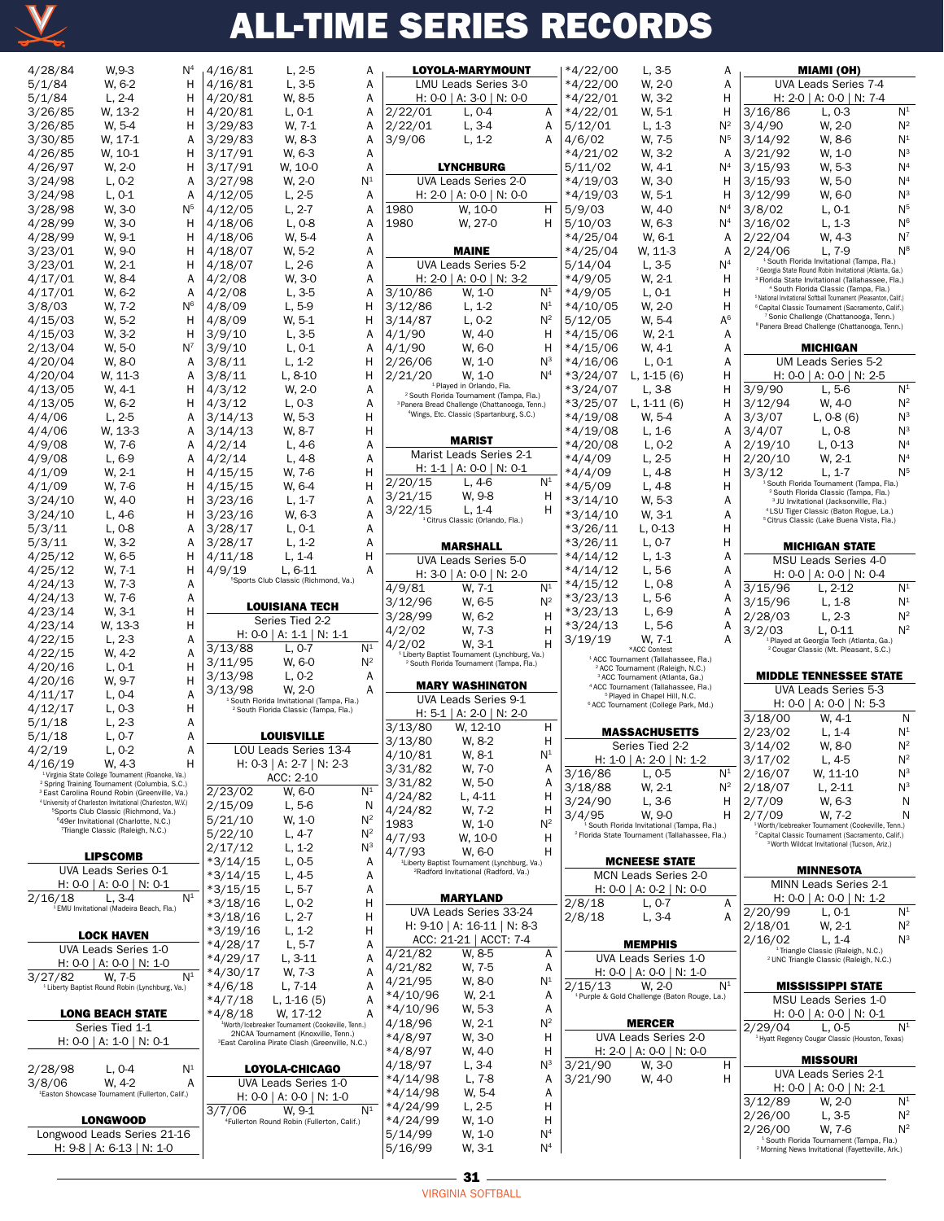# ALL-TIME SERIES RECORDS

| Date | Result | Site |
|---|---|---|
| 4/28/84 | W, 9-3 | N[4] |
| 5/1/84 | W, 6-2 | H |
| 5/1/84 | L, 2-4 | H |
| 3/26/85 | W, 13-2 | H |
| 3/26/85 | W, 5-4 | H |
| 3/30/85 | W, 17-1 | H |
| 4/26/85 | W, 10-1 | H |
| 4/26/97 | W, 2-0 | H |
| 3/24/98 | L, 0-2 | A |
| 3/24/98 | L, 0-1 | A |
| 3/28/98 | W, 3-0 | N[5] |
| 4/28/99 | W, 3-0 | H |
| 4/28/99 | W, 9-1 | H |
| 3/23/01 | W, 9-0 | H |
| 3/23/01 | W, 2-1 | H |
| 4/17/01 | W, 8-4 | A |
| 4/17/01 | W, 6-2 | A |
| 3/8/03 | W, 7-2 | N[6] |
| 4/15/03 | W, 5-2 | H |
| 4/15/03 | W, 3-2 | H |
| 2/13/04 | W, 5-0 | N[7] |
| 4/20/04 | W, 8-0 | A |
| 4/20/04 | W, 11-3 | A |
| 4/13/05 | W, 4-1 | H |
| 4/13/05 | W, 6-2 | H |
| 4/4/06 | L, 2-5 | A |
| 4/4/06 | W, 13-3 | A |
| 4/9/08 | W, 7-6 | A |
| 4/9/08 | L, 6-9 | A |
| 4/1/09 | W, 2-1 | H |
| 4/1/09 | W, 7-6 | H |
| 3/24/10 | W, 4-0 | H |
| 3/24/10 | L, 4-6 | H |
| 5/3/11 | L, 0-8 | A |
| 5/3/11 | W, 3-2 | A |
| 4/25/12 | W, 6-5 | H |
| 4/25/12 | W, 7-1 | H |
| 4/24/13 | W, 7-3 | A |
| 4/24/13 | W, 7-6 | A |
| 4/23/14 | W, 3-1 | H |
| 4/23/14 | W, 13-3 | H |
| 4/22/15 | L, 2-3 | A |
| 4/22/15 | W, 4-2 | A |
| 4/20/16 | L, 0-1 | H |
| 4/20/16 | W, 9-7 | H |
| 4/11/17 | L, 0-4 | A |
| 4/12/17 | L, 0-3 | H |
| 5/1/18 | L, 2-3 | A |
| 5/1/18 | L, 0-7 | A |
| 4/2/19 | L, 0-2 | A |
| 4/16/19 | W, 4-3 | H |

[1] Virginia State College Tournament (Roanoke, Va.)
[2] Spring Training Tournament (Columbia, S.C.)
[3] East Carolina Round Robin (Greenville, Va.)
[4] University of Charleston Invitational (Charleston, W.V.)
[5] Sports Club Classic (Richmond, Va.)
[6] 49er Invitational (Charlotte, N.C.)
[7] Triangle Classic (Raleigh, N.C.)

## LIPSCOMB

UVA Leads Series 0-1
H: 0-0 | A: 0-0 | N: 0-1

| Date | Result | Site |
|---|---|---|
| 2/16/18 | L, 3-4 | N[1] |

[1] EMU Invitational (Madeira Beach, Fla.)

## LOCK HAVEN

UVA Leads Series 1-0
H: 0-0 | A: 0-0 | N: 1-0

| Date | Result | Site |
|---|---|---|
| 3/27/82 | W, 7-5 | N[1] |

[1] Liberty Baptist Round Robin (Lynchburg, Va.)

## LONG BEACH STATE

Series Tied 1-1
H: 0-0 | A: 1-0 | N: 0-1

| Date | Result | Site |
|---|---|---|
| 2/28/98 | L, 0-4 | N[1] |
| 3/8/06 | W, 4-2 | A |

[1] Easton Showcase Tournament (Fullerton, Calif.)

## LONGWOOD

Longwood Leads Series 21-16
H: 9-8 | A: 6-13 | N: 1-0

| Date | Result | Site |
|---|---|---|
| 4/16/81 | L, 2-5 | A |
| 4/16/81 | L, 3-5 | A |
| 4/20/81 | W, 8-5 | A |
| 4/20/81 | L, 0-1 | A |
| 3/29/83 | W, 7-1 | A |
| 3/29/83 | W, 8-3 | A |
| 3/17/91 | W, 6-3 | A |
| 3/17/91 | W, 10-0 | A |
| 3/27/98 | W, 2-0 | N[1] |
| 4/12/05 | L, 2-5 | A |
| 4/12/05 | L, 2-7 | A |
| 4/18/06 | L, 0-8 | A |
| 4/18/06 | W, 5-4 | A |
| 4/18/07 | W, 5-2 | A |
| 4/18/07 | L, 2-6 | A |
| 4/2/08 | W, 3-0 | A |
| 4/2/08 | L, 3-5 | A |
| 4/8/09 | L, 5-9 | H |
| 4/8/09 | W, 5-1 | H |
| 3/9/10 | L, 3-5 | A |
| 3/9/10 | L, 0-1 | A |
| 3/8/11 | L, 1-2 | H |
| 3/8/11 | L, 8-10 | H |
| 4/3/12 | W, 2-0 | A |
| 4/3/12 | L, 0-3 | A |
| 3/14/13 | W, 5-3 | H |
| 3/14/13 | W, 8-7 | H |
| 4/2/14 | L, 4-6 | A |
| 4/2/14 | L, 4-8 | A |
| 4/15/15 | W, 7-6 | H |
| 4/15/15 | W, 6-4 | H |
| 3/23/16 | L, 1-7 | A |
| 3/23/16 | W, 6-3 | A |
| 3/28/17 | L, 0-1 | A |
| 3/28/17 | L, 1-2 | A |
| 4/11/18 | L, 1-4 | H |
| 4/9/19 | L, 6-11 | A |

[1] Sports Club Classic (Richmond, Va.)

## LOUISIANA TECH

Series Tied 2-2
H: 0-0 | A: 1-1 | N: 1-1

| Date | Result | Site |
|---|---|---|
| 3/13/88 | L, 0-7 | N[1] |
| 3/11/95 | W, 6-0 | N[2] |
| 3/13/98 | L, 0-2 | A |
| 3/13/98 | W, 2-0 | A |

[1] South Florida Invitational (Tampa, Fla.)
[2] South Florida Classic (Tampa, Fla.)

## LOUISVILLE

LOU Leads Series 13-4
H: 0-3 | A: 2-7 | N: 2-3
ACC: 2-10

| Date | Result | Site |
|---|---|---|
| 2/23/02 | W, 6-0 | N[1] |
| 2/15/09 | L, 5-6 | N |
| 5/21/10 | W, 1-0 | N[2] |
| 5/22/10 | L, 4-7 | N[2] |
| 2/17/12 | L, 1-2 | N[3] |
| *3/14/15 | L, 0-5 | A |
| *3/14/15 | L, 4-5 | A |
| *3/15/15 | L, 5-7 | A |
| *3/18/16 | L, 0-2 | H |
| *3/18/16 | L, 2-7 | H |
| *3/19/16 | L, 1-2 | H |
| *4/28/17 | L, 5-7 | A |
| *4/29/17 | L, 3-11 | A |
| *4/30/17 | W, 7-3 | A |
| *4/6/18 | L, 7-14 | A |
| *4/7/18 | L, 1-16 (5) | A |
| *4/8/18 | W, 17-12 | A |

[1] Worth/Icebreaker Tournament (Cookeville, Tenn.)
[2] NCAA Tournament (Knoxville, Tenn.)
[3] East Carolina Pirate Clash (Greenville, N.C.)

## LOYOLA-CHICAGO

UVA Leads Series 1-0
H: 0-0 | A: 0-0 | N: 1-0

| Date | Result | Site |
|---|---|---|
| 3/7/06 | W, 9-1 | N[1] |

[1] Fullerton Round Robin (Fullerton, Calif.)

## LOYOLA-MARYMOUNT

LMU Leads Series 3-0
H: 0-0 | A: 3-0 | N: 0-0

| Date | Result | Site |
|---|---|---|
| 2/22/01 | L, 0-4 | A |
| 2/22/01 | L, 3-4 | A |
| 3/9/06 | L, 1-2 | A |

## LYNCHBURG

UVA Leads Series 2-0
H: 2-0 | A: 0-0 | N: 0-0

| Date | Result | Site |
|---|---|---|
| 1980 | W, 10-0 | H |
| 1980 | W, 27-0 | H |

## MAINE

UVA Leads Series 5-2
H: 2-0 | A: 0-0 | N: 3-2

| Date | Result | Site |
|---|---|---|
| 3/10/86 | W, 1-0 | N[1] |
| 3/12/86 | L, 1-2 | N[1] |
| 3/14/87 | L, 0-2 | N[2] |
| 4/1/90 | W, 4-0 | H |
| 4/1/90 | W, 6-0 | H |
| 2/26/06 | W, 1-0 | N[3] |
| 2/21/20 | W, 1-0 | N[4] |

[1] Played in Orlando, Fla.
[2] South Florida Tournament (Tampa, Fla.)
[3] Panera Bread Challenge (Chattanooga, Tenn.)
[4] Wings, Etc. Classic (Spartanburg, S.C.)

## MARIST

Marist Leads Series 2-1
H: 1-1 | A: 0-0 | N: 0-1

| Date | Result | Site |
|---|---|---|
| 2/20/15 | L, 4-6 | N[1] |
| 3/21/15 | W, 9-8 | H |
| 3/22/15 | L, 1-4 | H |

[1] Citrus Classic (Orlando, Fla.)

## MARSHALL

UVA Leads Series 5-0
H: 3-0 | A: 0-0 | N: 2-0

| Date | Result | Site |
|---|---|---|
| 4/9/81 | W, 7-1 | N[1] |
| 3/12/96 | W, 6-5 | N[2] |
| 3/28/99 | W, 6-2 | H |
| 4/2/02 | W, 7-3 | H |
| 4/2/02 | W, 3-1 | H |

[1] Liberty Baptist Tournament (Lynchburg, Va.)
[2] South Florida Tournament (Tampa, Fla.)

## MARY WASHINGTON

UVA Leads Series 9-1
H: 5-1 | A: 2-0 | N: 2-0

| Date | Result | Site |
|---|---|---|
| 3/13/80 | W, 12-10 | H |
| 3/13/80 | W, 8-2 | H |
| 4/10/81 | W, 8-1 | N[1] |
| 3/31/82 | W, 7-0 | A |
| 3/31/82 | W, 5-0 | A |
| 4/24/82 | L, 4-11 | H |
| 4/24/82 | W, 7-2 | H |
| 1983 | W, 1-0 | N[2] |
| 4/7/93 | W, 10-0 | H |
| 4/7/93 | W, 6-0 | H |

[1] Liberty Baptist Tournament (Lynchburg, Va.)
[2] Radford Invitational (Radford, Va.)

## MARYLAND

UVA Leads Series 33-24
H: 9-10 | A: 16-11 | N: 8-3
ACC: 21-21 | ACCT: 7-4

| Date | Result | Site |
|---|---|---|
| 4/21/82 | W, 8-5 | A |
| 4/21/82 | W, 7-5 | A |
| 4/21/95 | W, 8-0 | N[1] |
| *4/10/96 | W, 2-1 | A |
| *4/10/96 | W, 5-3 | A |
| 4/18/96 | W, 2-1 | N[2] |
| *4/8/97 | W, 3-0 | H |
| *4/8/97 | W, 4-0 | H |
| 4/18/97 | L, 3-4 | N[3] |
| *4/14/98 | L, 7-8 | A |
| *4/14/98 | W, 5-4 | A |
| *4/24/99 | L, 2-5 | H |
| *4/24/99 | W, 1-0 | H |
| 5/14/99 | W, 1-0 | N[4] |
| 5/16/99 | W, 3-1 | N[4] |
| *4/22/00 | L, 3-5 | A |
| *4/22/00 | W, 2-0 | A |
| *4/22/01 | W, 3-2 | H |
| *4/22/01 | W, 5-1 | H |
| 5/12/01 | L, 1-3 | N[2] |
| 4/6/02 | W, 7-5 | N[5] |
| *4/21/02 | W, 3-2 | A |
| 5/11/02 | W, 4-1 | N[4] |
| *4/19/03 | W, 3-0 | H |
| *4/19/03 | W, 5-1 | H |
| 5/9/03 | W, 4-0 | N[4] |
| 5/10/03 | W, 6-3 | N[4] |
| *4/25/04 | W, 6-1 | A |
| *4/25/04 | W, 11-3 | A |
| 5/14/04 | L, 3-5 | N[4] |
| *4/9/05 | W, 2-1 | H |
| *4/9/05 | L, 0-1 | H |
| *4/10/05 | W, 2-0 | H |
| 5/12/05 | W, 5-4 | A[6] |
| *4/15/06 | W, 2-1 | A |
| *4/15/06 | W, 4-1 | A |
| *4/16/06 | L, 0-1 | A |
| *3/24/07 | L, 1-15 (6) | H |
| *3/24/07 | L, 3-8 | H |
| *3/25/07 | L, 1-11 (6) | H |
| *4/19/08 | W, 5-4 | A |
| *4/19/08 | L, 1-6 | A |
| *4/20/08 | L, 0-2 | A |
| *4/4/09 | L, 2-5 | H |
| *4/4/09 | L, 4-8 | H |
| *4/5/09 | L, 4-8 | H |
| *3/14/10 | W, 5-3 | A |
| *3/14/10 | W, 3-1 | A |
| *3/26/11 | L, 0-13 | H |
| *3/26/11 | L, 0-7 | H |
| *4/14/12 | L, 1-3 | A |
| *4/14/12 | L, 5-6 | A |
| *4/15/12 | L, 0-8 | A |
| *3/23/13 | L, 5-6 | A |
| *3/23/13 | L, 6-9 | A |
| *3/24/13 | L, 5-6 | A |
| 3/19/19 | W, 7-1 | A |

*ACC Contest
[1] ACC Tournament (Tallahassee, Fla.)
[2] ACC Tournament (Raleigh, N.C.)
[3] ACC Tournament (Atlanta, Ga.)
[4] ACC Tournament (Tallahassee, Fla.)
[5] Played in Chapel Hill, N.C.
[6] ACC Tournament (College Park, Md.)

## MASSACHUSETTS

Series Tied 2-2
H: 1-0 | A: 2-0 | N: 1-2

| Date | Result | Site |
|---|---|---|
| 3/16/86 | L, 0-5 | N[1] |
| 3/18/88 | W, 2-1 | N[2] |
| 3/24/90 | L, 3-6 | H |
| 3/4/95 | W, 9-0 | H |

[1] South Florida Invitational (Tampa, Fla.)
[2] Florida State Tournament (Tallahassee, Fla.)

## MCNEESE STATE

MCN Leads Series 2-0
H: 0-0 | A: 0-2 | N: 0-0

| Date | Result | Site |
|---|---|---|
| 2/8/18 | L, 0-7 | A |
| 2/8/18 | L, 3-4 | A |

## MEMPHIS

UVA Leads Series 1-0
H: 0-0 | A: 0-0 | N: 1-0

| Date | Result | Site |
|---|---|---|
| 2/15/13 | W, 2-0 | N[1] |

[1] Purple & Gold Challenge (Baton Rouge, La.)

## MERCER

UVA Leads Series 2-0
H: 2-0 | A: 0-0 | N: 0-0

| Date | Result | Site |
|---|---|---|
| 3/21/90 | W, 3-0 | H |
| 3/21/90 | W, 4-0 | H |

## MIAMI (OH)

UVA Leads Series 7-4
H: 2-0 | A: 0-0 | N: 7-4

| Date | Result | Site |
|---|---|---|
| 3/16/86 | L, 0-3 | N[1] |
| 3/4/90 | W, 2-0 | N[2] |
| 3/14/92 | W, 8-6 | N[1] |
| 3/21/92 | W, 1-0 | N[3] |
| 3/15/93 | W, 5-3 | N[4] |
| 3/15/93 | W, 5-0 | N[4] |
| 3/12/99 | W, 6-0 | N[3] |
| 3/8/02 | L, 0-1 | N[5] |
| 3/16/02 | L, 1-3 | N[6] |
| 2/22/04 | W, 4-3 | N[7] |
| 2/24/06 | L, 7-9 | N[8] |

[1] South Florida Invitational (Tampa, Fla.)
[2] Georgia State Round Robin Invitational (Atlanta, Ga.)
[3] Florida State Invitational (Tallahassee, Fla.)
[4] South Florida Classic (Tampa, Fla.)
[5] National Invitational Softball Tournament (Pleasanton, Calif.)
[6] Capital Classic Tournament (Sacramento, Calif.)
[7] Sonic Challenge (Chattanooga, Tenn.)
[8] Panera Bread Challenge (Chattanooga, Tenn.)

## MICHIGAN

UM Leads Series 5-2
H: 0-0 | A: 0-0 | N: 2-5

| Date | Result | Site |
|---|---|---|
| 3/9/90 | L, 5-6 | N[1] |
| 3/12/94 | W, 4-0 | N[2] |
| 3/3/07 | L, 0-8 (6) | N[3] |
| 3/4/07 | L, 0-8 | N[3] |
| 2/19/10 | L, 0-13 | N[4] |
| 2/20/10 | W, 2-1 | N[4] |
| 3/3/12 | L, 1-7 | N[5] |

[1] South Florida Tournament (Tampa, Fla.)
[2] South Florida Classic (Tampa, Fla.)
[3] JU Invitational (Jacksonville, Fla.)
[4] LSU Tiger Classic (Baton Rogue, La.)
[5] Citrus Classic (Lake Buena Vista, Fla.)

## MICHIGAN STATE

MSU Leads Series 4-0
H: 0-0 | A: 0-0 | N: 0-4

| Date | Result | Site |
|---|---|---|
| 3/15/96 | L, 2-12 | N[1] |
| 3/15/96 | L, 1-8 | N[1] |
| 2/28/03 | L, 2-3 | N[2] |
| 3/2/03 | L, 0-11 | N[2] |

[1] Played at Georgia Tech (Atlanta, Ga.)
[2] Cougar Classic (Mt. Pleasant, S.C.)

## MIDDLE TENNESSEE STATE

UVA Leads Series 5-3
H: 0-0 | A: 0-0 | N: 5-3

| Date | Result | Site |
|---|---|---|
| 3/18/00 | W, 4-1 | N |
| 2/23/02 | L, 1-4 | N[1] |
| 3/14/02 | W, 8-0 | N[2] |
| 3/17/02 | L, 4-5 | N[2] |
| 2/16/07 | W, 11-10 | N[3] |
| 2/18/07 | L, 2-11 | N[3] |
| 2/7/09 | W, 6-3 | N |
| 2/7/09 | W, 7-2 | N |

[1] Worth/Icebreaker Tournament (Cookeville, Tenn.)
[2] Capital Classic Tournament (Sacramento, Calif.)
[3] Worth Wildcat Invitational (Tucson, Ariz.)

## MINNESOTA

MINN Leads Series 2-1
H: 0-0 | A: 0-0 | N: 1-2

| Date | Result | Site |
|---|---|---|
| 2/20/99 | L, 0-1 | N[1] |
| 2/18/01 | W, 2-1 | N[2] |
| 2/16/02 | L, 1-4 | N[3] |

[1] Triangle Classic (Raleigh, N.C.)
[2] UNC Triangle Classic (Raleigh, N.C.)

## MISSISSIPPI STATE

MSU Leads Series 1-0
H: 0-0 | A: 0-0 | N: 0-1

| Date | Result | Site |
|---|---|---|
| 2/29/04 | L, 0-5 | N[1] |

[1] Hyatt Regency Cougar Classic (Houston, Texas)

## MISSOURI

UVA Leads Series 2-1
H: 0-0 | A: 0-0 | N: 2-1

| Date | Result | Site |
|---|---|---|
| 3/12/89 | W, 2-0 | N[1] |
| 2/26/00 | L, 3-5 | N[2] |
| 2/26/00 | W, 7-6 | N[2] |

[1] South Florida Tournament (Tampa, Fla.)
[2] Morning News Invitational (Fayetteville, Ark.)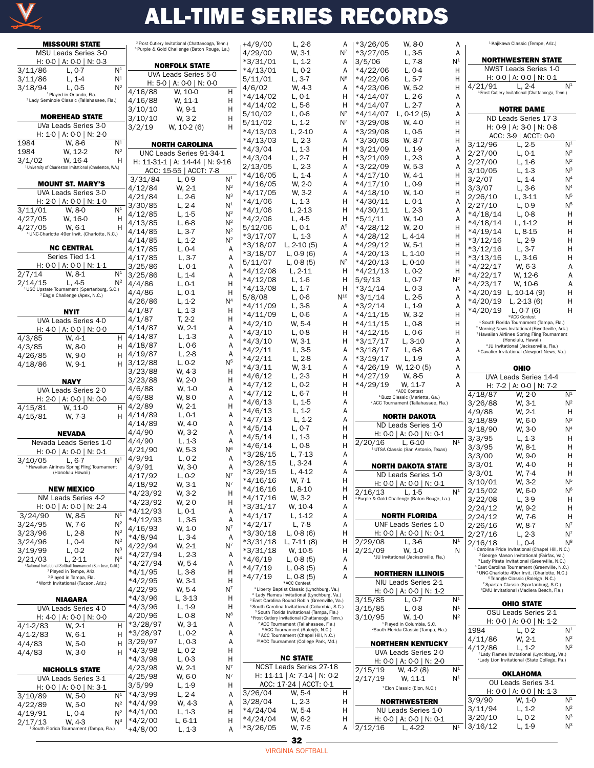# ALL-TIME SERIES RECORDS

## MISSOURI STATE

MSU Leads Series 3-0

H: 0-0 | A: 0-0 | N: 0-3

| Date | Result | Site |
|---|---|---|
| 3/11/86 | L, 0-7 | N[1] |
| 3/11/86 | L, 1-4 | N[1] |
| 3/18/94 | L, 0-5 | N[2] |

[1] Played in Orlando, Fla.
[2] Lady Seminole Classic (Tallahassee, Fla.)

## MOREHEAD STATE

UVa Leads Series 3-0

H: 1-0 | A: 0-0 | N: 2-0

| Date | Result | Site |
|---|---|---|
| 1984 | W, 8-6 | N[1] |
| 1984 | W, 12-2 | N[2] |
| 3/1/02 | W, 16-4 | H |

[1] University of Charleston Invitational (Charleston, W.V.)

## MOUNT ST. MARY'S

UVA Leads Series 3-0

H: 2-0 | A: 0-0 | N: 1-0

| Date | Result | Site |
|---|---|---|
| 3/11/01 | W, 8-0 | N[1] |
| 4/27/05 | W, 16-0 | H |
| 4/27/05 | W, 6-1 | H |

[1] UNC-Charlotte 49er Invit. (Charlotte, N.C.)

## NC CENTRAL

Series Tied 1-1

H: 0-0 | A: 0-0 | N: 1-1

| Date | Result | Site |
|---|---|---|
| 2/7/14 | W, 8-1 | N[1] |
| 2/14/15 | L, 4-5 | N[2] |

[1] USC Upstate Tournament (Spartanburg, S.C.)
[2] Eagle Challenge (Apex, N.C.)

## NYIT

UVA Leads Series 4-0

H: 4-0 | A: 0-0 | N: 0-0

| Date | Result | Site |
|---|---|---|
| 4/3/85 | W, 4-1 | H |
| 4/3/85 | W, 8-0 | H |
| 4/26/85 | W, 9-0 | H |
| 4/18/86 | W, 9-1 | H |

## NAVY

UVA Leads Series 2-0

H: 2-0 | A: 0-0 | N: 0-0

| Date | Result | Site |
|---|---|---|
| 4/15/81 | W, 11-0 | H |
| 4/15/81 | W, 7-3 | H |

## NEVADA

Nevada Leads Series 1-0

H: 0-0 | A: 0-0 | N: 0-1

| Date | Result | Site |
|---|---|---|
| 3/10/05 | L, 6-7 | N[1] |

[1] Hawaiian Airlines Spring Fling Tournament (Honolulu,Hawaii)

## NEW MEXICO

NM Leads Series 4-2

H: 0-0 | A: 0-0 | N: 2-4

| Date | Result | Site |
|---|---|---|
| 3/24/90 | W, 8-5 | N[1] |
| 3/24/95 | W, 7-6 | N[2] |
| 3/23/96 | L, 2-8 | N[2] |
| 3/24/96 | L, 0-4 | N[2] |
| 3/19/99 | L, 0-2 | N[3] |
| 2/21/03 | L, 2-11 | N[4] |

[1] National Invitational Softball Tournament (San Jose, Calif.)
[2] Played in Tempe, Ariz.
[3] Played in Tampa, Fla.
[4] Worth Invitational (Tucson, Ariz.)

## NIAGARA

UVA Leads Series 4-0

H: 4-0 | A: 0-0 | N: 0-0

| Date | Result | Site |
|---|---|---|
| 4/1-2/83 | W, 2-1 | H |
| 4/1-2/83 | W, 6-1 | H |
| 4/4/83 | W, 5-0 | H |
| 4/4/83 | W, 3-0 | H |

## NICHOLLS STATE

UVA Leads Series 3-1

H: 0-0 | A: 0-0 | N: 3-1

| Date | Result | Site |
|---|---|---|
| 3/10/89 | W, 5-0 | N[1] |
| 4/22/89 | W, 5-0 | N[2] |
| 4/19/91 | L, 0-4 | N[2] |
| 2/17/13 | W, 4-3 | N[3] |

[1] South Florida Tournament (Tampa, Fla.)
[2] Frost Cutlery Invitational (Chattanooga, Tenn.)
[3] Purple & Gold Challenge (Baton Rouge, La.)

## NORFOLK STATE

UVA Leads Series 5-0

H: 5-0 | A: 0-0 | N: 0-0

| Date | Result | Site |
|---|---|---|
| 4/16/88 | W, 10-0 | H |
| 4/16/88 | W, 11-1 | H |
| 3/10/10 | W, 9-1 | H |
| 3/10/10 | W, 3-2 | H |
| 3/2/19 | W, 10-2 (6) | H |

## NORTH CAROLINA

UNC Leads Series 91-34-1

H: 11-31-1 | A: 14-44 | N: 9-16

ACC: 15-55 | ACCT: 7-8

| Date | Result | Site |
|---|---|---|
| 3/31/84 | L, 0-9 | N[1] |
| 4/12/84 | W, 2-1 | N[2] |
| 4/21/84 | L, 2-6 | N[3] |
| 3/30/85 | L, 2-4 | N[1] |
| 4/12/85 | L, 1-5 | N[2] |
| 4/13/85 | L, 6-8 | N[2] |
| 4/14/85 | L, 3-7 | N[2] |
| 4/14/85 | L, 1-2 | N[2] |
| 4/17/85 | L, 0-4 | A |
| 4/17/85 | L, 3-7 | A |
| 3/25/86 | L, 0-1 | A |
| 3/25/86 | L, 1-4 | A |
| 4/4/86 | L, 0-1 | H |
| 4/4/86 | L, 0-1 | H |
| 4/26/86 | L, 1-2 | N[4] |
| 4/1/87 | L, 1-3 | H |
| 4/1/87 | T, 2-2 | H |
| 4/14/87 | W, 2-1 | A |
| 4/14/87 | L, 1-3 | A |
| 4/18/87 | L, 0-6 | A |
| 4/19/87 | L, 2-8 | A |
| 3/12/88 | L, 0-2 | N[5] |
| 3/23/88 | W, 4-3 | H |
| 3/23/88 | W, 2-0 | H |
| 4/6/88 | W, 1-0 | A |
| 4/6/88 | W, 8-0 | A |
| 4/2/89 | W, 2-1 | H |
| 4/14/89 | L, 0-1 | A |
| 4/14/89 | W, 4-0 | A |
| 4/4/90 | W, 3-2 | A |
| 4/4/90 | L, 1-3 | A |
| 4/21/90 | W, 5-3 | N[6] |
| 4/9/91 | L, 0-2 | A |
| 4/9/91 | W, 3-0 | A |
| 4/17/92 | L, 0-2 | N[7] |
| 4/18/92 | W, 3-1 | N[7] |
| *4/23/92 | W, 3-2 | H |
| *4/23/92 | W, 2-0 | H |
| *4/12/93 | L, 0-1 | A |
| *4/12/93 | L, 3-5 | A |
| 4/16/93 | W, 1-0 | N[7] |
| *4/8/94 | L, 3-4 | A |
| 4/22/94 | W, 2-1 | N[7] |
| *4/27/94 | L, 2-3 | A |
| *4/27/94 | W, 5-4 | A |
| *4/1/95 | L, 3-8 | H |
| *4/2/95 | W, 3-1 | H |
| 4/22/95 | W, 5-4 | N[7] |
| *4/3/96 | L, 3-13 | H |
| *4/3/96 | L, 1-9 | H |
| 4/20/96 | L, 0-8 | N[8] |
| *3/28/97 | W, 3-1 | A |
| *3/28/97 | L, 0-2 | A |
| 3/29/97 | L, 0-3 | A |
| *4/3/98 | L, 0-2 | H |
| *4/3/98 | L, 0-3 | H |
| 4/23/98 | W, 2-1 | N[7] |
| 4/25/98 | W, 6-0 | N[7] |
| 3/5/99 | L, 1-9 | H |
| *4/3/99 | L, 2-4 | A |
| *4/4/99 | W, 4-3 | A |
| *4/1/00 | L, 1-3 | H |
| *4/2/00 | L, 6-11 | H |
| +4/8/00 | L, 1-3 | A |
| +4/9/00 | L, 2-6 | A |
| 4/29/00 | W, 3-1 | N[7] |
| *3/31/01 | L, 1-2 | A |
| *4/13/01 | L, 0-2 | A |
| 5/11/01 | L, 3-7 | N[8] |
| 4/6/02 | W, 4-3 | A |
| *4/14/02 | L, 0-1 | H |
| *4/14/02 | L, 5-6 | H |
| 5/10/02 | L, 0-6 | N[7] |
| 5/11/02 | L, 1-2 | N[7] |
| *4/13/03 | L, 2-10 | A |
| *4/13/03 | L, 2-3 | A |
| *4/3/04 | L, 1-3 | H |
| *4/3/04 | L, 2-7 | H |
| 2/13/05 | L, 2-3 | A |
| *4/16/05 | L, 1-4 | A |
| *4/16/05 | W, 2-0 | A |
| *4/17/05 | W, 3-2 | A |
| *4/1/06 | L, 1-3 | H |
| *4/1/06 | L, 2-13 | H |
| *4/2/06 | L, 4-5 | H |
| 5/12/06 | L, 0-1 | A[9] |
| *3/17/07 | L, 1-3 | A |
| *3/18/07 | L, 2-10 (5) | A |
| *3/18/07 | L, 0-9 (6) | A |
| 5/11/07 | L, 0-8 (5) | N[7] |
| *4/12/08 | L, 2-11 | H |
| *4/12/08 | L, 1-6 | H |
| *4/13/08 | L, 1-7 | H |
| 5/8/08 | L, 0-6 | N[10] |
| *4/11/09 | L, 3-8 | A |
| *4/11/09 | L, 0-6 | A |
| *4/2/10 | W, 5-4 | H |
| *4/3/10 | L, 0-8 | H |
| *4/3/10 | W, 3-1 | H |
| *4/2/11 | L, 3-5 | A |
| *4/2/11 | L, 2-8 | A |
| *4/3/11 | W, 3-1 | A |
| *4/6/12 | L, 2-3 | H |
| *4/7/12 | L, 0-2 | H |
| *4/7/12 | L, 6-7 | H |
| *4/6/13 | L, 1-5 | A |
| *4/6/13 | L, 1-2 | A |
| *4/7/13 | L, 1-2 | A |
| *4/5/14 | L, 0-7 | H |
| *4/5/14 | L, 1-3 | H |
| *4/6/14 | L, 0-8 | H |
| *3/28/15 | L, 7-13 | A |
| *3/28/15 | L, 3-24 | A |
| *3/29/15 | L, 4-12 | A |
| *4/16/16 | W, 7-1 | H |
| *4/16/16 | L, 8-10 | H |
| *4/17/16 | W, 3-2 | H |
| *3/31/17 | W, 10-4 | A |
| *4/1/17 | L, 1-12 | A |
| *4/2/17 | L, 7-8 | A |
| *3/30/18 | L, 0-8 (6) | H |
| *3/31/18 | L, 7-11 (8) | H |
| *3/31/18 | W, 10-5 | H |
| *4/6/19 | L, 0-8 (5) | A |
| *4/7/19 | L, 0-8 (5) | A |
| *4/7/19 | L, 0-8 (5) | A |

*ACC Contest

[1] Liberty Baptist Classic (Lynchburg, Va.)
[2] Lady Flames Invitational (Lynchburg, Va.)
[3] East Carolina Round Robin (Greenville, Va.)
[4] South Carolina Invitational (Columbia, S.C.)
[5] South Florida Invitational (Tampa, Fla.)
[6] Frost Cutlery Invitational (Chattanooga, Tenn.)
[7] ACC Tournament (Tallahassee, Fla.)
[8] ACC Tournament (Raleigh, N.C.)
[9] ACC Tournament (Chapel Hill, N.C.)
[10] ACC Tournament (College Park, Md.)

## NC STATE

NCST Leads Series 27-18

H: 11-11 | A: 7-14 | N: 0-2

ACC: 17-24 | ACCT: 0-1

| Date | Result | Site |
|---|---|---|
| 3/26/04 | W, 5-4 | H |
| 3/28/04 | L, 2-3 | H |
| *4/24/04 | W, 5-4 | H |
| *4/24/04 | W, 6-2 | H |
| *3/26/05 | W, 7-6 | A |
| *3/26/05 | W, 8-0 | A |
| *3/27/05 | L, 3-5 | A |
| 3/5/06 | L, 7-8 | N[1] |
| *4/22/06 | L, 0-4 | H |
| *4/22/06 | L, 5-7 | H |
| *4/23/06 | W, 5-2 | H |
| *4/14/07 | L, 2-6 | A |
| *4/14/07 | L, 2-7 | A |
| *4/14/07 | L, 0-12 (5) | A |
| *3/29/08 | W, 4-0 | H |
| *3/29/08 | L, 0-5 | H |
| *3/30/08 | W, 8-7 | H |
| *3/21/09 | L, 1-9 | A |
| *3/21/09 | L, 2-3 | A |
| *3/22/09 | W, 5-3 | A |
| *4/16/10 | W, 4-1 | H |
| *4/17/10 | L, 0-9 | H |
| *4/18/10 | W, 1-0 | H |
| *4/30/11 | L, 0-1 | A |
| *4/30/11 | L, 2-3 | A |
| *5/1/11 | W, 1-0 | A |
| *4/28/12 | W, 2-0 | H |
| *4/28/12 | L, 4-14 | H |
| *4/29/12 | W, 5-1 | H |
| *4/20/13 | L, 1-10 | H |
| *4/20/13 | L, 0-10 | H |
| *4/21/13 | L, 0-2 | H |
| 5/9/13 | L, 0-7 | N[2] |
| *3/1/14 | L, 0-3 | A |
| *3/1/14 | L, 2-5 | A |
| *3/2/14 | L, 1-9 | A |
| *4/11/15 | W, 3-2 | H |
| *4/11/15 | L, 0-8 | H |
| *4/12/15 | L, 0-6 | H |
| *3/17/17 | L, 3-10 | A |
| *3/18/17 | L, 6-8 | A |
| *3/19/17 | L, 1-9 | A |
| *4/26/19 | W, 12-0 (5) | A |
| *4/27/19 | W, 8-5 | A |
| *4/29/19 | W, 11-7 | A |

*ACC Contest

[1] Buzz Classic (Marietta, Ga.)
[2] ACC Tournament (Tallahassee, Fla.)

## NORTH DAKOTA

ND Leads Series 1-0

H: 0-0 | A: 0-0 | N: 0-1

| Date | Result | Site |
|---|---|---|
| 2/20/16 | L, 6-10 | N[1] |

[1] UTSA Classic (San Antonio, Texas)

## NORTH DAKOTA STATE

ND Leads Series 1-0

H: 0-0 | A: 0-0 | N: 0-1

| Date | Result | Site |
|---|---|---|
| 2/16/13 | L, 1-5 | N[1] |

[1] Purple & Gold Challenge (Baton Rouge, La.)

## NORTH FLORIDA

UNF Leads Series 1-0

H: 0-0 | A: 0-0 | N: 0-1

| Date | Result | Site |
|---|---|---|
| 2/29/08 | L, 3-6 | N[1] |
| 2/21/09 | W, 1-0 | N |

[1] JU Invitational (Jacksonville, Fla.)

## NORTHERN ILLINOIS

NIU Leads Series 2-1

H: 0-0 | A: 0-0 | N: 1-2

| Date | Result | Site |
|---|---|---|
| 3/15/85 | L, 0-7 | N[1] |
| 3/15/85 | L, 0-8 | N[1] |
| 3/10/95 | W, 1-0 | N[2] |

[1] Played in Columbia, S.C.
[2] South Florida Classic (Tampa, Fla.)

## NORTHERN KENTUCKY

UVA Leads Series 2-0

H: 0-0 | A: 0-0 | N: 2-0

| Date | Result | Site |
|---|---|---|
| 2/15/19 | W, 4-2 (8) | N[1] |
| 2/17/19 | W, 11-1 | N[1] |

[1] Elon Classic (Elon, N.C.)

## NORTHWESTERN

NU Leads Series 1-0

H: 0-0 | A: 0-0 | N: 0-1

| Date | Result | Site |
|---|---|---|
| 2/12/16 | L, 4-22 | N[1] |

[1] Kajikawa Classic (Tempe, Ariz.)

## NORTHWESTERN STATE

NWST Leads Series 1-0

H: 0-0 | A: 0-0 | N: 0-1

| Date | Result | Site |
|---|---|---|
| 4/21/91 | L, 2-4 | N[1] |

[1] Frost Cutlery Invitational (Chattanooga, Tenn.)

## NOTRE DAME

ND Leads Series 17-3

H: 0-9 | A: 3-0 | N: 0-8

ACC: 3-9 | ACCT: 0-0

| Date | Result | Site |
|---|---|---|
| 3/12/96 | L, 2-5 | N[1] |
| 2/27/00 | L, 0-1 | N[2] |
| 2/27/00 | L, 1-6 | N[2] |
| 3/10/05 | L, 1-3 | N[3] |
| 3/2/07 | L, 1-4 | N[4] |
| 3/3/07 | L, 3-6 | N[4] |
| 2/26/10 | L, 3-11 | N[5] |
| 2/27/10 | L, 0-9 | N[5] |
| *4/18/14 | L, 0-8 | H |
| *4/18/14 | L, 1-12 | H |
| *4/19/14 | L, 8-15 | H |
| *3/12/16 | L, 2-9 | H |
| *3/12/16 | L, 3-7 | H |
| *3/13/16 | L, 3-16 | H |
| *4/22/17 | W, 6-3 | A |
| *4/22/17 | W, 12-6 | A |
| *4/23/17 | W, 10-6 | A |
| *4/20/19 | L, 10-14 (9) | H |
| *4/20/19 | L, 2-13 (6) | H |
| *4/20/19 | L, 0-7 (6) | H |

*ACC Contest

[1] South Florida Tournament (Tampa, Fla.)
[2] Morning News Invitational (Fayetteville, Ark.)
[3] Hawaiian Airlines Spring Fling Tournament (Honolulu, Hawaii)
[4] JU Invitational (Jacksonville, Fla.)
[5] Cavalier Invitational (Newport News, Va.)

## OHIO

UVA Leads Series 14-4

H: 7-2 | A: 0-0 | N: 7-2

| Date | Result | Site |
|---|---|---|
| 4/18/87 | W, 2-0 | N[1] |
| 3/26/88 | W, 3-1 | N[2] |
| 4/9/88 | W, 2-1 | H |
| 3/18/89 | W, 6-0 | N[3] |
| 3/18/90 | W, 3-0 | N[4] |
| 3/3/95 | L, 1-3 | H |
| 3/3/95 | W, 8-1 | H |
| 3/3/00 | W, 9-0 | H |
| 3/3/01 | W, 4-0 | H |
| 3/3/01 | W, 7-4 | H |
| 3/10/01 | W, 3-2 | N[5] |
| 2/15/02 | W, 6-0 | N[6] |
| 3/22/08 | L, 3-9 | H |
| 2/24/12 | W, 9-2 | H |
| 2/24/12 | W, 7-6 | H |
| 2/26/16 | W, 8-7 | N[7] |
| 2/27/16 | L, 2-3 | N[7] |
| 2/16/18 | L, 0-4 | N[8] |

[1] Carolina Pride Invitational (Chapel Hill, N.C.)
[2] George Mason Invitational (Fairfax, Va.)
[3] Lady Pirate Invitational (Greenville, N.C.)
[4] East Carolina Tournament (Greenville, N.C.)
[5] UNC-Charlotte 49er Invit. (Charlotte, N.C.)
[6] Triangle Classic (Raleigh, N.C.)
[7] Spartan Classic (Spartanburg, S.C.)
[8] EMU Invitational (Madiera Beach, Fla.)

## OHIO STATE

OSU Leads Series 2-1

H: 0-0 | A: 0-0 | N: 1-2

| Date | Result | Site |
|---|---|---|
| 1984 | L, 0-2 | N[1] |
| 4/11/86 | W, 2-1 | N[2] |
| 4/12/86 | L, 1-2 | N[2] |

[1] Lady Flames Invitational (Lynchburg, Va.)
[2] Lady Lion Invitational (State College, Pa.)

## OKLAHOMA

OU Leads Series 3-1

H: 0-0 | A: 0-0 | N: 1-3

| Date | Result | Site |
|---|---|---|
| 3/9/90 | W, 1-0 | N[1] |
| 3/11/94 | L, 1-2 | N[2] |
| 3/20/10 | L, 0-2 | N[3] |
| 3/16/12 | L, 1-9 | N[3] |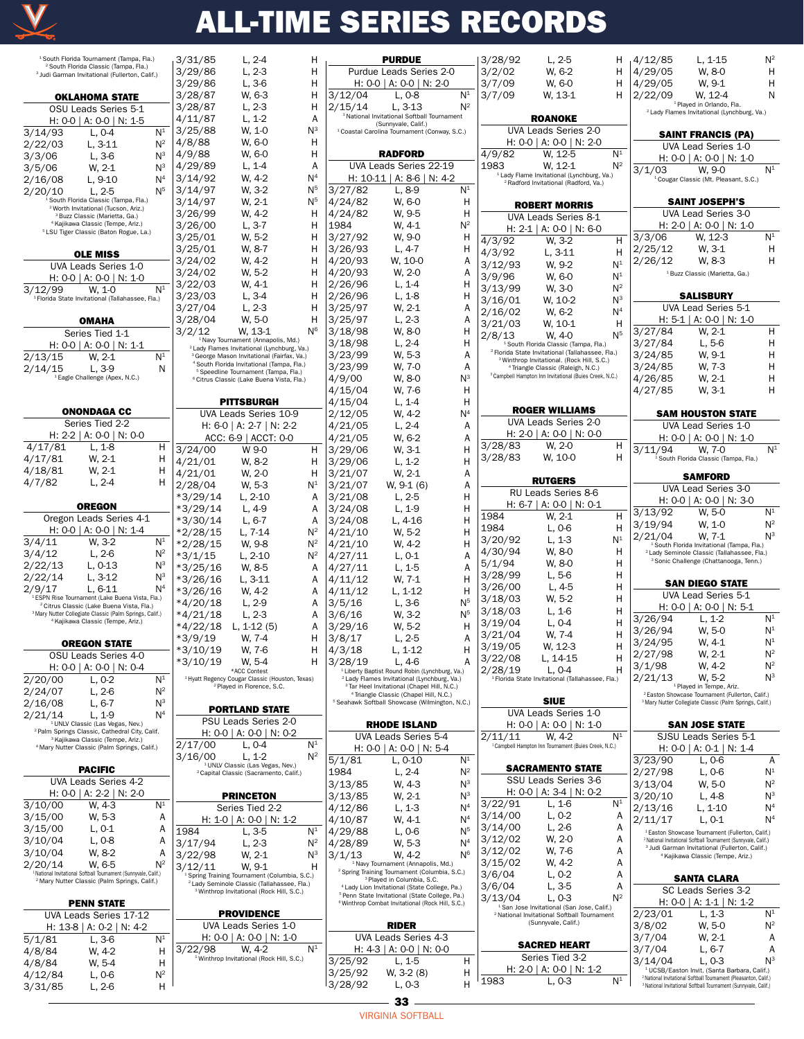# ALL-TIME SERIES RECORDS

[1] South Florida Tournament (Tampa, Fla.)
[2] South Florida Classic (Tampa, Fla.)
[3] Judi Garman Invitational (Fullerton, Calif.)

### OKLAHOMA STATE

OSU Leads Series 5-1
H: 0-0 | A: 0-0 | N: 1-5

| Date | Result | Site |
|---|---|---|
| 3/14/93 | L, 0-4 | N[1] |
| 2/22/03 | L, 3-11 | N[2] |
| 3/3/06 | L, 3-6 | N[3] |
| 3/5/06 | W, 2-1 | N[3] |
| 2/16/08 | L, 9-10 | N[4] |
| 2/20/10 | L, 2-5 | N[5] |

[1] South Florida Classic (Tampa, Fla.)
[2] Worth Invitational (Tucson, Ariz.)
[3] Buzz Classic (Marietta, Ga.)
[4] Kajikawa Classic (Tempe, Ariz.)
[5] LSU Tiger Classic (Baton Rouge, La.)

### OLE MISS

UVA Leads Series 1-0
H: 0-0 | A: 0-0 | N: 1-0

| Date | Result | Site |
|---|---|---|
| 3/12/99 | W, 1-0 | N[1] |

[1] Florida State Invitational (Tallahassee, Fla.)

### OMAHA

Series Tied 1-1
H: 0-0 | A: 0-0 | N: 1-1

| Date | Result | Site |
|---|---|---|
| 2/13/15 | W, 2-1 | N[1] |
| 2/14/15 | L, 3-9 | N |

[1] Eagle Challenge (Apex, N.C.)

### ONONDAGA CC

Series Tied 2-2
H: 2-2 | A: 0-0 | N: 0-0

| Date | Result | Site |
|---|---|---|
| 4/17/81 | L, 1-8 | H |
| 4/17/81 | W, 2-1 | H |
| 4/18/81 | W, 2-1 | H |
| 4/7/82 | L, 2-4 | H |

### OREGON

Oregon Leads Series 4-1
H: 0-0 | A: 0-0 | N: 1-4

| Date | Result | Site |
|---|---|---|
| 3/4/11 | W, 3-2 | N[1] |
| 3/4/12 | L, 2-6 | N[2] |
| 2/22/13 | L, 0-13 | N[3] |
| 2/22/14 | L, 3-12 | N[3] |
| 2/9/17 | L, 6-11 | N[4] |

[1] ESPN Rise Tournament (Lake Buena Vista, Fla.)
[2] Citrus Classic (Lake Buena Vista, Fla.)
[3] Mary Nutter Collegiate Classic (Palm Springs, Calif.)
[4] Kajikawa Classic (Tempe, Ariz.)

### OREGON STATE

OSU Leads Series 4-0
H: 0-0 | A: 0-0 | N: 0-4

| Date | Result | Site |
|---|---|---|
| 2/20/00 | L, 0-2 | N[1] |
| 2/24/07 | L, 2-6 | N[2] |
| 2/16/08 | L, 6-7 | N[3] |
| 2/21/14 | L, 1-9 | N[4] |

[1] UNLV Classic (Las Vegas, Nev.)
[2] Palm Springs Classic, Cathedral City, Calif.
[3] Kajikawa Classic (Tempe, Ariz.)
[4] Mary Nutter Classic (Palm Springs, Calif.)

### PACIFIC

UVA Leads Series 4-2
H: 0-0 | A: 2-2 | N: 2-0

| Date | Result | Site |
|---|---|---|
| 3/10/00 | W, 4-3 | N[1] |
| 3/15/00 | W, 5-3 | A |
| 3/15/00 | L, 0-1 | A |
| 3/10/04 | L, 0-8 | A |
| 3/10/04 | W, 8-2 | A |
| 2/20/14 | W, 6-5 | N[2] |

[1] National Invitational Softball Tournament (Sunnyvale, Calif.)
[2] Mary Nutter Classic (Palm Springs, Calif.)

### PENN STATE

UVA Leads Series 17-12
H: 13-8 | A: 0-2 | N: 4-2

| Date | Result | Site |
|---|---|---|
| 5/1/81 | L, 3-6 | N[1] |
| 4/8/84 | W, 4-2 | H |
| 4/8/84 | W, 5-4 | H |
| 4/12/84 | L, 0-6 | N[2] |
| 3/31/85 | L, 2-6 | H |
| 3/31/85 | L, 2-4 | H |
| 3/29/86 | L, 2-3 | H |
| 3/29/86 | L, 3-6 | H |
| 3/28/87 | W, 6-3 | H |
| 3/28/87 | L, 2-3 | H |
| 4/11/87 | L, 1-2 | A |
| 3/25/88 | W, 1-0 | N[3] |
| 4/8/88 | W, 6-0 | H |
| 4/9/88 | W, 6-0 | H |
| 4/29/89 | L, 1-4 | A |
| 3/14/92 | W, 4-2 | N[4] |
| 3/14/97 | W, 3-2 | N[5] |
| 3/14/97 | W, 2-1 | N[5] |
| 3/26/99 | W, 4-2 | H |
| 3/26/00 | L, 3-7 | H |
| 3/25/01 | W, 5-2 | H |
| 3/25/01 | W, 8-7 | H |
| 3/24/02 | W, 4-2 | H |
| 3/24/02 | W, 5-2 | H |
| 3/22/03 | W, 4-1 | H |
| 3/23/03 | L, 3-4 | H |
| 3/27/04 | L, 2-3 | H |
| 3/28/04 | W, 5-0 | H |
| 3/2/12 | W, 13-1 | N[6] |

[1] Navy Tournament (Annapolis, Md.)
[2] Lady Flames Invitational (Lynchburg, Va.)
[3] George Mason Invitational (Fairfax, Va.)
[4] South Florida Invitational (Tampa, Fla.)
[5] Speedline Tournament (Tampa, Fla.)
[6] Citrus Classic (Lake Buena Vista, Fla.)

### PITTSBURGH

UVA Leads Series 10-9
H: 6-0 | A: 2-7 | N: 2-2
ACC: 6-9 | ACCT: 0-0

| Date | Result | Site |
|---|---|---|
| 3/24/00 | W 9-0 | H |
| 4/21/01 | W, 8-2 | H |
| 4/21/01 | W, 2-0 | H |
| 2/28/04 | W, 5-3 | N[1] |
| *3/29/14 | L, 2-10 | A |
| *3/29/14 | L, 4-9 | A |
| *3/30/14 | L, 6-7 | A |
| *2/28/15 | L, 7-14 | N[2] |
| *2/28/15 | W, 9-8 | N[2] |
| *3/1/15 | L, 2-10 | N[2] |
| *3/25/16 | W, 8-5 | A |
| *3/26/16 | L, 3-11 | A |
| *3/26/16 | W, 4-2 | A |
| *4/20/18 | L, 2-9 | A |
| *4/21/18 | L, 2-3 | A |
| *4/22/18 | L, 1-12 (5) | A |
| *3/9/19 | W, 7-4 | H |
| *3/10/19 | W, 7-6 | H |
| *3/10/19 | W, 5-4 | H |

*ACC Contest
[1] Hyatt Regency Cougar Classic (Houston, Texas)
[2] Played in Florence, S.C.

### PORTLAND STATE

PSU Leads Series 2-0
H: 0-0 | A: 0-0 | N: 0-2

| Date | Result | Site |
|---|---|---|
| 2/17/00 | L, 0-4 | N[1] |
| 3/16/00 | L, 1-2 | N[2] |

[1] UNLV Classic (Las Vegas, Nev.)
[2] Capital Classic (Sacramento, Calif.)

### PRINCETON

Series Tied 2-2
H: 1-0 | A: 0-0 | N: 1-2

| Date | Result | Site |
|---|---|---|
| 1984 | L, 3-5 | N[1] |
| 3/17/94 | L, 2-3 | N[2] |
| 3/22/98 | W, 2-1 | N[3] |
| 3/12/11 | W, 9-1 | H |

[1] Spring Training Tournament (Columbia, S.C.)
[2] Lady Seminole Classic (Tallahassee, Fla.)
[3] Winthrop Invitational (Rock Hill, S.C.)

### PROVIDENCE

UVA Leads Series 1-0
H: 0-0 | A: 0-0 | N: 1-0

| Date | Result | Site |
|---|---|---|
| 3/22/98 | W, 4-2 | N[1] |

[1] Winthrop Invitational (Rock Hill, S.C.)

### PURDUE

Purdue Leads Series 2-0
H: 0-0 | A: 0-0 | N: 2-0

| Date | Result | Site |
|---|---|---|
| 3/12/04 | L, 0-8 | N[1] |
| 2/15/14 | L, 3-13 | N[2] |

[1] National Invitational Softball Tournament (Sunnyvale, Calif.)
[2] Coastal Carolina Tournament (Conway, S.C.)

### RADFORD

UVA Leads Series 22-19
H: 10-11 | A: 8-6 | N: 4-2

| Date | Result | Site |
|---|---|---|
| 3/27/82 | L, 8-9 | N[1] |
| 4/24/82 | W, 6-0 | H |
| 4/24/82 | W, 9-5 | H |
| 1984 | W, 4-1 | N[2] |
| 3/27/92 | W, 9-0 | H |
| 3/26/93 | L, 4-7 | H |
| 4/20/93 | W, 10-0 | A |
| 4/20/93 | W, 2-0 | A |
| 2/26/96 | L, 1-4 | H |
| 2/26/96 | L, 1-8 | H |
| 3/25/97 | W, 2-1 | A |
| 3/25/97 | L, 2-3 | A |
| 3/18/98 | W, 8-0 | H |
| 3/18/98 | L, 2-4 | H |
| 3/23/99 | W, 5-3 | A |
| 3/23/99 | W, 7-0 | A |
| 4/9/00 | W, 8-0 | N[3] |
| 4/15/04 | W, 7-6 | H |
| 4/15/04 | L, 1-4 | H |
| 2/12/05 | W, 4-2 | N[4] |
| 4/21/05 | L, 2-4 | A |
| 4/21/05 | W, 6-2 | A |
| 3/29/06 | W, 3-1 | H |
| 3/29/06 | L, 1-2 | H |
| 4/27/07 | W, 2-1 | A |
| 3/21/07 | W, 9-1 (6) | A |
| 3/21/08 | L, 2-5 | H |
| 3/21/08 | L, 1-9 | H |
| 3/24/08 | L, 4-16 | H |
| 4/21/10 | W, 5-2 | H |
| 4/21/10 | W, 4-2 | H |
| 4/27/11 | L, 0-1 | A |
| 4/27/11 | L, 1-5 | A |
| 4/11/12 | W, 7-1 | H |
| 4/11/12 | L, 1-12 | H |
| 3/5/16 | L, 3-6 | N[5] |
| 3/6/16 | W, 3-2 | N[5] |
| 3/29/16 | W, 5-2 | H |
| 3/8/17 | L, 2-5 | A |
| 4/3/18 | L, 1-12 | H |
| 3/28/19 | L, 4-6 | A |

[1] Liberty Baptist Round Robin (Lynchburg, Va.)
[2] Lady Flames Invitational (Lynchburg, Va.)
[3] Tar Heel Invitational (Chapel Hill, N.C.)
[4] Triangle Classic (Chapel Hill, N.C.)
[5] Seahawk Softball Showcase (Wilmington, N.C.)

### RHODE ISLAND

UVA Leads Series 5-4
H: 0-0 | A: 0-0 | N: 5-4

| Date | Result | Site |
|---|---|---|
| 5/1/81 | L, 0-10 | N[1] |
| 1984 | L, 2-4 | N[2] |
| 3/13/85 | W, 4-3 | N[3] |
| 3/13/85 | W, 2-1 | N[3] |
| 4/12/86 | L, 1-3 | N[4] |
| 4/10/87 | W, 4-1 | N[4] |
| 4/29/88 | L, 0-6 | N[5] |
| 4/28/89 | W, 5-3 | N[4] |
| 3/1/13 | W, 4-2 | N[6] |

[1] Navy Tournament (Annapolis, Md.)
[2] Spring Training Tournament (Columbia, S.C.)
[3] Played in Columbia, S.C.
[4] Lady Lion Invitational (State College, Pa.)
[5] Penn State Invitational (State College, Pa.)
[6] Winthrop Combat Invitational (Rock Hill, S.C.)

### RIDER

UVA Leads Series 4-3
H: 4-3 | A: 0-0 | N: 0-0

| Date | Result | Site |
|---|---|---|
| 3/25/92 | L, 1-5 | H |
| 3/25/92 | W, 3-2 (8) | H |
| 3/28/92 | L, 0-3 | H |
| 3/28/92 | L, 2-5 | H |
| 3/2/02 | W, 6-2 | H |
| 3/7/09 | W, 6-0 | H |
| 3/7/09 | W, 13-1 | H |

### ROANOKE

UVA Leads Series 2-0
H: 0-0 | A: 0-0 | N: 2-0

| Date | Result | Site |
|---|---|---|
| 4/9/82 | W, 12-5 | N[1] |
| 1983 | W, 12-1 | N[2] |

[1] Lady Flame Invitational (Lynchburg, Va.)
[2] Radford Invitational (Radford, Va.)

### ROBERT MORRIS

UVA Leads Series 8-1
H: 2-1 | A: 0-0 | N: 6-0

| Date | Result | Site |
|---|---|---|
| 4/3/92 | W, 3-2 | H |
| 4/3/92 | L, 3-11 | H |
| 3/12/93 | W, 9-2 | N[1] |
| 3/9/96 | W, 6-0 | N[1] |
| 3/13/99 | W, 3-0 | N[2] |
| 3/16/01 | W, 10-2 | N[3] |
| 2/16/02 | W, 6-2 | N[4] |
| 3/21/03 | W, 10-1 | H |
| 2/8/13 | W, 4-0 | N[5] |

[1] South Florida Classic (Tampa, Fla.)
[2] Florida State Invitational (Tallahassee, Fla.)
[3] Winthrop Invitational. (Rock Hill, S.C.)
[4] Triangle Classic (Raleigh, N.C.)
[5] Campbell Hampton Inn Invitational (Buies Creek, N.C.)

### ROGER WILLIAMS

UVA Leads Series 2-0
H: 2-0 | A: 0-0 | N: 0-0

| Date | Result | Site |
|---|---|---|
| 3/28/83 | W, 2-0 | H |
| 3/28/83 | W, 10-0 | H |

### RUTGERS

RU Leads Series 8-6
H: 6-7 | A: 0-0 | N: 0-1

| Date | Result | Site |
|---|---|---|
| 1984 | W, 2-1 | H |
| 1984 | L, 0-6 | H |
| 3/20/92 | L, 1-3 | N[1] |
| 4/30/94 | W, 8-0 | H |
| 5/1/94 | W, 8-0 | H |
| 3/28/99 | L, 5-6 | H |
| 3/26/00 | L, 4-5 | H |
| 3/18/03 | W, 5-2 | H |
| 3/18/03 | L, 1-6 | H |
| 3/19/04 | L, 0-4 | H |
| 3/21/04 | W, 7-4 | H |
| 3/19/05 | W, 12-3 | H |
| 3/22/08 | L, 14-15 | H |
| 2/28/19 | L, 0-4 | H |

[1] Florida State Invitational (Tallahassee, Fla.)

### SIUE

UVA Leads Series 1-0
H: 0-0 | A: 0-0 | N: 1-0

| Date | Result | Site |
|---|---|---|
| 2/11/11 | W, 4-2 | N[1] |

[1] Campbell Hampton Inn Tournament (Buies Creek, N.C.)

### SACRAMENTO STATE

SSU Leads Series 3-6
H: 0-0 | A: 3-4 | N: 0-2

| Date | Result | Site |
|---|---|---|
| 3/22/91 | L, 1-6 | N[1] |
| 3/14/00 | L, 0-2 | A |
| 3/14/00 | L, 2-6 | A |
| 3/12/02 | W, 2-0 | A |
| 3/12/02 | W, 7-6 | A |
| 3/15/02 | W, 4-2 | A |
| 3/6/04 | L, 0-2 | A |
| 3/6/04 | L, 3-5 | A |
| 3/13/04 | L, 0-3 | N[2] |

[1] San Jose Invitational (San Jose, Calif.)
[2] National Invitational Softball Tournament (Sunnyvale, Calif.)

### SACRED HEART

Series Tied 3-2
H: 2-0 | A: 0-0 | N: 1-2

| Date | Result | Site |
|---|---|---|
| 1983 | L, 0-3 | N[1] |
| 4/12/85 | L, 1-15 | N[2] |
| 4/29/05 | W, 8-0 | H |
| 4/29/05 | W, 9-1 | H |
| 2/22/09 | W, 12-4 | N |

[1] Played in Orlando, Fla.
[2] Lady Flames Invitational (Lynchburg, Va.)

### SAINT FRANCIS (PA)

UVA Lead Series 1-0
H: 0-0 | A: 0-0 | N: 1-0

| Date | Result | Site |
|---|---|---|
| 3/1/03 | W, 9-0 | N[1] |

[1] Cougar Classic (Mt. Pleasant, S.C.)

### SAINT JOSEPH'S

UVA Leads Series 3-0
H: 2-0 | A: 0-0 | N: 1-0

| Date | Result | Site |
|---|---|---|
| 3/3/06 | W, 12-3 | N[1] |
| 2/25/12 | W, 3-1 | H |
| 2/26/12 | W, 8-3 | H |

[1] Buzz Classic (Marietta, Ga.)

### SALISBURY

UVA Lead Series 5-1
H: 5-1 | A: 0-0 | N: 1-0

| Date | Result | Site |
|---|---|---|
| 3/27/84 | W, 2-1 | H |
| 3/27/84 | L, 5-6 | H |
| 3/24/85 | W, 9-1 | H |
| 3/24/85 | W, 7-3 | H |
| 4/26/85 | W, 2-1 | H |
| 4/27/85 | W, 3-1 | H |

### SAM HOUSTON STATE

UVA Lead Series 1-0
H: 0-0 | A: 0-0 | N: 1-0

| Date | Result | Site |
|---|---|---|
| 3/11/94 | W, 7-0 | N[1] |

[1] South Florida Classic (Tampa, Fla.)

### SAMFORD

UVA Lead Series 3-0
H: 0-0 | A: 0-0 | N: 3-0

| Date | Result | Site |
|---|---|---|
| 3/13/92 | W, 5-0 | N[1] |
| 3/19/94 | W, 1-0 | N[2] |
| 2/21/04 | W, 7-1 | N[3] |

[1] South Florida Invitational (Tampa, Fla.)
[2] Lady Seminole Classic (Tallahassee, Fla.)
[3] Sonic Challenge (Chattanooga, Tenn.)

### SAN DIEGO STATE

UVA Lead Series 5-1
H: 0-0 | A: 0-0 | N: 5-1

| Date | Result | Site |
|---|---|---|
| 3/26/94 | L, 1-2 | N[1] |
| 3/26/94 | W, 5-0 | N[1] |
| 3/24/95 | W, 4-1 | N[1] |
| 2/27/98 | W, 2-1 | N[2] |
| 3/1/98 | W, 4-2 | N[2] |
| 2/21/13 | W, 5-2 | N[3] |

[1] Played in Tempe, Ariz.
[2] Easton Showcase Tournament (Fullerton, Calif.)
[3] Mary Nutter Collegiate Classic (Palm Springs, Calif.)

### SAN JOSE STATE

SJSU Leads Series 5-1
H: 0-0 | A: 0-1 | N: 1-4

| Date | Result | Site |
|---|---|---|
| 3/23/90 | L, 0-6 | A |
| 2/27/98 | L, 0-6 | N[1] |
| 3/13/04 | W, 5-0 | N[2] |
| 3/20/10 | L, 4-8 | N[3] |
| 2/13/16 | L, 1-10 | N[4] |
| 2/11/17 | L, 0-1 | N[4] |

[1] Easton Showcase Tournament (Fullerton, Calif.)
[2] National Invitational Softball Tournament (Sunnyvale, Calif.)
[3] Judi Garman Invitational (Fullerton, Calif.)
[4] Kajikawa Classic (Tempe, Ariz.)

### SANTA CLARA

SC Leads Series 3-2
H: 0-0 | A: 1-1 | N: 1-2

| Date | Result | Site |
|---|---|---|
| 2/23/01 | L, 1-3 | N[1] |
| 3/8/02 | W, 5-0 | N[2] |
| 3/7/04 | W, 2-1 | A |
| 3/7/04 | L, 6-7 | A |
| 3/14/04 | L, 0-3 | N[3] |

[1] UCSB/Easton Invit. (Santa Barbara, Calif.)
[2] National Invitational Softball Tournament (Pleasanton, Calif.)
[3] National Invitational Softball Tournament (Sunnyvale, Calif.)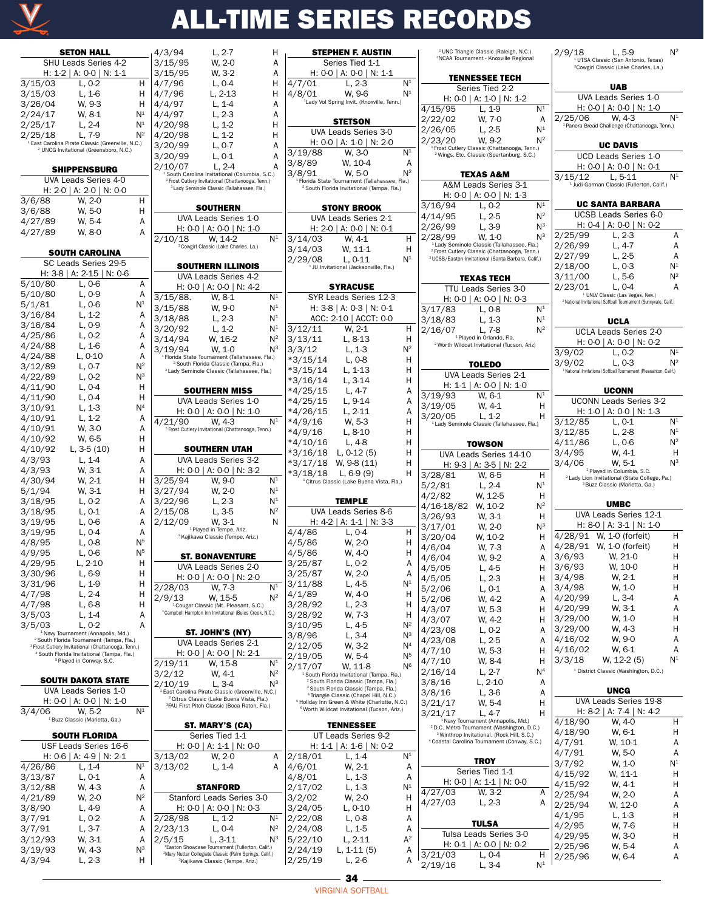# ALL-TIME SERIES RECORDS

### SETON HALL
SHU Leads Series 4-2
H: 1-2 | A: 0-0 | N: 1-1

| Date | Result | Site |
|---|---|---|
| 3/15/03 | L, 0-2 | H |
| 3/15/03 | L, 1-6 | H |
| 3/26/04 | W, 9-3 | H |
| 2/24/17 | W, 8-1 | N[1] |
| 2/25/17 | L, 2-4 | N[1] |
| 2/25/18 | L, 7-9 | N[2] |

[1] East Carolina Pirate Classic (Greenville, N.C.)
[2] UNCG Invitational (Greensboro, N.C.)

### SHIPPENSBURG
UVA Leads Series 4-0
H: 2-0 | A: 2-0 | N: 0-0

| Date | Result | Site |
|---|---|---|
| 3/6/88 | W, 2-0 | H |
| 3/6/88 | W, 5-0 | H |
| 4/27/89 | W, 5-4 | A |
| 4/27/89 | W, 8-0 | A |

### SOUTH CAROLINA
SC Leads Series 29-5
H: 3-8 | A: 2-15 | N: 0-6

| Date | Result | Site |
|---|---|---|
| 5/10/80 | L, 0-6 | A |
| 5/10/80 | L, 0-9 | A |
| 5/1/81 | L, 0-6 | N[1] |
| 3/16/84 | L, 1-2 | A |
| 3/16/84 | L, 0-9 | A |
| 4/25/86 | L, 0-2 | A |
| 4/24/88 | L, 1-6 | A |
| 4/24/88 | L, 0-10 | A |
| 3/12/89 | L, 0-7 | N[2] |
| 4/22/89 | L, 0-2 | N[3] |
| 4/11/90 | L, 0-4 | H |
| 4/11/90 | L, 0-4 | H |
| 3/10/91 | L, 1-3 | N[4] |
| 4/10/91 | L, 1-2 | A |
| 4/10/91 | W, 3-0 | A |
| 4/10/92 | W, 6-5 | H |
| 4/10/92 | L, 3-5 (10) | H |
| 4/3/93 | L, 1-4 | A |
| 4/3/93 | W, 3-1 | A |
| 4/30/94 | W, 2-1 | H |
| 5/1/94 | W, 3-1 | H |
| 3/18/95 | L, 0-2 | A |
| 3/18/95 | L, 0-1 | A |
| 3/19/95 | L, 0-6 | A |
| 3/19/95 | L, 0-4 | A |
| 4/8/95 | L, 0-8 | N[5] |
| 4/9/95 | L, 0-6 | N[5] |
| 4/29/95 | L, 2-10 | H |
| 3/30/96 | L, 6-9 | H |
| 3/31/96 | L, 1-9 | H |
| 4/7/98 | L, 2-4 | H |
| 4/7/98 | L, 6-8 | H |
| 3/5/03 | L, 1-4 | A |
| 3/5/03 | L, 0-2 | A |

[1] Navy Tournament (Annapolis, Md.)
[2] South Florida Tournament (Tampa, Fla.)
[3] Frost Cutlery Invitational (Chattanooga, Tenn.)
[4] South Florida Invitational (Tampa, Fla.)
[5] Played in Conway, S.C.

### SOUTH DAKOTA STATE
UVA Leads Series 1-0
H: 0-0 | A: 0-0 | N: 1-0

| Date | Result | Site |
|---|---|---|
| 3/4/06 | W, 5-2 | N[1] |

[1] Buzz Classic (Marietta, Ga.)

### SOUTH FLORIDA
USF Leads Series 16-6
H: 0-6 | A: 4-9 | N: 2-1

| Date | Result | Site |
|---|---|---|
| 4/26/86 | L, 1-4 | N[1] |
| 3/13/87 | L, 0-1 | A |
| 3/12/88 | W, 4-3 | A |
| 4/21/89 | W, 2-0 | N[2] |
| 3/8/90 | L, 4-9 | A |
| 3/7/91 | L, 0-2 | A |
| 3/7/91 | L, 3-7 | A |
| 3/12/93 | W, 3-1 | A |
| 3/19/93 | W, 4-3 | N[3] |
| 4/3/94 | L, 2-3 | H |
| 4/3/94 | L, 2-7 | H |
| 3/15/95 | W, 2-0 | A |
| 3/15/95 | W, 3-2 | A |
| 4/7/96 | L, 0-4 | H |
| 4/7/96 | L, 2-13 | H |
| 4/4/97 | L, 1-4 | A |
| 4/4/97 | L, 2-3 | A |
| 4/20/98 | L, 1-2 | H |
| 4/20/98 | L, 1-2 | H |
| 3/20/99 | L, 0-7 | A |
| 3/20/99 | L, 0-1 | A |
| 2/10/07 | L, 2-4 | A |

[1] South Carolina Invitational (Columbia, S.C.)
[2] Frost Cutlery Invitational (Chattanooga, Tenn.)
[3] Lady Seminole Classic (Tallahassee, Fla.)

### SOUTHERN
UVA Leads Series 1-0
H: 0-0 | A: 0-0 | N: 1-0

| Date | Result | Site |
|---|---|---|
| 2/10/18 | W, 14-2 | N[1] |

[1] Cowgirl Classic (Lake Charles, La.)

### SOUTHERN ILLINOIS
UVA Leads Series 4-2
H: 0-0 | A: 0-0 | N: 4-2

| Date | Result | Site |
|---|---|---|
| 3/15/88. | W, 8-1 | N[1] |
| 3/15/88 | W, 9-0 | N[1] |
| 3/18/88 | L, 2-3 | N[1] |
| 3/20/92 | L, 1-2 | N[1] |
| 3/14/94 | W, 16-2 | N[2] |
| 3/19/94 | W, 1-0 | N[3] |

[1] Florida State Tournament (Tallahassee, Fla.)
[2] South Florida Classic (Tampa, Fla.)
[3] Lady Seminole Classic (Tallahassee, Fla.)

### SOUTHERN MISS
UVA Leads Series 1-0
H: 0-0 | A: 0-0 | N: 1-0

| Date | Result | Site |
|---|---|---|
| 4/21/90 | W, 4-3 | N[1] |

[1] Frost Cutlery Invitational (Chattanooga, Tenn.)

### SOUTHERN UTAH
UVA Leads Series 3-2
H: 0-0 | A: 0-0 | N: 3-2

| Date | Result | Site |
|---|---|---|
| 3/25/94 | W, 9-0 | N[1] |
| 3/27/94 | W, 2-0 | N[1] |
| 3/22/96 | L, 2-3 | N[1] |
| 2/15/08 | L, 3-5 | N[2] |
| 2/12/09 | W, 3-1 | N |

[1] Played in Tempe, Ariz.
[2] Kajikawa Classic (Tempe, Ariz.)

### ST. BONAVENTURE
UVA Leads Series 2-0
H: 0-0 | A: 0-0 | N: 2-0

| Date | Result | Site |
|---|---|---|
| 2/28/03 | W, 7-3 | N[1] |
| 2/9/13 | W, 15-5 | N[2] |

[1] Cougar Classic (Mt. Pleasant, S.C.)
[2] Campbell Hampton Inn Invitational (Buies Creek, N.C.)

### ST. JOHN'S (NY)
UVA Leads Series 2-1
H: 0-0 | A: 0-0 | N: 2-1

| Date | Result | Site |
|---|---|---|
| 2/19/11 | W, 15-8 | N[1] |
| 3/2/12 | W, 4-1 | N[2] |
| 2/10/19 | L, 3-4 | N[3] |

[1] East Carolina Pirate Classic (Greenville, N.C.)
[2] Citrus Classic (Lake Buena Vista, Fla.)
[3] FAU First Pitch Classic (Boca Raton, Fla.)

### ST. MARY'S (CA)
Series Tied 1-1
H: 0-0 | A: 1-1 | N: 0-0

| Date | Result | Site |
|---|---|---|
| 3/13/02 | W, 2-0 | A |
| 3/13/02 | L, 1-4 | A |

### STANFORD
Stanford Leads Series 3-0
H: 0-0 | A: 0-0 | N: 0-3

| Date | Result | Site |
|---|---|---|
| 2/28/98 | L, 1-2 | N[1] |
| 2/23/13 | L, 0-4 | N[2] |
| 2/5/15 | L, 3-11 | N[3] |

[1] Easton Showcase Tournament (Fullerton, Calif.)
[2] Mary Nutter Collegiate Classic (Palm Springs, Calif.)
[3] Kajikawa Classic (Tempe, Ariz.)

### STEPHEN F. AUSTIN
Series Tied 1-1
H: 0-0 | A: 0-0 | N: 1-1

| Date | Result | Site |
|---|---|---|
| 4/7/01 | L, 2-3 | N[1] |
| 4/8/01 | W, 9-6 | N[1] |

[1] Lady Vol Spring Invit. (Knoxville, Tenn.)

### STETSON
UVA Leads Series 3-0
H: 0-0 | A: 1-0 | N: 2-0

| Date | Result | Site |
|---|---|---|
| 3/19/88 | W, 3-0 | N[1] |
| 3/8/89 | W, 10-4 | A |
| 3/8/91 | W, 5-0 | N[2] |

[1] Florida State Tournament (Tallahassee, Fla.)
[2] South Florida Invitational (Tampa, Fla.)

### STONY BROOK
UVA Leads Series 2-1
H: 2-0 | A: 0-0 | N: 0-1

| Date | Result | Site |
|---|---|---|
| 3/14/03 | W, 4-1 | H |
| 3/14/03 | W, 11-1 | H |
| 2/29/08 | L, 0-11 | N[1] |

[1] JU Invitational (Jacksonville, Fla.)

### SYRACUSE
SYR Leads Series 12-3
H: 3-8 | A: 0-3 | N: 0-1
ACC: 2-10 | ACCT: 0-0

| Date | Result | Site |
|---|---|---|
| 3/12/11 | W, 2-1 | H |
| 3/13/11 | L, 8-13 | H |
| 3/3/12 | L, 1-3 | N[2] |
| *3/15/14 | L, 0-8 | H |
| *3/15/14 | L, 1-13 | H |
| *3/16/14 | L, 3-14 | H |
| *4/25/15 | L, 4-7 | A |
| *4/25/15 | L, 9-14 | A |
| *4/26/15 | L, 2-11 | A |
| *4/9/16 | W, 5-3 | H |
| *4/9/16 | L, 8-10 | H |
| *4/10/16 | L, 4-8 | H |
| *3/16/18 | L, 0-12 (5) | H |
| *3/17/18 | W, 9-8 (11) | H |
| *3/18/18 | L, 6-9 (9) | H |

[1] Citrus Classic (Lake Buena Vista, Fla.)

### TEMPLE
UVA Leads Series 8-6
H: 4-2 | A: 1-1 | N: 3-3

| Date | Result | Site |
|---|---|---|
| 4/4/86 | L, 0-4 | H |
| 4/5/86 | W, 2-0 | H |
| 4/5/86 | W, 4-0 | H |
| 3/25/87 | L, 0-2 | A |
| 3/25/87 | W, 2-0 | A |
| 3/11/88 | L, 4-5 | N[1] |
| 4/1/89 | W, 4-0 | H |
| 3/28/92 | L, 2-3 | H |
| 3/28/92 | W, 7-3 | H |
| 3/10/95 | L, 4-5 | N[2] |
| 3/8/96 | L, 3-4 | N[3] |
| 2/12/05 | W, 3-2 | N[4] |
| 2/19/05 | W, 5-4 | N[5] |
| 2/17/07 | W, 11-8 | N[6] |

[1] South Florida Tournament (Tampa, Fla.)
[2] South Florida Classic (Tampa, Fla.)
[3] South Florida Classic (Tampa, Fla.)
[4] Triangle Classic (Chapel Hill, N.C.)
[5] Holiday Inn Green & White (Charlotte, N.C.)
[6] Worth Wildcat Invitational (Tucson, Ariz.)

### TENNESSEE
UT Leads Series 9-2
H: 1-1 | A: 1-6 | N: 0-2

| Date | Result | Site |
|---|---|---|
| 2/18/01 | L, 1-4 | N[1] |
| 4/6/01 | W, 2-1 | A |
| 4/8/01 | L, 1-3 | A |
| 2/17/02 | L, 1-3 | N[1] |
| 3/2/02 | W, 2-0 | H |
| 3/24/05 | L, 0-10 | H |
| 2/22/08 | L, 0-8 | A |
| 2/24/08 | L, 1-5 | A |
| 5/22/10 | L, 2-11 | A[2] |
| 2/24/19 | L, 1-11 (5) | A |
| 2/25/19 | L, 2-6 | A |

[1] UNC Triangle Classic (Raleigh, N.C.)
[2] NCAA Tournament - Knoxville Regional

### TENNESSEE TECH
Series Tied 2-2
H: 0-0 | A: 1-0 | N: 1-2

| Date | Result | Site |
|---|---|---|
| 4/15/95 | L, 1-9 | N[1] |
| 2/22/02 | W, 7-0 | A |
| 2/26/05 | L, 2-5 | N[1] |
| 2/23/20 | W, 9-2 | N[2] |

[1] Frost Cutlery Classic (Chattanooga, Tenn.)
[2] Wings, Etc. Classic (Spartanburg, S.C.)

### TEXAS A&M
A&M Leads Series 3-1
H: 0-0 | A: 0-0 | N: 1-3

| Date | Result | Site |
|---|---|---|
| 3/16/94 | L, 0-2 | N[1] |
| 4/14/95 | L, 2-5 | N[2] |
| 2/26/99 | L, 3-9 | N[3] |
| 2/28/99 | W, 1-0 | N[3] |

[1] Lady Seminole Classic (Tallahassee, Fla.)
[2] Frost Cutlery Classic (Chattanooga, Tenn.)
[3] UCSB/Easton Invitational (Santa Barbara, Calif.)

### TEXAS TECH
TTU Leads Series 3-0
H: 0-0 | A: 0-0 | N: 0-3

| Date | Result | Site |
|---|---|---|
| 3/17/83 | L, 0-8 | N[1] |
| 3/18/83 | L, 1-3 | N[1] |
| 2/16/07 | L, 7-8 | N[2] |

[1] Played in Orlando, Fla.
[2] Worth Wildcat Invitational (Tucson, Ariz)

### TOLEDO
UVA Leads Series 2-1
H: 1-1 | A: 0-0 | N: 1-0

| Date | Result | Site |
|---|---|---|
| 3/19/93 | W, 6-1 | N[1] |
| 3/19/05 | W, 4-1 | H |
| 3/20/05 | L, 1-2 | H |

[1] Lady Seminole Classic (Tallahassee, Fla.)

### TOWSON
UVA Leads Series 14-10
H: 9-3 | A: 3-5 | N: 2-2

| Date | Result | Site |
|---|---|---|
| 3/28/81 | W, 6-5 | H |
| 5/2/81 | L, 2-4 | N[1] |
| 4/2/82 | W, 12-5 | H |
| 4/16-18/82 | W, 10-2 | N[2] |
| 3/26/93 | W, 3-1 | H |
| 3/17/01 | W, 2-0 | N[3] |
| 3/20/04 | W, 10-2 | H |
| 4/6/04 | W, 7-3 | A |
| 4/6/04 | W, 9-2 | A |
| 4/5/05 | L, 4-5 | H |
| 4/5/05 | L, 2-3 | H |
| 5/2/06 | L, 0-1 | A |
| 5/2/06 | W, 4-2 | A |
| 4/3/07 | W, 5-3 | H |
| 4/3/07 | W, 4-2 | H |
| 4/23/08 | L, 0-2 | A |
| 4/23/08 | L, 2-5 | A |
| 4/7/10 | W, 5-3 | H |
| 4/7/10 | W, 8-4 | H |
| 2/16/14 | L, 2-7 | N[4] |
| 3/8/16 | L, 2-10 | A |
| 3/8/16 | L, 3-6 | A |
| 3/21/17 | W, 5-4 | H |
| 3/21/17 | L, 4-7 | H |

[1] Navy Tournament (Annapolis, Md.)
[2] D.C. Metro Tournament (Washington, D.C.)
[3] Winthrop Invitational. (Rock Hill, S.C.)
[4] Coastal Carolina Tournament (Conway, S.C.)

### TROY
Series Tied 1-1
H: 0-0 | A: 1-1 | N: 0-0

| Date | Result | Site |
|---|---|---|
| 4/27/03 | W, 3-2 | A |
| 4/27/03 | L, 2-3 | A |

### TULSA
Tulsa Leads Series 3-0
H: 0-1 | A: 0-0 | N: 0-2

| Date | Result | Site |
|---|---|---|
| 3/21/03 | L, 0-4 | H |
| 2/19/16 | L, 3-4 | N[1] |
| 2/9/18 | L, 5-9 | N[2] |

[1] UTSA Classic (San Antonio, Texas)
[2] Cowgirl Classic (Lake Charles, La.)

### UAB
UVA Leads Series 1-0
H: 0-0 | A: 0-0 | N: 1-0

| Date | Result | Site |
|---|---|---|
| 2/25/06 | W, 4-3 | N[1] |

[1] Panera Bread Challenge (Chattanooga, Tenn.)

### UC DAVIS
UCD Leads Series 1-0
H: 0-0 | A: 0-0 | N: 0-1

| Date | Result | Site |
|---|---|---|
| 3/15/12 | L, 5-11 | N[1] |

[1] Judi Garman Classic (Fullerton, Calif.)

### UC SANTA BARBARA
UCSB Leads Series 6-0
H: 0-4 | A: 0-0 | N: 0-2

| Date | Result | Site |
|---|---|---|
| 2/25/99 | L, 2-3 | A |
| 2/26/99 | L, 4-7 | A |
| 2/27/99 | L, 2-5 | A |
| 2/18/00 | L, 0-3 | N[1] |
| 3/11/00 | L, 5-6 | N[2] |
| 2/23/01 | L, 0-4 | A |

[1] UNLV Classic (Las Vegas, Nev.)
[2] National Invitational Softball Tournament (Sunnyvale, Calif.)

### UCLA
UCLA Leads Series 2-0
H: 0-0 | A: 0-0 | N: 0-2

| Date | Result | Site |
|---|---|---|
| 3/9/02 | L, 0-2 | N[1] |
| 3/9/02 | L, 0-3 | N[2] |

[1] National Invitational Softball Tournament (Pleasanton, Calif.)

### UCONN
UCONN Leads Series 3-2
H: 1-0 | A: 0-0 | N: 1-3

| Date | Result | Site |
|---|---|---|
| 3/12/85 | L, 0-1 | N[1] |
| 3/12/85 | L, 2-8 | N[1] |
| 4/11/86 | L, 0-6 | N[2] |
| 3/4/95 | W, 4-1 | H |
| 3/4/06 | W, 5-1 | N[3] |

[1] Played in Columbia, S.C.
[2] Lady Lion Invitational (State College, Pa.)
[3] Buzz Classic (Marietta, Ga.)

### UMBC
UVA Leads Series 12-1
H: 8-0 | A: 3-1 | N: 1-0

| Date | Result | Site |
|---|---|---|
| 4/28/91 | W, 1-0 (forfeit) | H |
| 4/28/91 | W, 1-0 (forfeit) | H |
| 3/6/93 | W, 21-0 | H |
| 3/6/93 | W, 10-0 | H |
| 3/4/98 | W, 2-1 | H |
| 3/4/98 | W, 1-0 | H |
| 4/20/99 | L, 3-4 | A |
| 4/20/99 | W, 3-1 | A |
| 3/29/00 | W, 1-0 | H |
| 3/29/00 | W, 4-3 | H |
| 4/16/02 | W, 9-0 | A |
| 4/16/02 | W, 6-1 | A |
| 3/3/18 | W, 12-2 (5) | N[1] |

[1] District Classic (Washington, D.C.)

### UNCG
UVA Leads Series 19-8
H: 8-2 | A: 7-4 | N: 4-2

| Date | Result | Site |
|---|---|---|
| 4/18/90 | W, 4-0 | H |
| 4/18/90 | W, 6-1 | H |
| 4/7/91 | W, 10-1 | A |
| 4/7/91 | W, 5-0 | A |
| 3/7/92 | W, 1-0 | N[1] |
| 4/15/92 | W, 11-1 | H |
| 4/15/92 | W, 4-1 | H |
| 2/25/94 | W, 2-0 | A |
| 2/25/94 | W, 12-0 | A |
| 4/1/95 | L, 1-3 | H |
| 4/2/95 | W, 7-6 | H |
| 4/29/95 | W, 3-0 | H |
| 2/25/96 | W, 5-4 | A |
| 2/25/96 | W, 6-4 | A |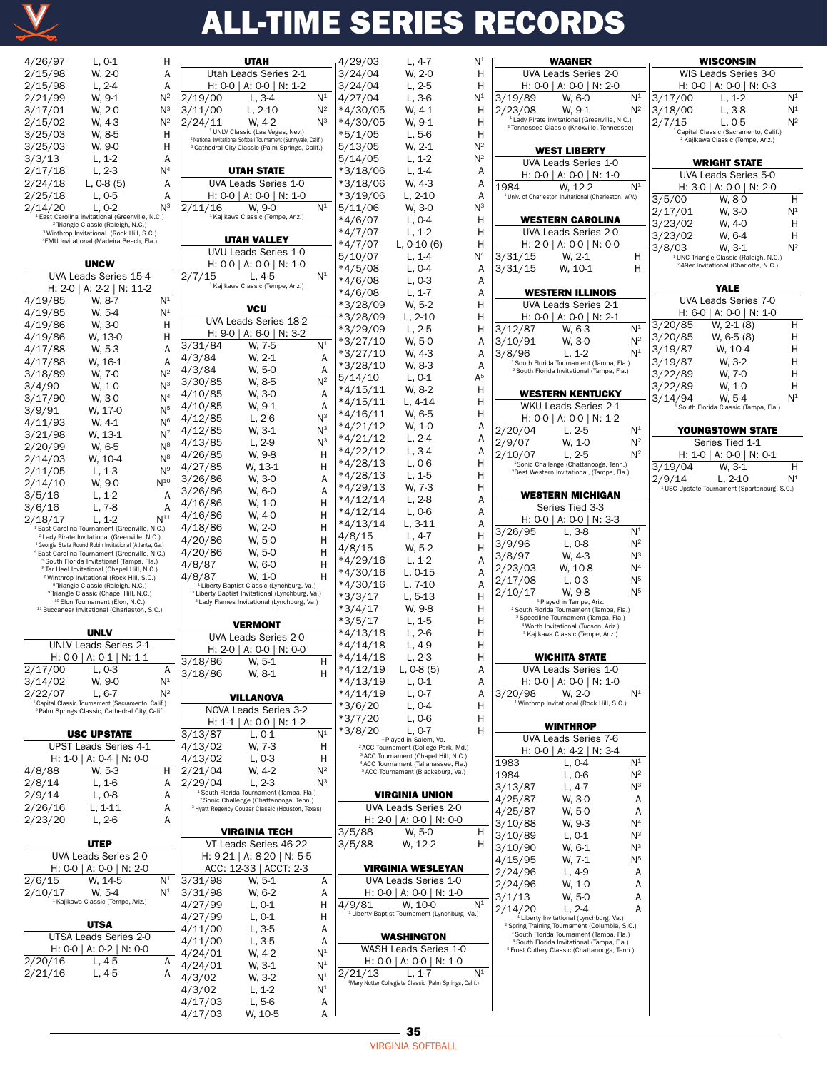# ALL-TIME SERIES RECORDS

| | | |
|---|---|---|
| 4/26/97 | L, 0-1 | H |
| 2/15/98 | W, 2-0 | A |
| 2/15/98 | L, 2-4 | A |
| 2/21/99 | W, 9-1 | N[2] |
| 3/17/01 | W, 2-0 | N[3] |
| 2/15/02 | W, 4-3 | N[2] |
| 3/25/03 | W, 8-5 | H |
| 3/25/03 | W, 9-0 | H |
| 3/3/13 | L, 1-2 | A |
| 2/17/18 | L, 2-3 | N[4] |
| 2/24/18 | L, 0-8 (5) | A |
| 2/25/18 | L, 0-5 | A |
| 2/14/20 | L, 0-2 | N[3] |

[1] East Carolina Invitational (Greenville, N.C.)
[2] Triangle Classic (Raleigh, N.C.)
[3] Winthrop Invitational. (Rock Hill, S.C.)
[4] EMU Invitational (Madeira Beach, Fla.)

### UNCW
UVA Leads Series 15-4
H: 2-0 | A: 2-2 | N: 11-2

| | | |
|---|---|---|
| 4/19/85 | W, 8-7 | N[1] |
| 4/19/85 | W, 5-4 | N[1] |
| 4/19/86 | W, 3-0 | H |
| 4/19/86 | W, 13-0 | H |
| 4/17/88 | W, 5-3 | A |
| 4/17/88 | W, 16-1 | A |
| 3/18/89 | W, 7-0 | N[2] |
| 3/4/90 | W, 1-0 | N[3] |
| 3/17/90 | W, 3-0 | N[4] |
| 3/9/91 | W, 17-0 | N[5] |
| 4/11/93 | W, 4-1 | N[6] |
| 3/21/98 | W, 13-1 | N[7] |
| 2/20/99 | W, 6-5 | N[8] |
| 2/14/03 | W, 10-4 | N[8] |
| 2/11/05 | L, 1-3 | N[9] |
| 2/14/10 | W, 9-0 | N[10] |
| 3/5/16 | L, 1-2 | A |
| 3/6/16 | L, 7-8 | A |
| 2/18/17 | L, 1-2 | N[11] |

[1] East Carolina Tournament (Greenville, N.C.)
[2] Lady Pirate Invitational (Greenville, N.C.)
[3] Georgia State Round Robin Invitational (Atlanta, Ga.)
[4] East Carolina Tournament (Greenville, N.C.)
[5] South Florida Invitational (Tampa, Fla.)
[6] Tar Heel Invitational (Chapel Hill, N.C.)
[7] Winthrop Invitational (Rock Hill, S.C.)
[8] Triangle Classic (Raleigh, N.C.)
[9] Triangle Classic (Chapel Hill, N.C.)
[10] Elon Tournament (Elon, N.C.)
[11] Buccaneer Invitational (Charleston, S.C.)

### UNLV
UNLV Leads Series 2-1
H: 0-0 | A: 0-1 | N: 1-1

| | | |
|---|---|---|
| 2/17/00 | L, 0-3 | A |
| 3/14/02 | W, 9-0 | N[1] |
| 2/22/07 | L, 6-7 | N[2] |

[1] Capital Classic Tournament (Sacramento, Calif.)
[2] Palm Springs Classic, Cathedral City, Calif.

### USC UPSTATE
UPST Leads Series 4-1
H: 1-0 | A: 0-4 | N: 0-0

| | | |
|---|---|---|
| 4/8/88 | W, 5-3 | H |
| 2/8/14 | L, 1-6 | A |
| 2/9/14 | L, 0-8 | A |
| 2/26/16 | L, 1-11 | A |
| 2/23/20 | L, 2-6 | A |

### UTEP
UVA Leads Series 2-0
H: 0-0 | A: 0-0 | N: 2-0

| | | |
|---|---|---|
| 2/6/15 | W, 14-5 | N[1] |
| 2/10/17 | W, 5-4 | N[1] |

[1] Kajikawa Classic (Tempe, Ariz.)

### UTSA
UTSA Leads Series 2-0
H: 0-0 | A: 0-2 | N: 0-0

| | | |
|---|---|---|
| 2/20/16 | L, 4-5 | A |
| 2/21/16 | L, 4-5 | A |

### UTAH
Utah Leads Series 2-1
H: 0-0 | A: 0-0 | N: 1-2

| | | |
|---|---|---|
| 2/19/00 | L, 3-4 | N[1] |
| 3/11/00 | L, 2-10 | N[2] |
| 2/24/11 | W, 4-2 | N[3] |

[1] UNLV Classic (Las Vegas, Nev.)
[2] National Invitational Softball Tournament (Sunnyvale, Calif.)
[3] Cathedral City Classic (Palm Springs, Calif.)

### UTAH STATE
UVA Leads Series 1-0
H: 0-0 | A: 0-0 | N: 1-0

| | | |
|---|---|---|
| 2/11/16 | W, 9-0 | N[1] |

[1] Kajikawa Classic (Tempe, Ariz.)

### UTAH VALLEY
UVU Leads Series 1-0
H: 0-0 | A: 0-0 | N: 1-0

| | | |
|---|---|---|
| 2/7/15 | L, 4-5 | N[1] |

[1] Kajikawa Classic (Tempe, Ariz.)

### VCU
UVA Leads Series 18-2
H: 9-0 | A: 6-0 | N: 3-2

| | | |
|---|---|---|
| 3/31/84 | W, 7-5 | N[1] |
| 4/3/84 | W, 2-1 | A |
| 4/3/84 | W, 5-0 | A |
| 3/30/85 | W, 8-5 | N[2] |
| 4/10/85 | W, 3-0 | A |
| 4/10/85 | W, 9-1 | A |
| 4/12/85 | L, 2-6 | N[3] |
| 4/12/85 | W, 3-1 | N[3] |
| 4/13/85 | L, 2-9 | N[3] |
| 4/26/85 | W, 9-8 | H |
| 4/27/85 | W, 13-1 | H |
| 3/26/86 | W, 3-0 | A |
| 3/26/86 | W, 6-0 | A |
| 4/16/86 | W, 1-0 | H |
| 4/16/86 | W, 4-0 | H |
| 4/18/86 | W, 2-0 | H |
| 4/20/86 | W, 5-0 | H |
| 4/20/86 | W, 5-0 | H |
| 4/8/87 | W, 6-0 | H |
| 4/8/87 | W, 1-0 | H |

[1] Liberty Baptist Classic (Lynchburg, Va.)
[2] Liberty Baptist Invitational (Lynchburg, Va.)
[3] Lady Flames Invitational (Lynchburg, Va.)

### VERMONT
UVA Leads Series 2-0
H: 2-0 | A: 0-0 | N: 0-0

| | | |
|---|---|---|
| 3/18/86 | W, 5-1 | H |
| 3/18/86 | W, 8-1 | H |

### VILLANOVA
NOVA Leads Series 3-2
H: 1-1 | A: 0-0 | N: 1-2

| | | |
|---|---|---|
| 3/13/87 | L, 0-1 | N[1] |
| 4/13/02 | W, 7-3 | H |
| 4/13/02 | L, 0-3 | H |
| 2/21/04 | W, 4-2 | N[2] |
| 2/29/04 | L, 2-3 | N[3] |

[1] South Florida Tournament (Tampa, Fla.)
[2] Sonic Challenge (Chattanooga, Tenn.)
[3] Hyatt Regency Cougar Classic (Houston, Texas)

### VIRGINIA TECH
VT Leads Series 46-22
H: 9-21 | A: 8-20 | N: 5-5
ACC: 12-33 | ACCT: 2-3

| | | |
|---|---|---|
| 3/31/98 | W, 5-1 | A |
| 3/31/98 | W, 6-2 | A |
| 4/27/99 | L, 0-1 | H |
| 4/27/99 | L, 0-1 | H |
| 4/11/00 | L, 3-5 | A |
| 4/11/00 | L, 3-5 | A |
| 4/24/01 | W, 4-2 | N[1] |
| 4/24/01 | W, 3-1 | N[1] |
| 4/3/02 | W, 3-2 | N[1] |
| 4/3/02 | L, 1-2 | N[1] |
| 4/17/03 | L, 5-6 | A |
| 4/17/03 | W, 10-5 | A |
| 4/29/03 | L, 4-7 | N[1] |
| 3/24/04 | W, 2-0 | H |
| 3/24/04 | L, 2-5 | H |
| 4/27/04 | L, 3-6 | N[1] |
| *4/30/05 | W, 4-1 | H |
| *4/30/05 | W, 9-1 | H |
| *5/1/05 | L, 5-6 | H |
| 5/13/05 | W, 2-1 | N[2] |
| 5/14/05 | L, 1-2 | N[2] |
| *3/18/06 | L, 1-4 | A |
| *3/18/06 | W, 4-3 | A |
| *3/19/06 | L, 2-10 | A |
| 5/11/06 | W, 3-0 | N[3] |
| *4/6/07 | L, 0-4 | H |
| *4/7/07 | L, 1-2 | H |
| *4/7/07 | L, 0-10 (6) | H |
| 5/10/07 | L, 1-4 | N[4] |
| *4/5/08 | L, 0-4 | A |
| *4/6/08 | L, 0-3 | A |
| *4/6/08 | L, 1-7 | A |
| *3/28/09 | W, 5-2 | H |
| *3/28/09 | L, 2-10 | H |
| *3/29/09 | L, 2-5 | H |
| *3/27/10 | W, 5-0 | A |
| *3/27/10 | W, 4-3 | A |
| *3/28/10 | W, 8-3 | A |
| 5/14/10 | L, 0-1 | A[5] |
| *4/15/11 | W, 8-2 | H |
| *4/15/11 | L, 4-14 | H |
| *4/16/11 | W, 6-5 | H |
| *4/21/12 | W, 1-0 | A |
| *4/21/12 | L, 2-4 | A |
| *4/22/12 | L, 3-4 | A |
| *4/28/13 | L, 0-6 | H |
| *4/28/13 | L, 1-5 | H |
| *4/29/13 | W, 7-3 | H |
| *4/12/14 | L, 2-8 | A |
| *4/12/14 | L, 0-6 | A |
| *4/13/14 | L, 3-11 | A |
| 4/8/15 | L, 4-7 | H |
| 4/8/15 | W, 5-2 | H |
| *4/29/16 | L, 1-2 | A |
| *4/30/16 | L, 0-15 | A |
| *4/30/16 | L, 7-10 | A |
| *3/3/17 | L, 5-13 | H |
| *3/4/17 | W, 9-8 | H |
| *3/5/17 | L, 1-5 | H |
| *4/13/18 | L, 2-6 | H |
| *4/14/18 | L, 4-9 | H |
| *4/14/18 | L, 2-3 | H |
| *4/12/19 | L, 0-8 (5) | A |
| *4/13/19 | L, 0-1 | A |
| *4/14/19 | L, 0-7 | A |
| *3/6/20 | L, 0-4 | H |
| *3/7/20 | L, 0-6 | H |
| *3/8/20 | L, 0-7 | H |

[1] Played in Salem, Va.
[2] ACC Tournament (College Park, Md.)
[3] ACC Tournament (Chapel Hill, N.C.)
[4] ACC Tournament (Tallahassee, Fla.)
[5] ACC Tournament (Blacksburg, Va.)

### VIRGINIA UNION
UVA Leads Series 2-0
H: 2-0 | A: 0-0 | N: 0-0

| | | |
|---|---|---|
| 3/5/88 | W, 5-0 | H |
| 3/5/88 | W, 12-2 | H |

### VIRGINIA WESLEYAN
UVA Leads Series 1-0
H: 0-0 | A: 0-0 | N: 1-0

| | | |
|---|---|---|
| 4/9/81 | W, 10-0 | N[1] |

[1] Liberty Baptist Tournament (Lynchburg, Va.)

### WASHINGTON
WASH Leads Series 1-0
H: 0-0 | A: 0-0 | N: 1-0

| | | |
|---|---|---|
| 2/21/13 | L, 1-7 | N[1] |

[1] Mary Nutter Collegiate Classic (Palm Springs, Calif.)

### WAGNER
UVA Leads Series 2-0
H: 0-0 | A: 0-0 | N: 2-0

| | | |
|---|---|---|
| 3/19/89 | W, 6-0 | N[1] |
| 2/23/08 | W, 9-1 | N[2] |

[1] Lady Pirate Invitational (Greenville, N.C.)
[2] Tennessee Classic (Knoxville, Tennessee)

### WEST LIBERTY
UVA Leads Series 1-0
H: 0-0 | A: 0-0 | N: 1-0

| | | |
|---|---|---|
| 1984 | W, 12-2 | N[1] |

[1] Univ. of Charleston Invitational (Charleston, W.V.)

### WESTERN CAROLINA
UVA Leads Series 2-0
H: 2-0 | A: 0-0 | N: 0-0

| | | |
|---|---|---|
| 3/31/15 | W, 2-1 | H |
| 3/31/15 | W, 10-1 | H |

### WESTERN ILLINOIS
UVA Leads Series 2-1
H: 0-0 | A: 0-0 | N: 2-1

| | | |
|---|---|---|
| 3/12/87 | W, 6-3 | N[1] |
| 3/10/91 | W, 3-0 | N[2] |
| 3/8/96 | L, 1-2 | N[1] |

[1] South Florida Tournament (Tampa, Fla.)
[2] South Florida Invitational (Tampa, Fla.)

### WESTERN KENTUCKY
WKU Leads Series 2-1
H: 0-0 | A: 0-0 | N: 1-2

| | | |
|---|---|---|
| 2/20/04 | L, 2-5 | N[1] |
| 2/9/07 | W, 1-0 | N[2] |
| 2/10/07 | L, 2-5 | N[2] |

[1] Sonic Challenge (Chattanooga, Tenn.)
[2] Best Western Invitational, (Tampa, Fla.)

### WESTERN MICHIGAN
Series Tied 3-3
H: 0-0 | A: 0-0 | N: 3-3

| | | |
|---|---|---|
| 3/26/95 | L, 3-8 | N[1] |
| 3/9/96 | L, 0-8 | N[2] |
| 3/8/97 | W, 4-3 | N[3] |
| 2/23/03 | W, 10-8 | N[4] |
| 2/17/08 | L, 0-3 | N[5] |
| 2/10/17 | W, 9-8 | N[5] |

[1] Played in Tempe, Ariz.
[2] South Florida Tournament (Tampa, Fla.)
[3] Speedline Tournament (Tampa, Fla.)
[4] Worth Invitational (Tucson, Ariz.)
[5] Kajikawa Classic (Tempe, Ariz.)

### WICHITA STATE
UVA Leads Series 1-0
H: 0-0 | A: 0-0 | N: 1-0

| | | |
|---|---|---|
| 3/20/98 | W, 2-0 | N[1] |

[1] Winthrop Invitational (Rock Hill, S.C.)

### WINTHROP
UVA Leads Series 7-6
H: 0-0 | A: 4-2 | N: 3-4

| | | |
|---|---|---|
| 1983 | L, 0-4 | N[1] |
| 1984 | L, 0-6 | N[2] |
| 3/13/87 | L, 4-7 | N[3] |
| 4/25/87 | W, 3-0 | A |
| 4/25/87 | W, 5-0 | A |
| 3/10/88 | W, 9-3 | N[4] |
| 3/10/89 | L, 0-1 | N[3] |
| 3/10/90 | W, 6-1 | N[3] |
| 4/15/95 | W, 7-1 | N[5] |
| 2/24/96 | L, 4-9 | A |
| 2/24/96 | W, 1-0 | A |
| 3/1/13 | W, 5-0 | A |
| 2/14/20 | L, 2-4 | A |

[1] Liberty Invitational (Lynchburg, Va.)
[2] Spring Training Tournament (Columbia, S.C.)
[3] South Florida Tournament (Tampa, Fla.)
[4] South Florida Invitational (Tampa, Fla.)
[5] Frost Cutlery Classic (Chattanooga, Tenn.)

### WISCONSIN
WIS Leads Series 3-0
H: 0-0 | A: 0-0 | N: 0-3

| | | |
|---|---|---|
| 3/17/00 | L, 1-2 | N[1] |
| 3/18/00 | L, 3-8 | N[1] |
| 2/7/15 | L, 0-5 | N[2] |

[1] Capital Classic (Sacramento, Calif.)
[2] Kajikawa Classic (Tempe, Ariz.)

### WRIGHT STATE
UVA Leads Series 5-0
H: 3-0 | A: 0-0 | N: 2-0

| | | |
|---|---|---|
| 3/5/00 | W, 8-0 | H |
| 2/17/01 | W, 3-0 | N[1] |
| 3/23/02 | W, 4-0 | H |
| 3/23/02 | W, 6-4 | H |
| 3/8/03 | W, 3-1 | N[2] |

[1] UNC Triangle Classic (Raleigh, N.C.)
[2] 49er Invitational (Charlotte, N.C.)

### YALE
UVA Leads Series 7-0
H: 6-0 | A: 0-0 | N: 1-0

| | | |
|---|---|---|
| 3/20/85 | W, 2-1 (8) | H |
| 3/20/85 | W, 6-5 (8) | H |
| 3/19/87 | W, 10-4 | H |
| 3/19/87 | W, 3-2 | H |
| 3/22/89 | W, 7-0 | H |
| 3/22/89 | W, 1-0 | H |
| 3/14/94 | W, 5-4 | N[1] |

[1] South Florida Classic (Tampa, Fla.)

### YOUNGSTOWN STATE
Series Tied 1-1
H: 1-0 | A: 0-0 | N: 0-1

| | | |
|---|---|---|
| 3/19/04 | W, 3-1 | H |
| 2/9/14 | L, 2-10 | N[1] |

[1] USC Upstate Tournament (Spartanburg, S.C.)